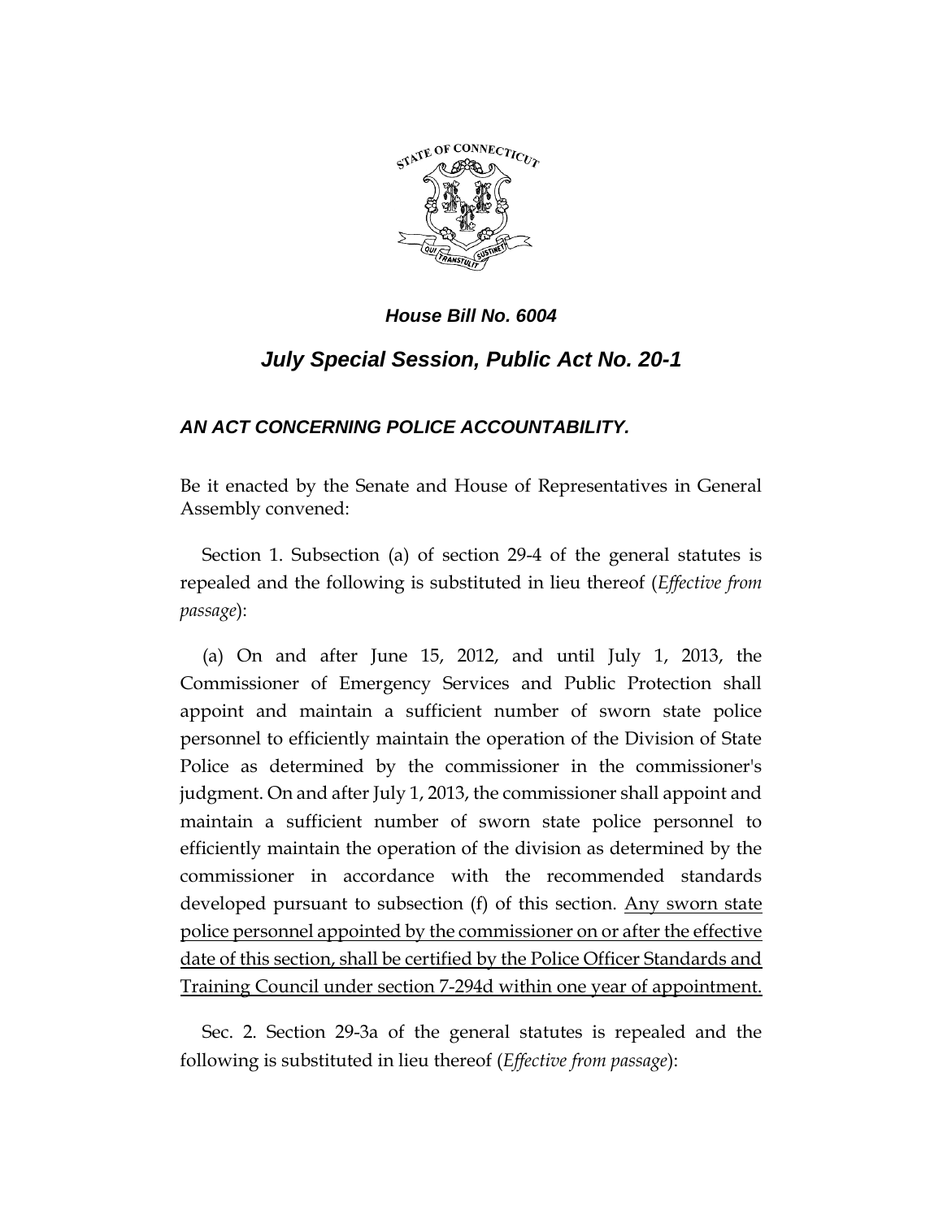***House Bill No. 6004***

## *July Special Session, Public Act No. 20-1*

### *AN ACT CONCERNING POLICE ACCOUNTABILITY.*

Be it enacted by the Senate and House of Representatives in General Assembly convened:

Section 1. Subsection (a) of section 29-4 of the general statutes is repealed and the following is substituted in lieu thereof (*Effective from passage*):

(a) On and after June 15, 2012, and until July 1, 2013, the Commissioner of Emergency Services and Public Protection shall appoint and maintain a sufficient number of sworn state police personnel to efficiently maintain the operation of the Division of State Police as determined by the commissioner in the commissioner's judgment. On and after July 1, 2013, the commissioner shall appoint and maintain a sufficient number of sworn state police personnel to efficiently maintain the operation of the division as determined by the commissioner in accordance with the recommended standards developed pursuant to subsection (f) of this section. <u>Any sworn state police personnel appointed by the commissioner on or after the effective date of this section, shall be certified by the Police Officer Standards and Training Council under section 7-294d within one year of appointment.</u>

Sec. 2. Section 29-3a of the general statutes is repealed and the following is substituted in lieu thereof (*Effective from passage*):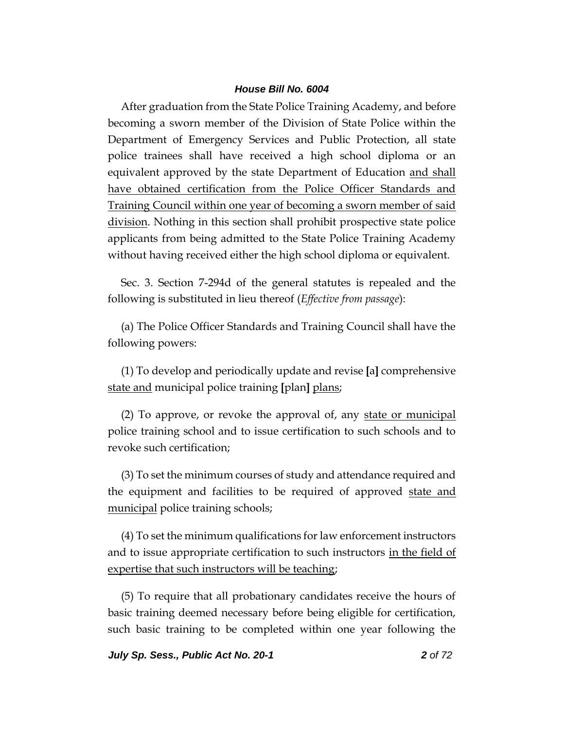After graduation from the State Police Training Academy, and before becoming a sworn member of the Division of State Police within the Department of Emergency Services and Public Protection, all state police trainees shall have received a high school diploma or an equivalent approved by the state Department of Education <u>and shall have obtained certification from the Police Officer Standards and Training Council within one year of becoming a sworn member of said division</u>. Nothing in this section shall prohibit prospective state police applicants from being admitted to the State Police Training Academy without having received either the high school diploma or equivalent.

Sec. 3. Section 7-294d of the general statutes is repealed and the following is substituted in lieu thereof (*Effective from passage*):

(a) The Police Officer Standards and Training Council shall have the following powers:

(1) To develop and periodically update and revise **[**a**]** comprehensive <u>state and</u> municipal police training **[**plan**]** <u>plans</u>;

(2) To approve, or revoke the approval of, any <u>state or municipal</u> police training school and to issue certification to such schools and to revoke such certification;

(3) To set the minimum courses of study and attendance required and the equipment and facilities to be required of approved <u>state and municipal</u> police training schools;

(4) To set the minimum qualifications for law enforcement instructors and to issue appropriate certification to such instructors <u>in the field of expertise that such instructors will be teaching</u>;

(5) To require that all probationary candidates receive the hours of basic training deemed necessary before being eligible for certification, such basic training to be completed within one year following the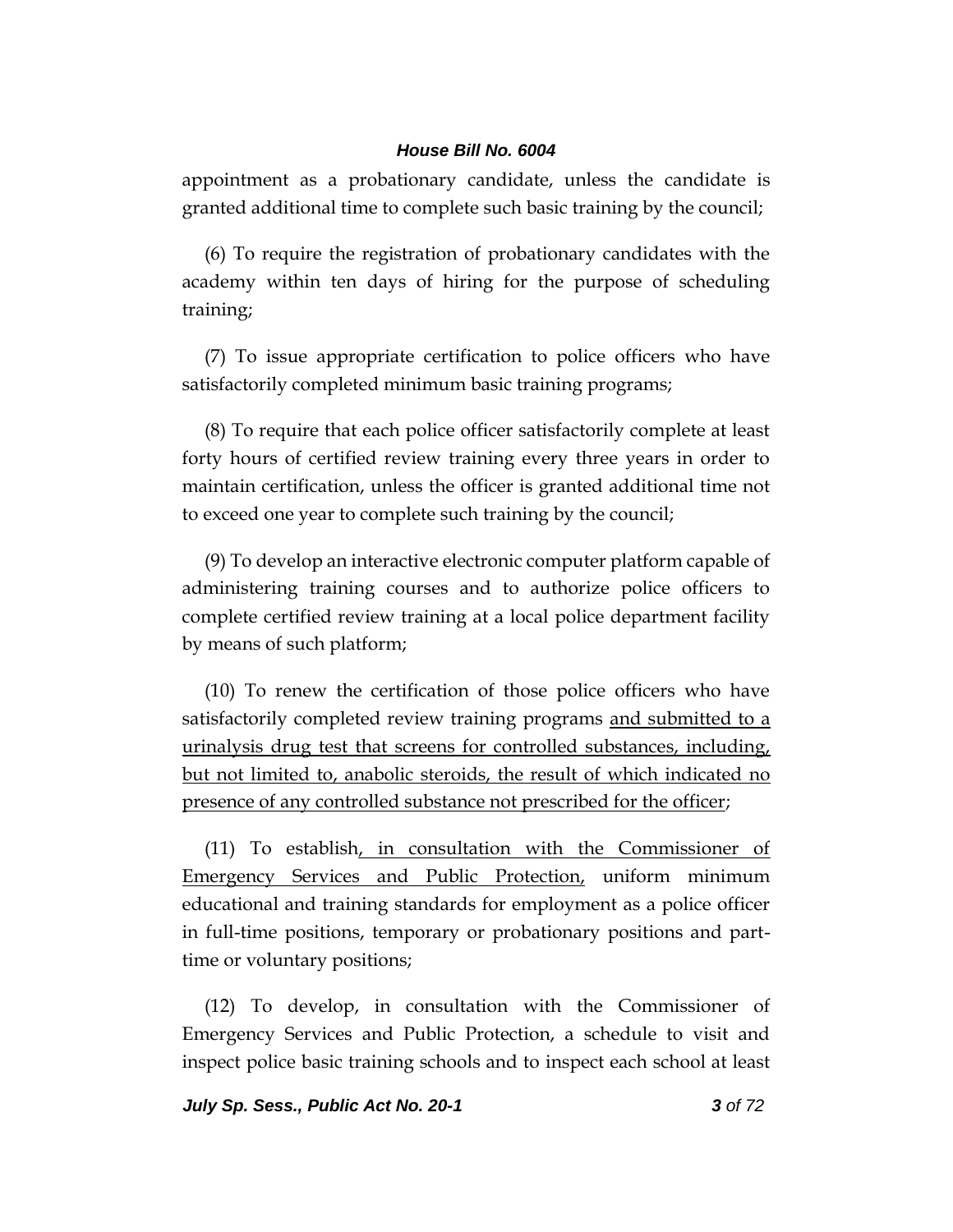appointment as a probationary candidate, unless the candidate is granted additional time to complete such basic training by the council;

(6) To require the registration of probationary candidates with the academy within ten days of hiring for the purpose of scheduling training;

(7) To issue appropriate certification to police officers who have satisfactorily completed minimum basic training programs;

(8) To require that each police officer satisfactorily complete at least forty hours of certified review training every three years in order to maintain certification, unless the officer is granted additional time not to exceed one year to complete such training by the council;

(9) To develop an interactive electronic computer platform capable of administering training courses and to authorize police officers to complete certified review training at a local police department facility by means of such platform;

(10) To renew the certification of those police officers who have satisfactorily completed review training programs <u>and submitted to a urinalysis drug test that screens for controlled substances, including, but not limited to, anabolic steroids, the result of which indicated no presence of any controlled substance not prescribed for the officer</u>;

(11) To establish<u>, in consultation with the Commissioner of Emergency Services and Public Protection,</u> uniform minimum educational and training standards for employment as a police officer in full-time positions, temporary or probationary positions and part-time or voluntary positions;

(12) To develop, in consultation with the Commissioner of Emergency Services and Public Protection, a schedule to visit and inspect police basic training schools and to inspect each school at least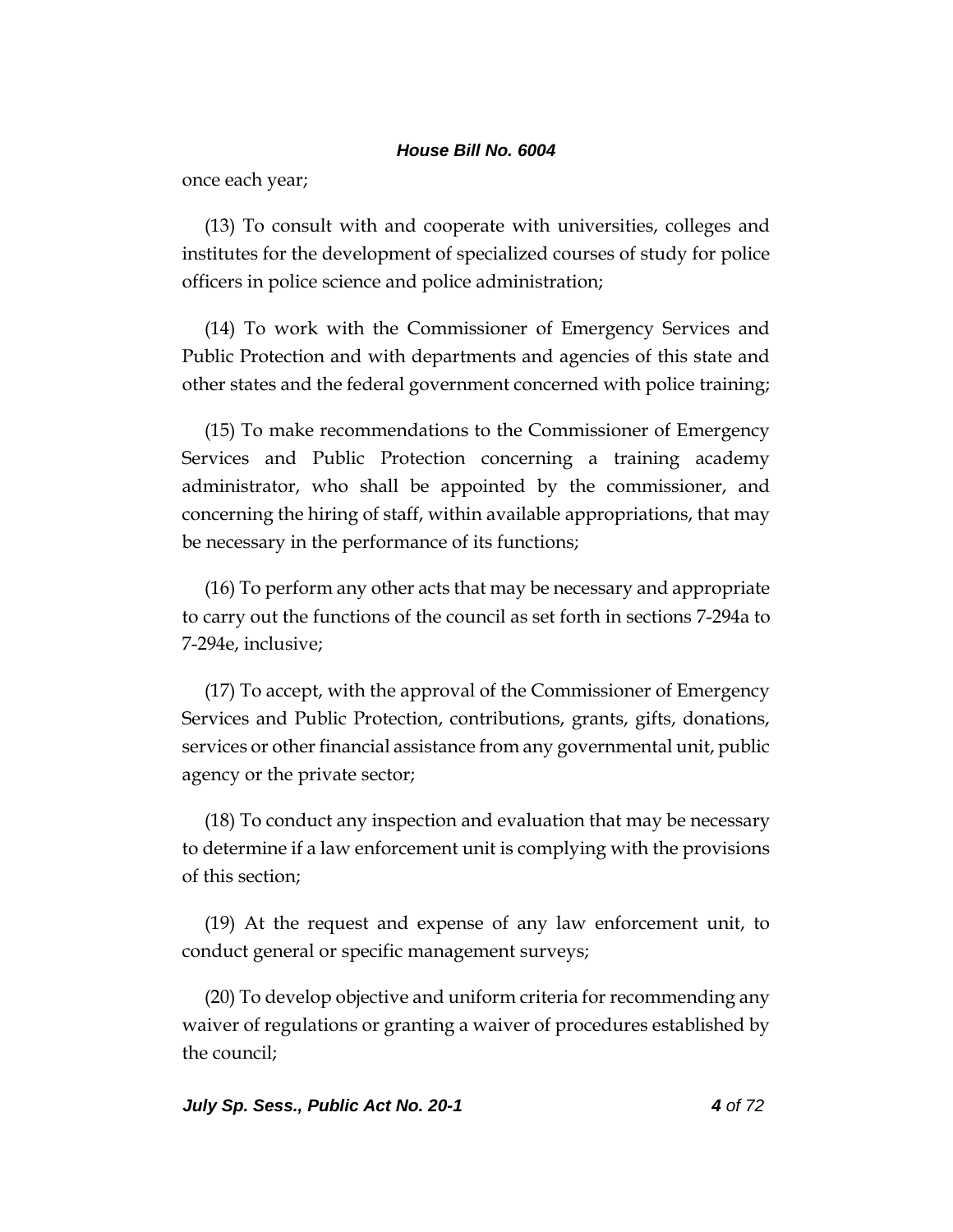once each year;

(13) To consult with and cooperate with universities, colleges and institutes for the development of specialized courses of study for police officers in police science and police administration;

(14) To work with the Commissioner of Emergency Services and Public Protection and with departments and agencies of this state and other states and the federal government concerned with police training;

(15) To make recommendations to the Commissioner of Emergency Services and Public Protection concerning a training academy administrator, who shall be appointed by the commissioner, and concerning the hiring of staff, within available appropriations, that may be necessary in the performance of its functions;

(16) To perform any other acts that may be necessary and appropriate to carry out the functions of the council as set forth in sections 7-294a to 7-294e, inclusive;

(17) To accept, with the approval of the Commissioner of Emergency Services and Public Protection, contributions, grants, gifts, donations, services or other financial assistance from any governmental unit, public agency or the private sector;

(18) To conduct any inspection and evaluation that may be necessary to determine if a law enforcement unit is complying with the provisions of this section;

(19) At the request and expense of any law enforcement unit, to conduct general or specific management surveys;

(20) To develop objective and uniform criteria for recommending any waiver of regulations or granting a waiver of procedures established by the council;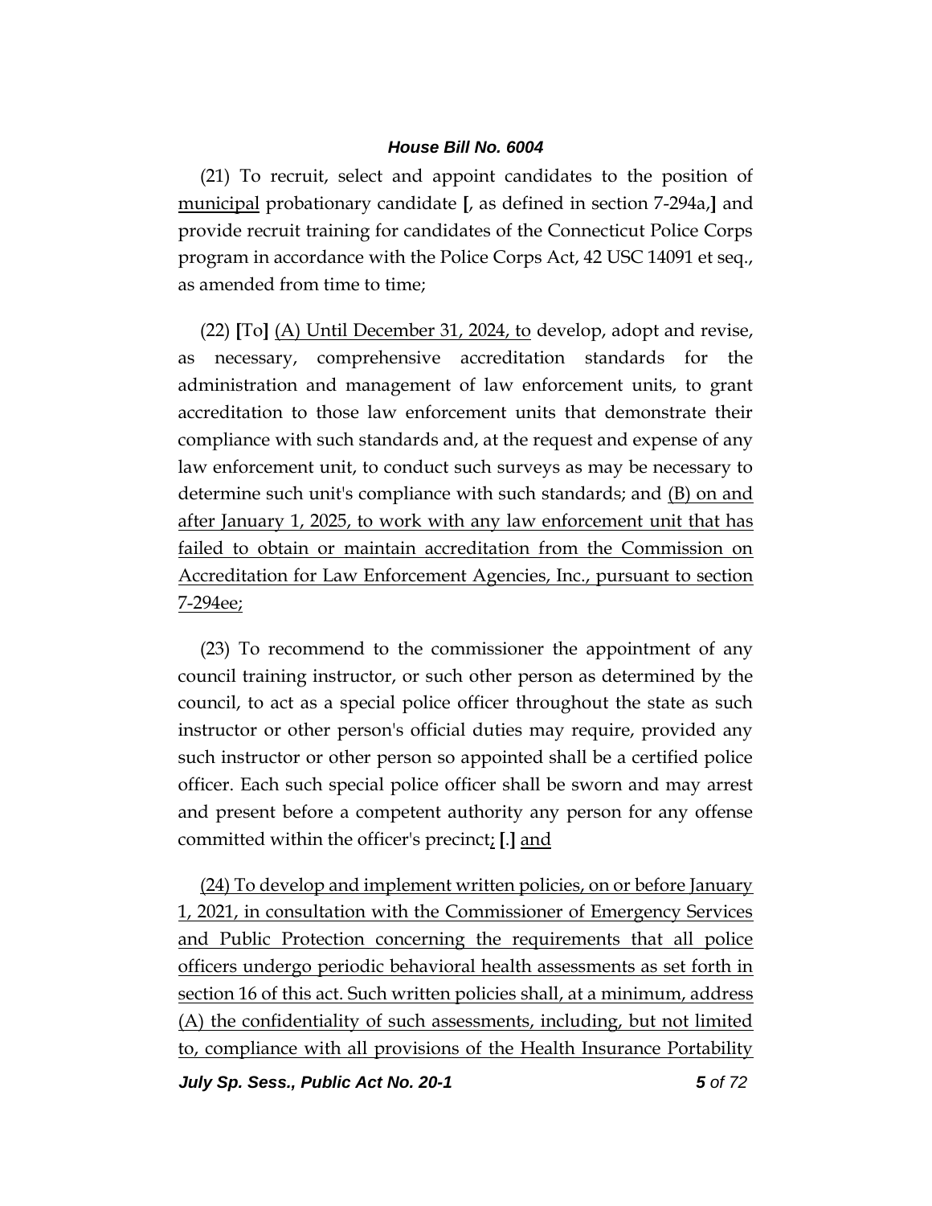(21) To recruit, select and appoint candidates to the position of municipal probationary candidate [, as defined in section 7-294a,] and provide recruit training for candidates of the Connecticut Police Corps program in accordance with the Police Corps Act, 42 USC 14091 et seq., as amended from time to time;

(22) [To] (A) Until December 31, 2024, to develop, adopt and revise, as necessary, comprehensive accreditation standards for the administration and management of law enforcement units, to grant accreditation to those law enforcement units that demonstrate their compliance with such standards and, at the request and expense of any law enforcement unit, to conduct such surveys as may be necessary to determine such unit's compliance with such standards; and (B) on and after January 1, 2025, to work with any law enforcement unit that has failed to obtain or maintain accreditation from the Commission on Accreditation for Law Enforcement Agencies, Inc., pursuant to section 7-294ee;

(23) To recommend to the commissioner the appointment of any council training instructor, or such other person as determined by the council, to act as a special police officer throughout the state as such instructor or other person's official duties may require, provided any such instructor or other person so appointed shall be a certified police officer. Each such special police officer shall be sworn and may arrest and present before a competent authority any person for any offense committed within the officer's precinct; [.] and

(24) To develop and implement written policies, on or before January 1, 2021, in consultation with the Commissioner of Emergency Services and Public Protection concerning the requirements that all police officers undergo periodic behavioral health assessments as set forth in section 16 of this act. Such written policies shall, at a minimum, address (A) the confidentiality of such assessments, including, but not limited to, compliance with all provisions of the Health Insurance Portability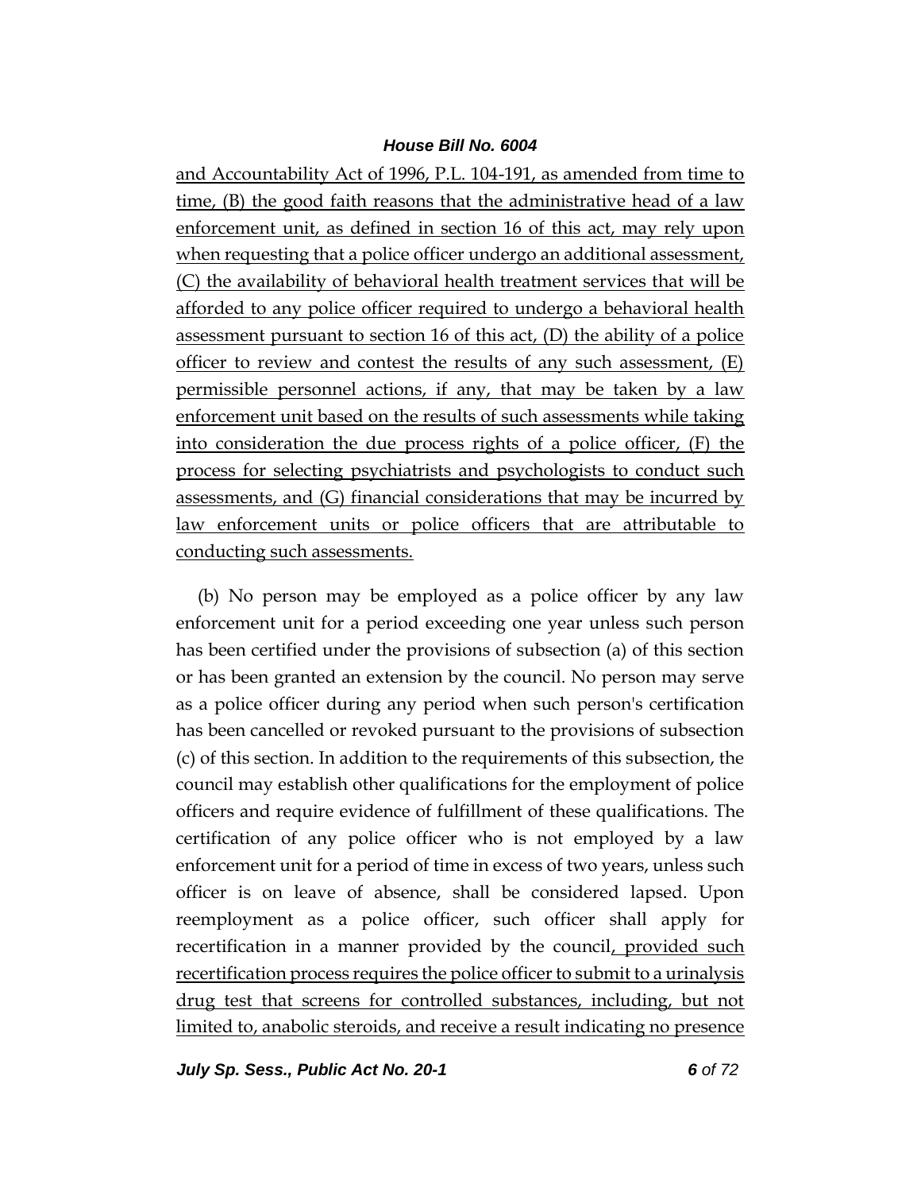and Accountability Act of 1996, P.L. 104-191, as amended from time to time, (B) the good faith reasons that the administrative head of a law enforcement unit, as defined in section 16 of this act, may rely upon when requesting that a police officer undergo an additional assessment, (C) the availability of behavioral health treatment services that will be afforded to any police officer required to undergo a behavioral health assessment pursuant to section 16 of this act, (D) the ability of a police officer to review and contest the results of any such assessment, (E) permissible personnel actions, if any, that may be taken by a law enforcement unit based on the results of such assessments while taking into consideration the due process rights of a police officer, (F) the process for selecting psychiatrists and psychologists to conduct such assessments, and (G) financial considerations that may be incurred by law enforcement units or police officers that are attributable to conducting such assessments.

(b) No person may be employed as a police officer by any law enforcement unit for a period exceeding one year unless such person has been certified under the provisions of subsection (a) of this section or has been granted an extension by the council. No person may serve as a police officer during any period when such person's certification has been cancelled or revoked pursuant to the provisions of subsection (c) of this section. In addition to the requirements of this subsection, the council may establish other qualifications for the employment of police officers and require evidence of fulfillment of these qualifications. The certification of any police officer who is not employed by a law enforcement unit for a period of time in excess of two years, unless such officer is on leave of absence, shall be considered lapsed. Upon reemployment as a police officer, such officer shall apply for recertification in a manner provided by the council, provided such recertification process requires the police officer to submit to a urinalysis drug test that screens for controlled substances, including, but not limited to, anabolic steroids, and receive a result indicating no presence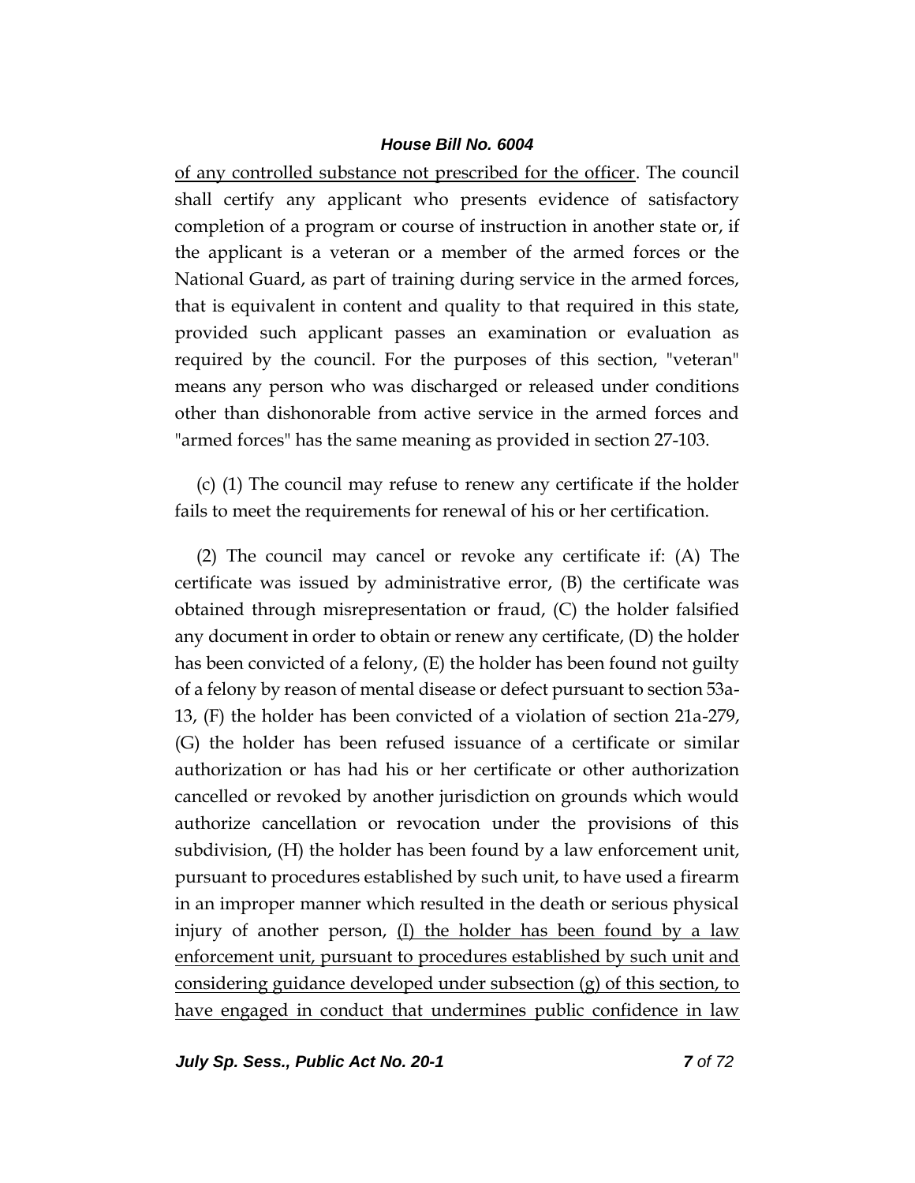of any controlled substance not prescribed for the officer. The council shall certify any applicant who presents evidence of satisfactory completion of a program or course of instruction in another state or, if the applicant is a veteran or a member of the armed forces or the National Guard, as part of training during service in the armed forces, that is equivalent in content and quality to that required in this state, provided such applicant passes an examination or evaluation as required by the council. For the purposes of this section, "veteran" means any person who was discharged or released under conditions other than dishonorable from active service in the armed forces and "armed forces" has the same meaning as provided in section 27-103.

(c) (1) The council may refuse to renew any certificate if the holder fails to meet the requirements for renewal of his or her certification.

(2) The council may cancel or revoke any certificate if: (A) The certificate was issued by administrative error, (B) the certificate was obtained through misrepresentation or fraud, (C) the holder falsified any document in order to obtain or renew any certificate, (D) the holder has been convicted of a felony, (E) the holder has been found not guilty of a felony by reason of mental disease or defect pursuant to section 53a-13, (F) the holder has been convicted of a violation of section 21a-279, (G) the holder has been refused issuance of a certificate or similar authorization or has had his or her certificate or other authorization cancelled or revoked by another jurisdiction on grounds which would authorize cancellation or revocation under the provisions of this subdivision, (H) the holder has been found by a law enforcement unit, pursuant to procedures established by such unit, to have used a firearm in an improper manner which resulted in the death or serious physical injury of another person, (I) the holder has been found by a law enforcement unit, pursuant to procedures established by such unit and considering guidance developed under subsection (g) of this section, to have engaged in conduct that undermines public confidence in law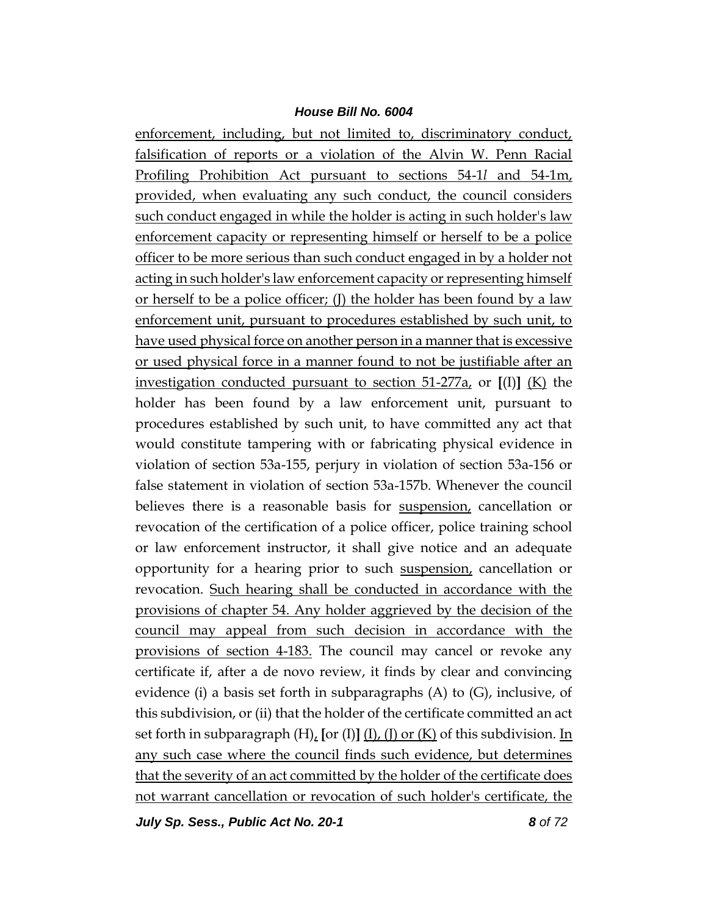enforcement, including, but not limited to, discriminatory conduct, falsification of reports or a violation of the Alvin W. Penn Racial Profiling Prohibition Act pursuant to sections 54-1*l* and 54-1m, provided, when evaluating any such conduct, the council considers such conduct engaged in while the holder is acting in such holder's law enforcement capacity or representing himself or herself to be a police officer to be more serious than such conduct engaged in by a holder not acting in such holder's law enforcement capacity or representing himself or herself to be a police officer; (J) the holder has been found by a law enforcement unit, pursuant to procedures established by such unit, to have used physical force on another person in a manner that is excessive or used physical force in a manner found to not be justifiable after an investigation conducted pursuant to section 51-277a, or **[**(I)**]** (K) the holder has been found by a law enforcement unit, pursuant to procedures established by such unit, to have committed any act that would constitute tampering with or fabricating physical evidence in violation of section 53a-155, perjury in violation of section 53a-156 or false statement in violation of section 53a-157b. Whenever the council believes there is a reasonable basis for suspension, cancellation or revocation of the certification of a police officer, police training school or law enforcement instructor, it shall give notice and an adequate opportunity for a hearing prior to such suspension, cancellation or revocation. Such hearing shall be conducted in accordance with the provisions of chapter 54. Any holder aggrieved by the decision of the council may appeal from such decision in accordance with the provisions of section 4-183. The council may cancel or revoke any certificate if, after a de novo review, it finds by clear and convincing evidence (i) a basis set forth in subparagraphs (A) to (G), inclusive, of this subdivision, or (ii) that the holder of the certificate committed an act set forth in subparagraph (H), **[**or (I)**]** (I), (J) or (K) of this subdivision. In any such case where the council finds such evidence, but determines that the severity of an act committed by the holder of the certificate does not warrant cancellation or revocation of such holder's certificate, the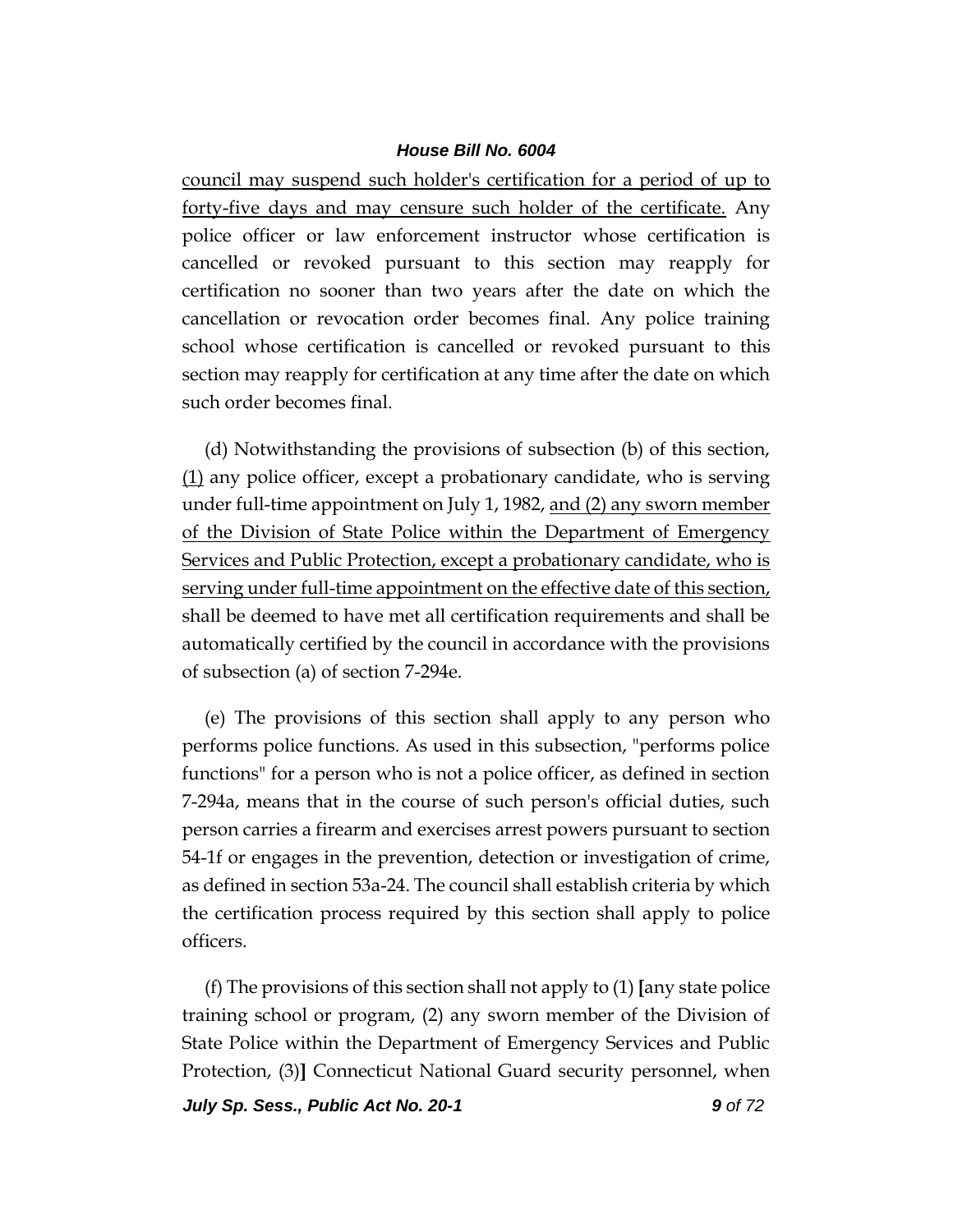council may suspend such holder's certification for a period of up to forty-five days and may censure such holder of the certificate. Any police officer or law enforcement instructor whose certification is cancelled or revoked pursuant to this section may reapply for certification no sooner than two years after the date on which the cancellation or revocation order becomes final. Any police training school whose certification is cancelled or revoked pursuant to this section may reapply for certification at any time after the date on which such order becomes final.

(d) Notwithstanding the provisions of subsection (b) of this section, (1) any police officer, except a probationary candidate, who is serving under full-time appointment on July 1, 1982, and (2) any sworn member of the Division of State Police within the Department of Emergency Services and Public Protection, except a probationary candidate, who is serving under full-time appointment on the effective date of this section, shall be deemed to have met all certification requirements and shall be automatically certified by the council in accordance with the provisions of subsection (a) of section 7-294e.

(e) The provisions of this section shall apply to any person who performs police functions. As used in this subsection, "performs police functions" for a person who is not a police officer, as defined in section 7-294a, means that in the course of such person's official duties, such person carries a firearm and exercises arrest powers pursuant to section 54-1f or engages in the prevention, detection or investigation of crime, as defined in section 53a-24. The council shall establish criteria by which the certification process required by this section shall apply to police officers.

(f) The provisions of this section shall not apply to (1) **[**any state police training school or program, (2) any sworn member of the Division of State Police within the Department of Emergency Services and Public Protection, (3)**]** Connecticut National Guard security personnel, when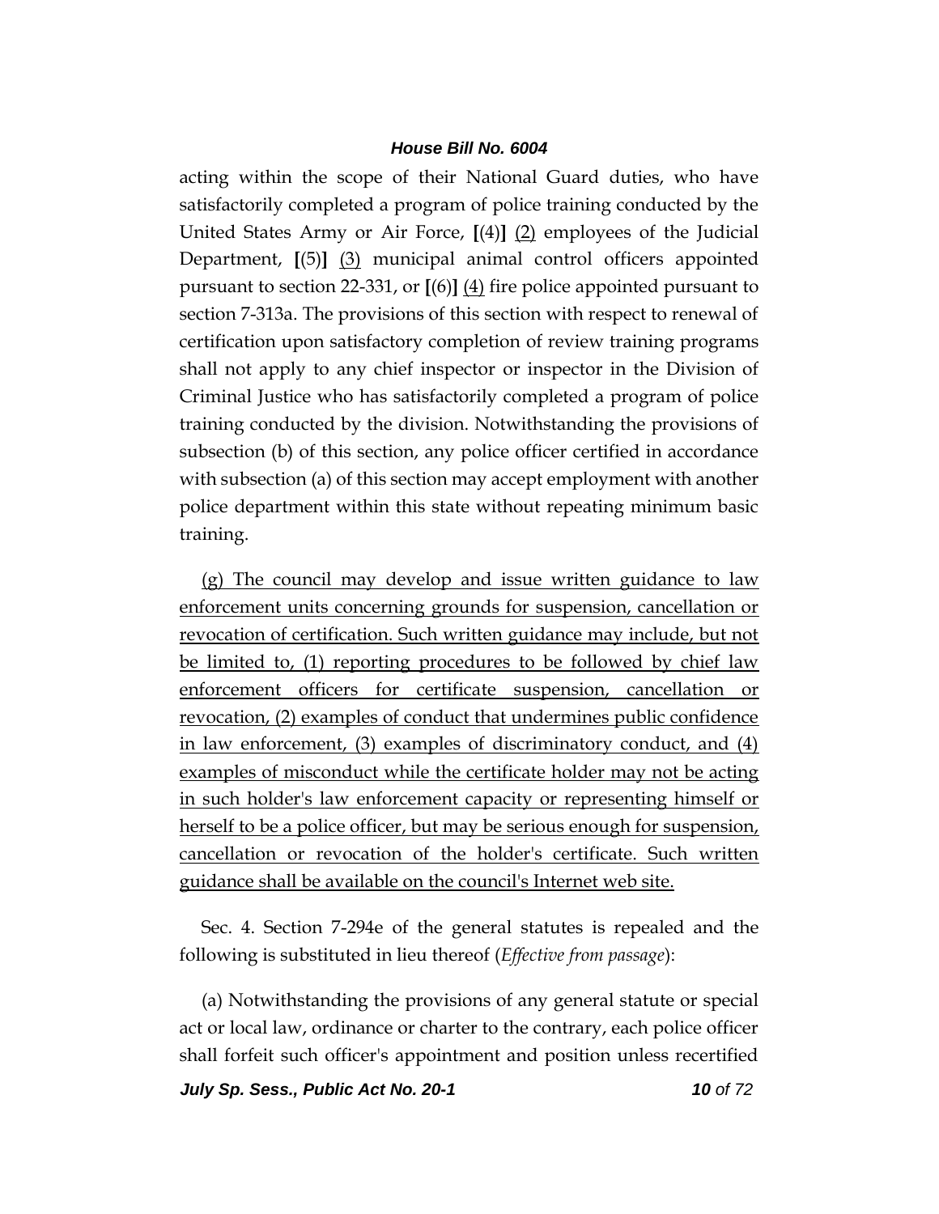acting within the scope of their National Guard duties, who have satisfactorily completed a program of police training conducted by the United States Army or Air Force, **[**(4)**]** <u>(2)</u> employees of the Judicial Department, **[**(5)**]** <u>(3)</u> municipal animal control officers appointed pursuant to section 22-331, or **[**(6)**]** <u>(4)</u> fire police appointed pursuant to section 7-313a. The provisions of this section with respect to renewal of certification upon satisfactory completion of review training programs shall not apply to any chief inspector or inspector in the Division of Criminal Justice who has satisfactorily completed a program of police training conducted by the division. Notwithstanding the provisions of subsection (b) of this section, any police officer certified in accordance with subsection (a) of this section may accept employment with another police department within this state without repeating minimum basic training.

<u>(g) The council may develop and issue written guidance to law enforcement units concerning grounds for suspension, cancellation or revocation of certification. Such written guidance may include, but not be limited to, (1) reporting procedures to be followed by chief law enforcement officers for certificate suspension, cancellation or revocation, (2) examples of conduct that undermines public confidence in law enforcement, (3) examples of discriminatory conduct, and (4) examples of misconduct while the certificate holder may not be acting in such holder's law enforcement capacity or representing himself or herself to be a police officer, but may be serious enough for suspension, cancellation or revocation of the holder's certificate. Such written guidance shall be available on the council's Internet web site.</u>

Sec. 4. Section 7-294e of the general statutes is repealed and the following is substituted in lieu thereof (*Effective from passage*):

(a) Notwithstanding the provisions of any general statute or special act or local law, ordinance or charter to the contrary, each police officer shall forfeit such officer's appointment and position unless recertified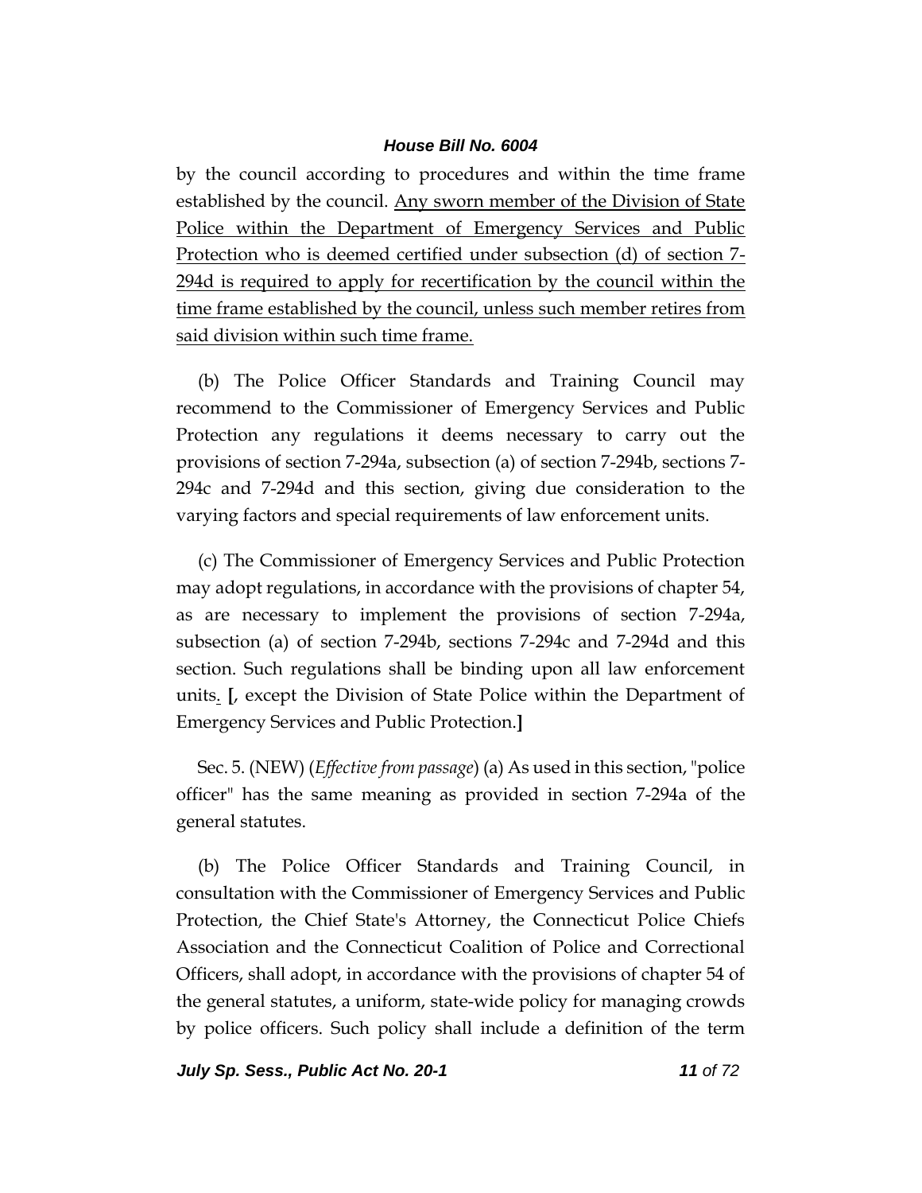by the council according to procedures and within the time frame established by the council. <u>Any sworn member of the Division of State Police within the Department of Emergency Services and Public Protection who is deemed certified under subsection (d) of section 7-294d is required to apply for recertification by the council within the time frame established by the council, unless such member retires from said division within such time frame.</u>

(b) The Police Officer Standards and Training Council may recommend to the Commissioner of Emergency Services and Public Protection any regulations it deems necessary to carry out the provisions of section 7-294a, subsection (a) of section 7-294b, sections 7-294c and 7-294d and this section, giving due consideration to the varying factors and special requirements of law enforcement units.

(c) The Commissioner of Emergency Services and Public Protection may adopt regulations, in accordance with the provisions of chapter 54, as are necessary to implement the provisions of section 7-294a, subsection (a) of section 7-294b, sections 7-294c and 7-294d and this section. Such regulations shall be binding upon all law enforcement units<u>.</u> **[**, except the Division of State Police within the Department of Emergency Services and Public Protection.**]**

Sec. 5. (NEW) (*Effective from passage*) (a) As used in this section, "police officer" has the same meaning as provided in section 7-294a of the general statutes.

(b) The Police Officer Standards and Training Council, in consultation with the Commissioner of Emergency Services and Public Protection, the Chief State's Attorney, the Connecticut Police Chiefs Association and the Connecticut Coalition of Police and Correctional Officers, shall adopt, in accordance with the provisions of chapter 54 of the general statutes, a uniform, state-wide policy for managing crowds by police officers. Such policy shall include a definition of the term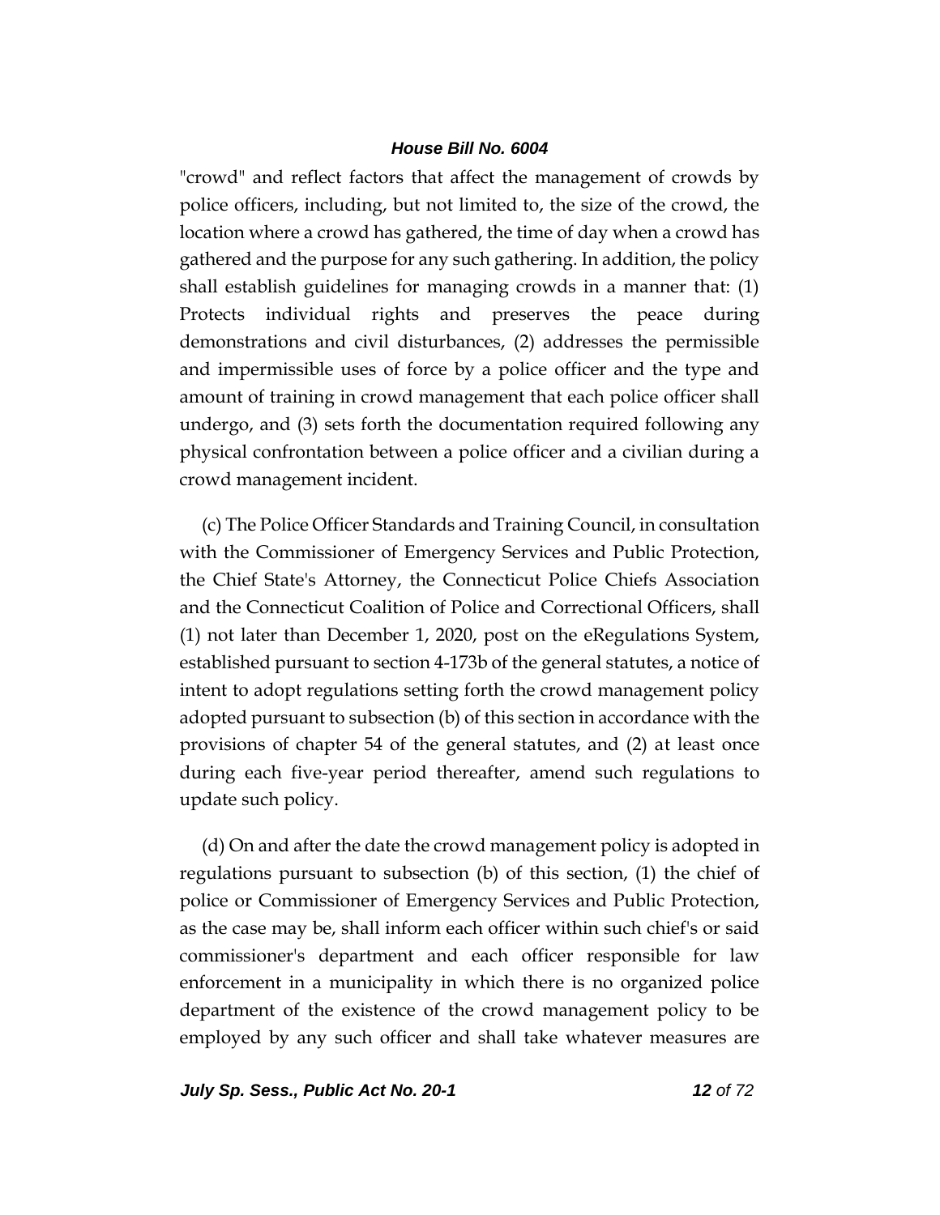"crowd" and reflect factors that affect the management of crowds by police officers, including, but not limited to, the size of the crowd, the location where a crowd has gathered, the time of day when a crowd has gathered and the purpose for any such gathering. In addition, the policy shall establish guidelines for managing crowds in a manner that: (1) Protects individual rights and preserves the peace during demonstrations and civil disturbances, (2) addresses the permissible and impermissible uses of force by a police officer and the type and amount of training in crowd management that each police officer shall undergo, and (3) sets forth the documentation required following any physical confrontation between a police officer and a civilian during a crowd management incident.

(c) The Police Officer Standards and Training Council, in consultation with the Commissioner of Emergency Services and Public Protection, the Chief State's Attorney, the Connecticut Police Chiefs Association and the Connecticut Coalition of Police and Correctional Officers, shall (1) not later than December 1, 2020, post on the eRegulations System, established pursuant to section 4-173b of the general statutes, a notice of intent to adopt regulations setting forth the crowd management policy adopted pursuant to subsection (b) of this section in accordance with the provisions of chapter 54 of the general statutes, and (2) at least once during each five-year period thereafter, amend such regulations to update such policy.

(d) On and after the date the crowd management policy is adopted in regulations pursuant to subsection (b) of this section, (1) the chief of police or Commissioner of Emergency Services and Public Protection, as the case may be, shall inform each officer within such chief's or said commissioner's department and each officer responsible for law enforcement in a municipality in which there is no organized police department of the existence of the crowd management policy to be employed by any such officer and shall take whatever measures are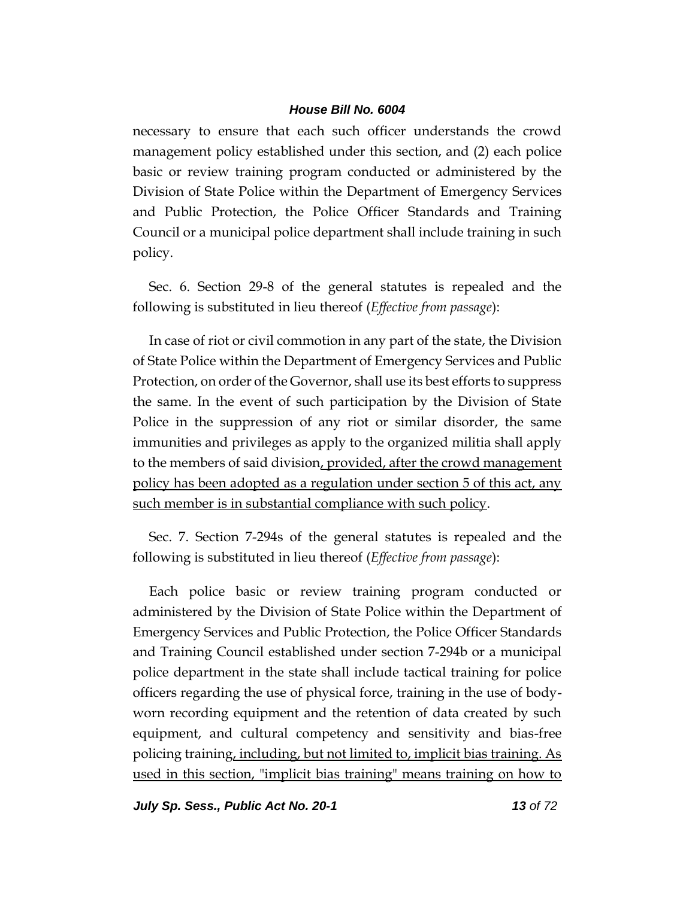necessary to ensure that each such officer understands the crowd management policy established under this section, and (2) each police basic or review training program conducted or administered by the Division of State Police within the Department of Emergency Services and Public Protection, the Police Officer Standards and Training Council or a municipal police department shall include training in such policy.

Sec. 6. Section 29-8 of the general statutes is repealed and the following is substituted in lieu thereof (*Effective from passage*):

In case of riot or civil commotion in any part of the state, the Division of State Police within the Department of Emergency Services and Public Protection, on order of the Governor, shall use its best efforts to suppress the same. In the event of such participation by the Division of State Police in the suppression of any riot or similar disorder, the same immunities and privileges as apply to the organized militia shall apply to the members of said division<u>, provided, after the crowd management policy has been adopted as a regulation under section 5 of this act, any such member is in substantial compliance with such policy</u>.

Sec. 7. Section 7-294s of the general statutes is repealed and the following is substituted in lieu thereof (*Effective from passage*):

Each police basic or review training program conducted or administered by the Division of State Police within the Department of Emergency Services and Public Protection, the Police Officer Standards and Training Council established under section 7-294b or a municipal police department in the state shall include tactical training for police officers regarding the use of physical force, training in the use of body-worn recording equipment and the retention of data created by such equipment, and cultural competency and sensitivity and bias-free policing training<u>, including, but not limited to, implicit bias training. As used in this section, "implicit bias training" means training on how to</u>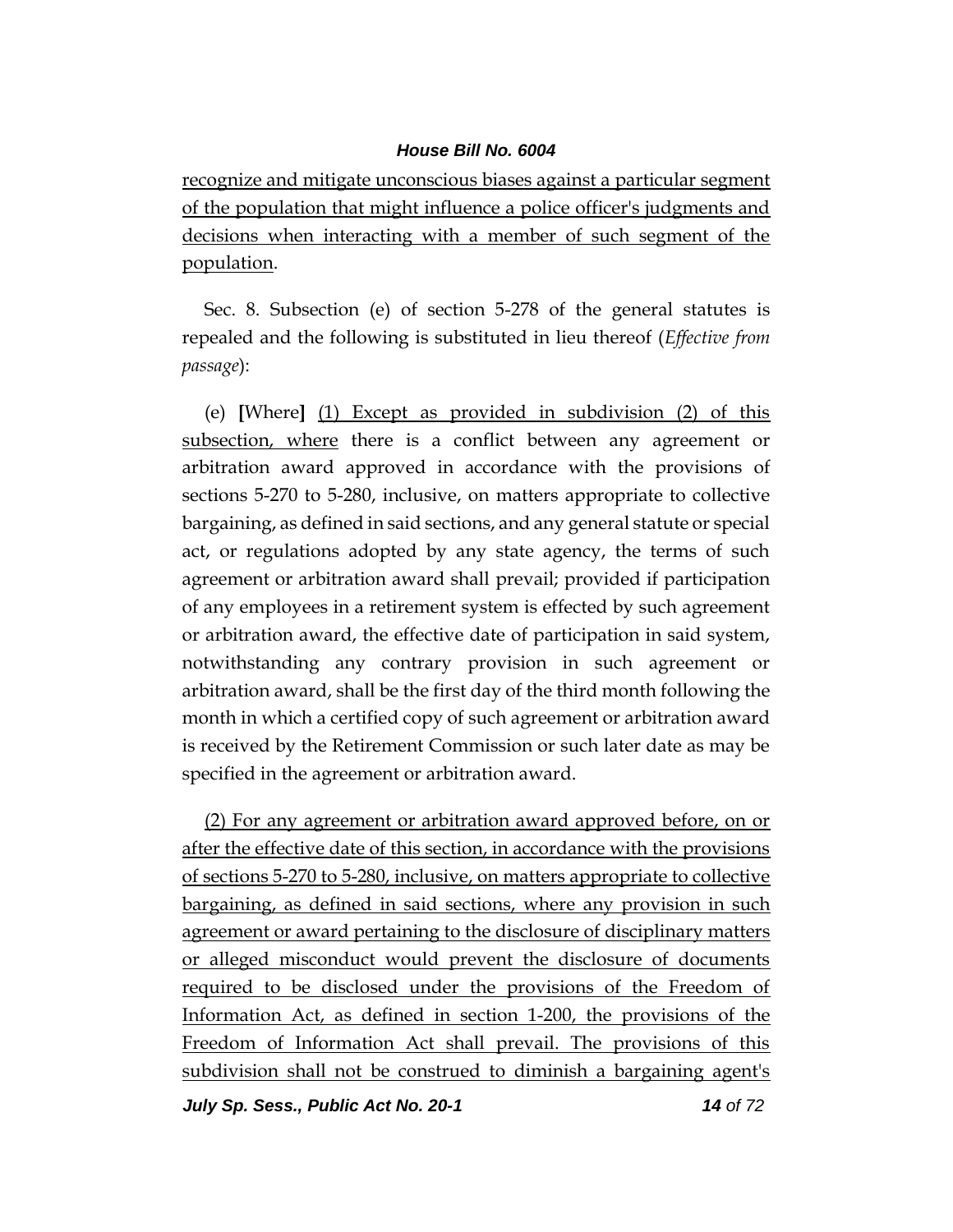recognize and mitigate unconscious biases against a particular segment of the population that might influence a police officer's judgments and decisions when interacting with a member of such segment of the population.

Sec. 8. Subsection (e) of section 5-278 of the general statutes is repealed and the following is substituted in lieu thereof (*Effective from passage*):

(e) **[**Where**]** (1) Except as provided in subdivision (2) of this subsection, where there is a conflict between any agreement or arbitration award approved in accordance with the provisions of sections 5-270 to 5-280, inclusive, on matters appropriate to collective bargaining, as defined in said sections, and any general statute or special act, or regulations adopted by any state agency, the terms of such agreement or arbitration award shall prevail; provided if participation of any employees in a retirement system is effected by such agreement or arbitration award, the effective date of participation in said system, notwithstanding any contrary provision in such agreement or arbitration award, shall be the first day of the third month following the month in which a certified copy of such agreement or arbitration award is received by the Retirement Commission or such later date as may be specified in the agreement or arbitration award.

(2) For any agreement or arbitration award approved before, on or after the effective date of this section, in accordance with the provisions of sections 5-270 to 5-280, inclusive, on matters appropriate to collective bargaining, as defined in said sections, where any provision in such agreement or award pertaining to the disclosure of disciplinary matters or alleged misconduct would prevent the disclosure of documents required to be disclosed under the provisions of the Freedom of Information Act, as defined in section 1-200, the provisions of the Freedom of Information Act shall prevail. The provisions of this subdivision shall not be construed to diminish a bargaining agent's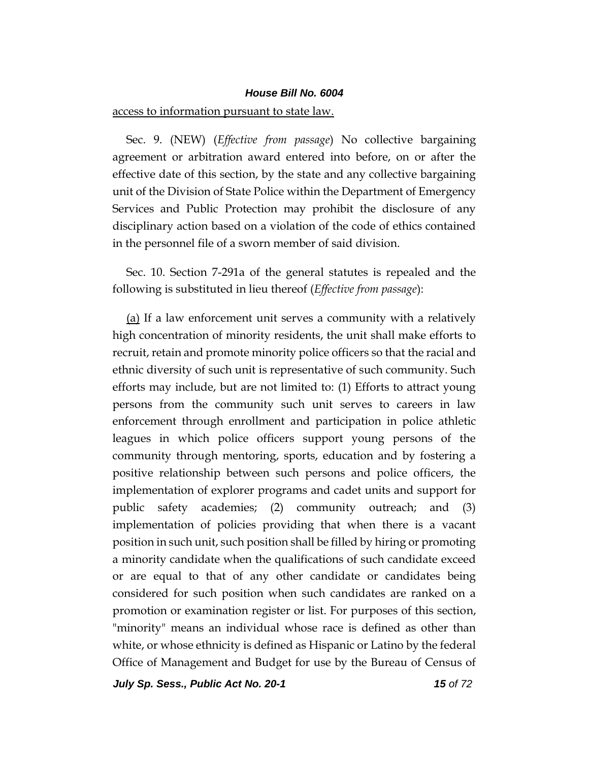<u>access to information pursuant to state law.</u>

Sec. 9. (NEW) (*Effective from passage*) No collective bargaining agreement or arbitration award entered into before, on or after the effective date of this section, by the state and any collective bargaining unit of the Division of State Police within the Department of Emergency Services and Public Protection may prohibit the disclosure of any disciplinary action based on a violation of the code of ethics contained in the personnel file of a sworn member of said division.

Sec. 10. Section 7-291a of the general statutes is repealed and the following is substituted in lieu thereof (*Effective from passage*):

<u>(a)</u> If a law enforcement unit serves a community with a relatively high concentration of minority residents, the unit shall make efforts to recruit, retain and promote minority police officers so that the racial and ethnic diversity of such unit is representative of such community. Such efforts may include, but are not limited to: (1) Efforts to attract young persons from the community such unit serves to careers in law enforcement through enrollment and participation in police athletic leagues in which police officers support young persons of the community through mentoring, sports, education and by fostering a positive relationship between such persons and police officers, the implementation of explorer programs and cadet units and support for public safety academies; (2) community outreach; and (3) implementation of policies providing that when there is a vacant position in such unit, such position shall be filled by hiring or promoting a minority candidate when the qualifications of such candidate exceed or are equal to that of any other candidate or candidates being considered for such position when such candidates are ranked on a promotion or examination register or list. For purposes of this section, "minority" means an individual whose race is defined as other than white, or whose ethnicity is defined as Hispanic or Latino by the federal Office of Management and Budget for use by the Bureau of Census of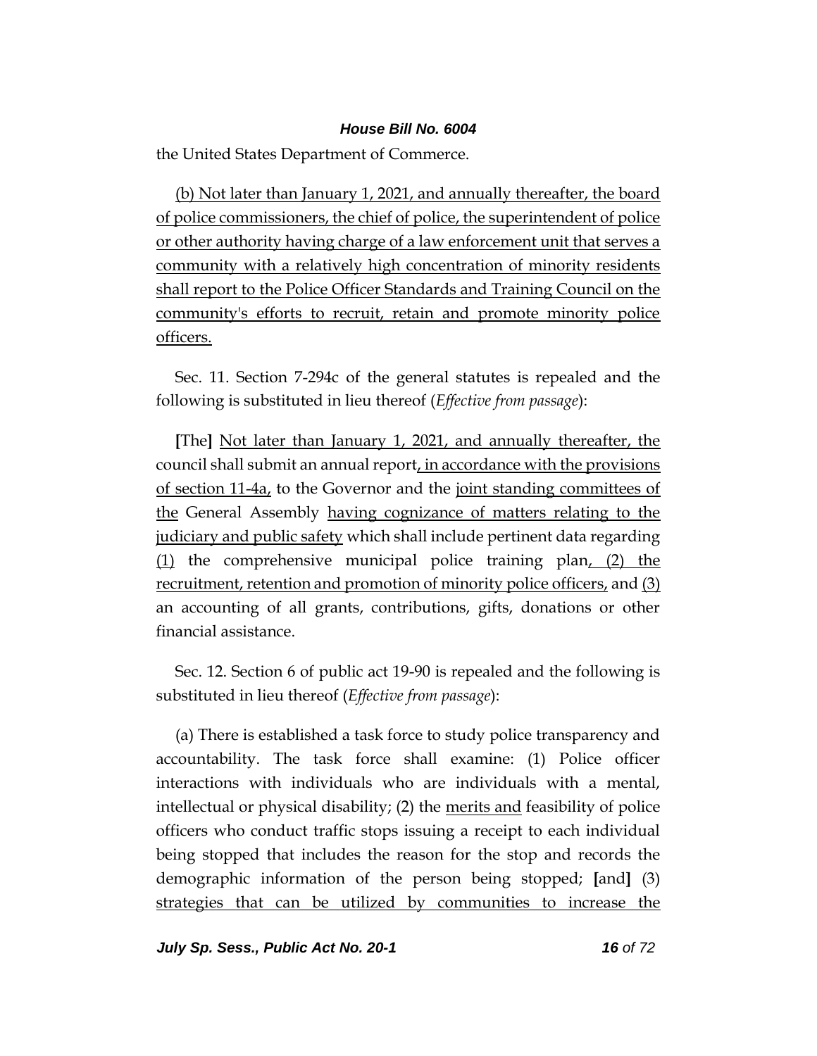the United States Department of Commerce.

(b) Not later than January 1, 2021, and annually thereafter, the board of police commissioners, the chief of police, the superintendent of police or other authority having charge of a law enforcement unit that serves a community with a relatively high concentration of minority residents shall report to the Police Officer Standards and Training Council on the community's efforts to recruit, retain and promote minority police officers.

Sec. 11. Section 7-294c of the general statutes is repealed and the following is substituted in lieu thereof (*Effective from passage*):

**[**The**]** Not later than January 1, 2021, and annually thereafter, the council shall submit an annual report, in accordance with the provisions of section 11-4a, to the Governor and the joint standing committees of the General Assembly having cognizance of matters relating to the judiciary and public safety which shall include pertinent data regarding (1) the comprehensive municipal police training plan, (2) the recruitment, retention and promotion of minority police officers, and (3) an accounting of all grants, contributions, gifts, donations or other financial assistance.

Sec. 12. Section 6 of public act 19-90 is repealed and the following is substituted in lieu thereof (*Effective from passage*):

(a) There is established a task force to study police transparency and accountability. The task force shall examine: (1) Police officer interactions with individuals who are individuals with a mental, intellectual or physical disability; (2) the merits and feasibility of police officers who conduct traffic stops issuing a receipt to each individual being stopped that includes the reason for the stop and records the demographic information of the person being stopped; **[**and**]** (3) strategies that can be utilized by communities to increase the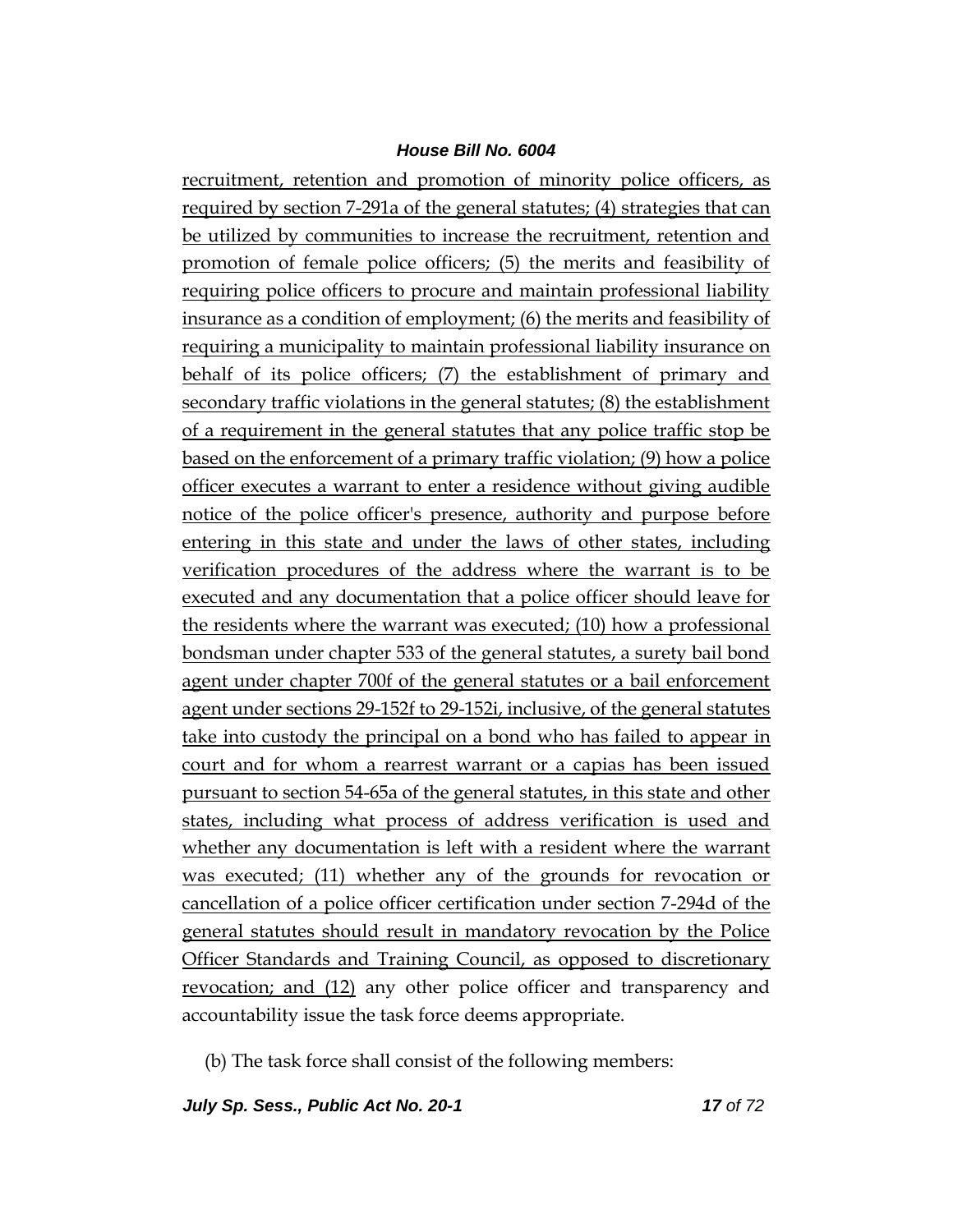recruitment, retention and promotion of minority police officers, as required by section 7-291a of the general statutes; (4) strategies that can be utilized by communities to increase the recruitment, retention and promotion of female police officers; (5) the merits and feasibility of requiring police officers to procure and maintain professional liability insurance as a condition of employment; (6) the merits and feasibility of requiring a municipality to maintain professional liability insurance on behalf of its police officers; (7) the establishment of primary and secondary traffic violations in the general statutes; (8) the establishment of a requirement in the general statutes that any police traffic stop be based on the enforcement of a primary traffic violation; (9) how a police officer executes a warrant to enter a residence without giving audible notice of the police officer's presence, authority and purpose before entering in this state and under the laws of other states, including verification procedures of the address where the warrant is to be executed and any documentation that a police officer should leave for the residents where the warrant was executed; (10) how a professional bondsman under chapter 533 of the general statutes, a surety bail bond agent under chapter 700f of the general statutes or a bail enforcement agent under sections 29-152f to 29-152i, inclusive, of the general statutes take into custody the principal on a bond who has failed to appear in court and for whom a rearrest warrant or a capias has been issued pursuant to section 54-65a of the general statutes, in this state and other states, including what process of address verification is used and whether any documentation is left with a resident where the warrant was executed; (11) whether any of the grounds for revocation or cancellation of a police officer certification under section 7-294d of the general statutes should result in mandatory revocation by the Police Officer Standards and Training Council, as opposed to discretionary revocation; and (12) any other police officer and transparency and accountability issue the task force deems appropriate.

(b) The task force shall consist of the following members: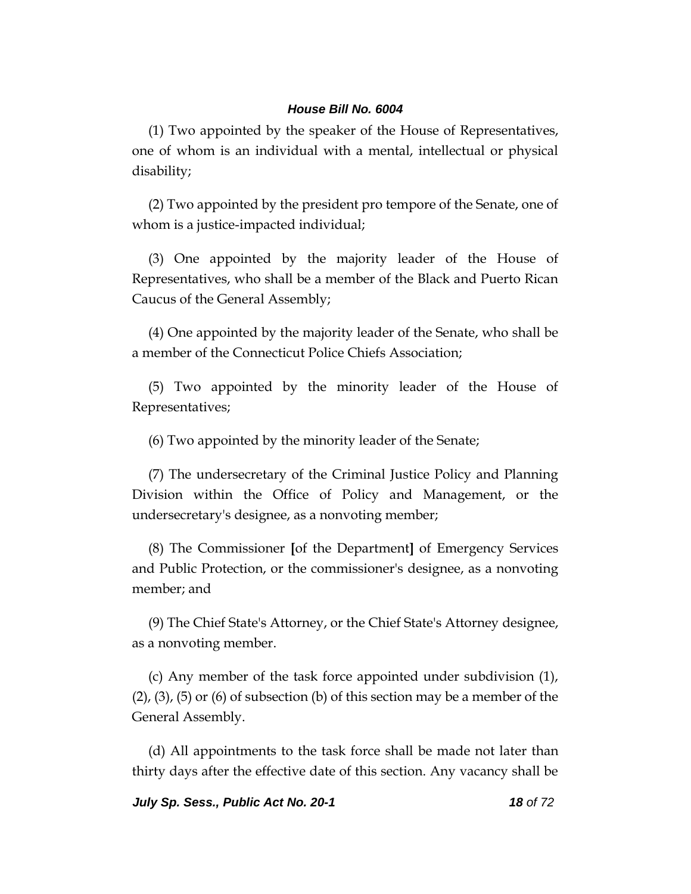(1) Two appointed by the speaker of the House of Representatives, one of whom is an individual with a mental, intellectual or physical disability;

(2) Two appointed by the president pro tempore of the Senate, one of whom is a justice-impacted individual;

(3) One appointed by the majority leader of the House of Representatives, who shall be a member of the Black and Puerto Rican Caucus of the General Assembly;

(4) One appointed by the majority leader of the Senate, who shall be a member of the Connecticut Police Chiefs Association;

(5) Two appointed by the minority leader of the House of Representatives;

(6) Two appointed by the minority leader of the Senate;

(7) The undersecretary of the Criminal Justice Policy and Planning Division within the Office of Policy and Management, or the undersecretary's designee, as a nonvoting member;

(8) The Commissioner **[**of the Department**]** of Emergency Services and Public Protection, or the commissioner's designee, as a nonvoting member; and

(9) The Chief State's Attorney, or the Chief State's Attorney designee, as a nonvoting member.

(c) Any member of the task force appointed under subdivision (1), (2), (3), (5) or (6) of subsection (b) of this section may be a member of the General Assembly.

(d) All appointments to the task force shall be made not later than thirty days after the effective date of this section. Any vacancy shall be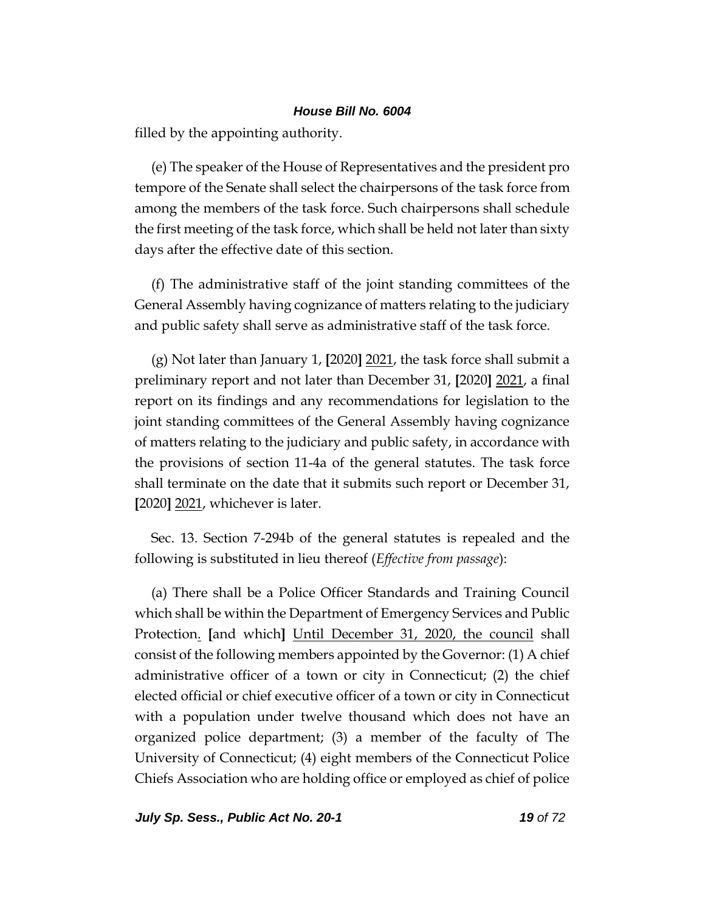filled by the appointing authority.

(e) The speaker of the House of Representatives and the president pro tempore of the Senate shall select the chairpersons of the task force from among the members of the task force. Such chairpersons shall schedule the first meeting of the task force, which shall be held not later than sixty days after the effective date of this section.

(f) The administrative staff of the joint standing committees of the General Assembly having cognizance of matters relating to the judiciary and public safety shall serve as administrative staff of the task force.

(g) Not later than January 1, **[**2020**]** <u>2021</u>, the task force shall submit a preliminary report and not later than December 31, **[**2020**]** <u>2021</u>, a final report on its findings and any recommendations for legislation to the joint standing committees of the General Assembly having cognizance of matters relating to the judiciary and public safety, in accordance with the provisions of section 11-4a of the general statutes. The task force shall terminate on the date that it submits such report or December 31, **[**2020**]** <u>2021</u>, whichever is later.

Sec. 13. Section 7-294b of the general statutes is repealed and the following is substituted in lieu thereof (*Effective from passage*):

(a) There shall be a Police Officer Standards and Training Council which shall be within the Department of Emergency Services and Public Protection<u>.</u> **[**and which**]** <u>Until December 31, 2020, the council</u> shall consist of the following members appointed by the Governor: (1) A chief administrative officer of a town or city in Connecticut; (2) the chief elected official or chief executive officer of a town or city in Connecticut with a population under twelve thousand which does not have an organized police department; (3) a member of the faculty of The University of Connecticut; (4) eight members of the Connecticut Police Chiefs Association who are holding office or employed as chief of police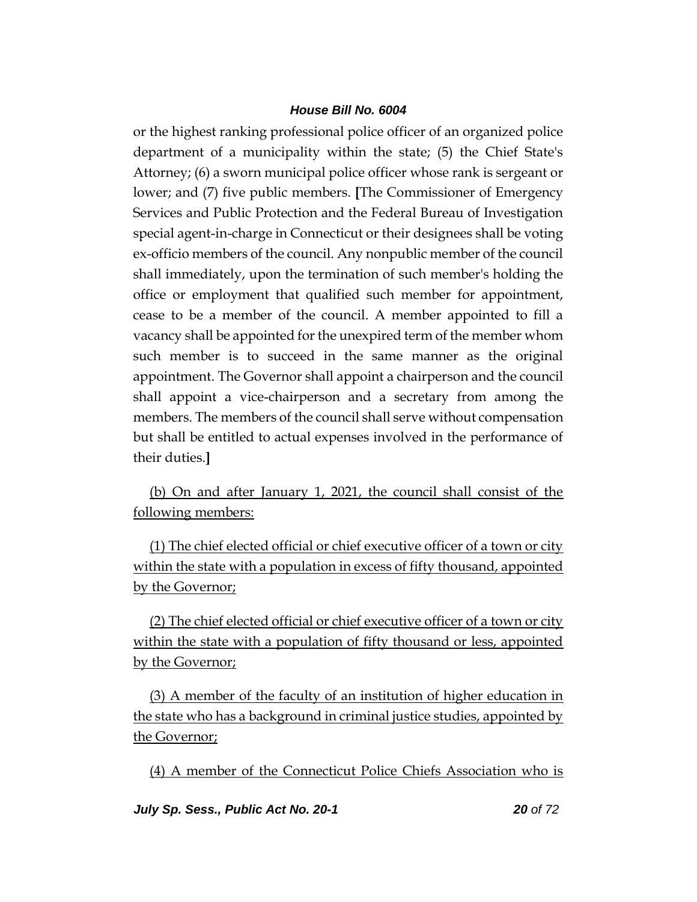or the highest ranking professional police officer of an organized police department of a municipality within the state; (5) the Chief State's Attorney; (6) a sworn municipal police officer whose rank is sergeant or lower; and (7) five public members. **[**The Commissioner of Emergency Services and Public Protection and the Federal Bureau of Investigation special agent-in-charge in Connecticut or their designees shall be voting ex-officio members of the council. Any nonpublic member of the council shall immediately, upon the termination of such member's holding the office or employment that qualified such member for appointment, cease to be a member of the council. A member appointed to fill a vacancy shall be appointed for the unexpired term of the member whom such member is to succeed in the same manner as the original appointment. The Governor shall appoint a chairperson and the council shall appoint a vice-chairperson and a secretary from among the members. The members of the council shall serve without compensation but shall be entitled to actual expenses involved in the performance of their duties.**]**

<u>(b) On and after January 1, 2021, the council shall consist of the following members:</u>

<u>(1) The chief elected official or chief executive officer of a town or city within the state with a population in excess of fifty thousand, appointed by the Governor;</u>

<u>(2) The chief elected official or chief executive officer of a town or city within the state with a population of fifty thousand or less, appointed by the Governor;</u>

<u>(3) A member of the faculty of an institution of higher education in the state who has a background in criminal justice studies, appointed by the Governor;</u>

<u>(4) A member of the Connecticut Police Chiefs Association who is</u>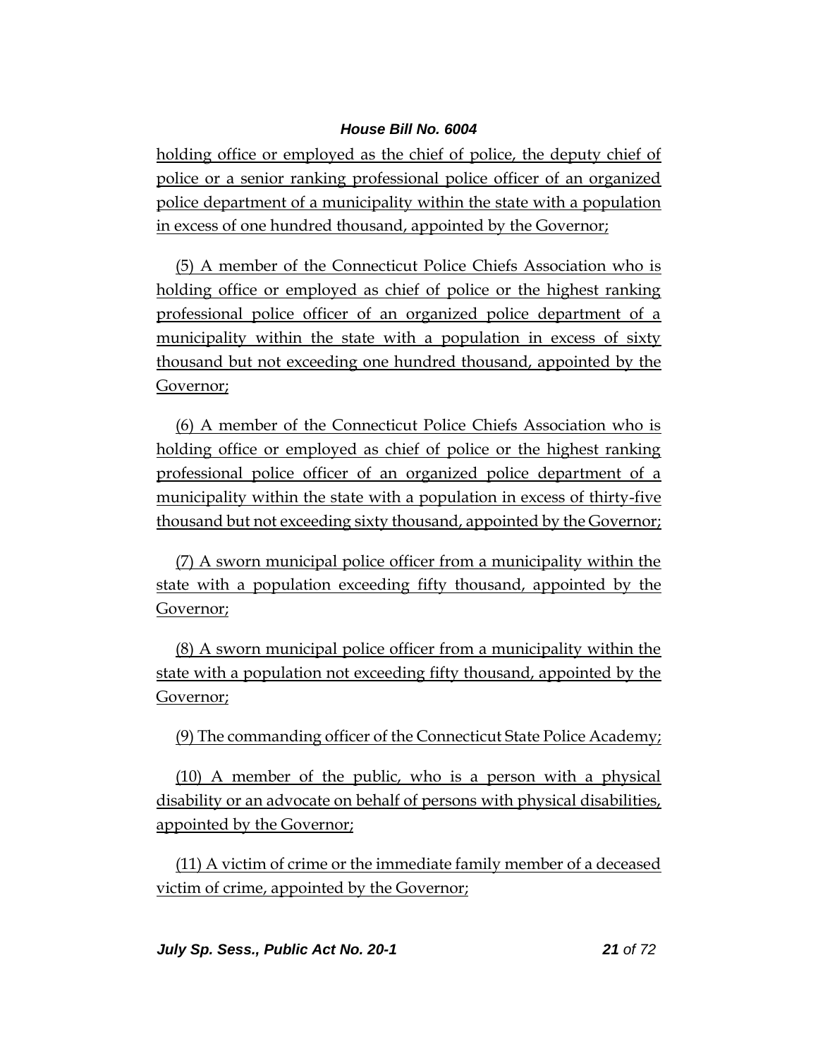holding office or employed as the chief of police, the deputy chief of police or a senior ranking professional police officer of an organized police department of a municipality within the state with a population in excess of one hundred thousand, appointed by the Governor;

(5) A member of the Connecticut Police Chiefs Association who is holding office or employed as chief of police or the highest ranking professional police officer of an organized police department of a municipality within the state with a population in excess of sixty thousand but not exceeding one hundred thousand, appointed by the Governor;

(6) A member of the Connecticut Police Chiefs Association who is holding office or employed as chief of police or the highest ranking professional police officer of an organized police department of a municipality within the state with a population in excess of thirty-five thousand but not exceeding sixty thousand, appointed by the Governor;

(7) A sworn municipal police officer from a municipality within the state with a population exceeding fifty thousand, appointed by the Governor;

(8) A sworn municipal police officer from a municipality within the state with a population not exceeding fifty thousand, appointed by the Governor;

(9) The commanding officer of the Connecticut State Police Academy;

(10) A member of the public, who is a person with a physical disability or an advocate on behalf of persons with physical disabilities, appointed by the Governor;

(11) A victim of crime or the immediate family member of a deceased victim of crime, appointed by the Governor;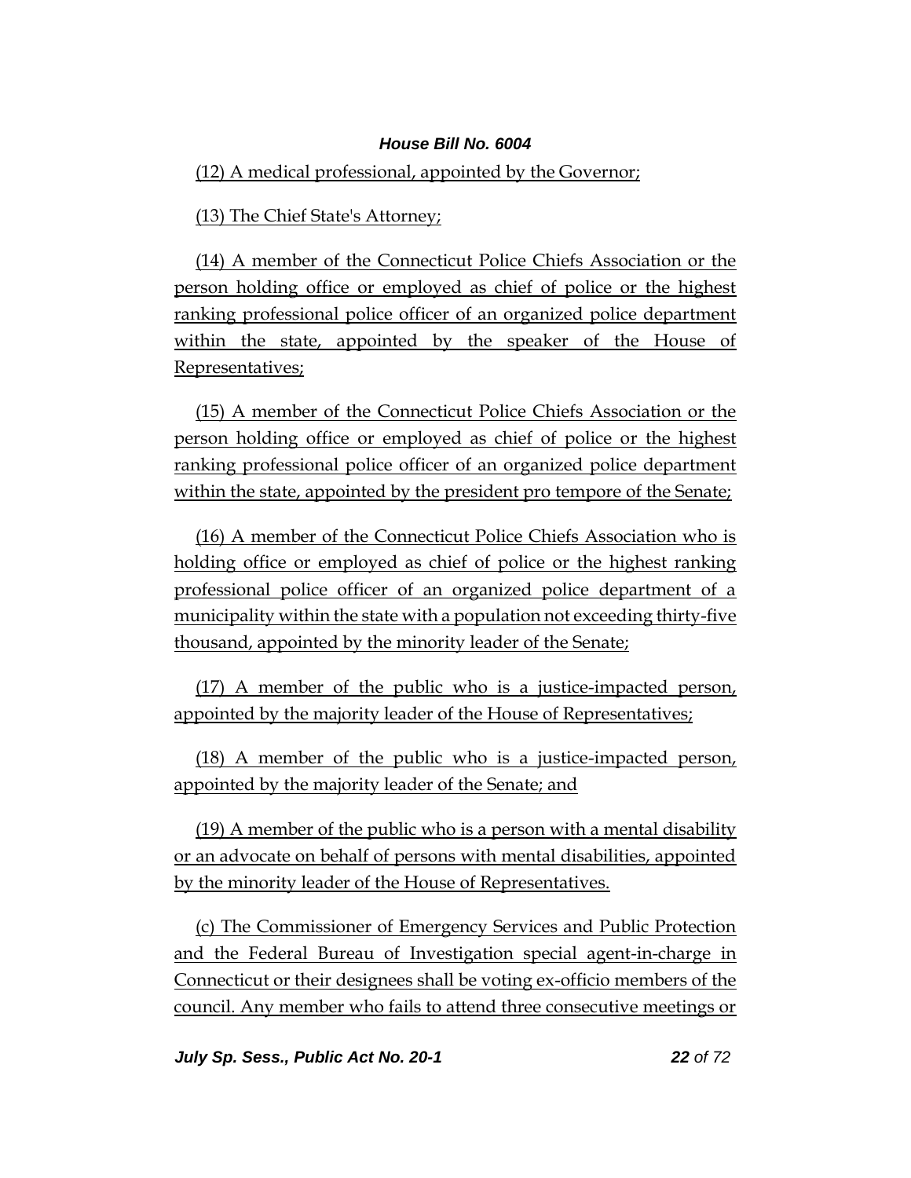(12) A medical professional, appointed by the Governor;

(13) The Chief State's Attorney;

(14) A member of the Connecticut Police Chiefs Association or the person holding office or employed as chief of police or the highest ranking professional police officer of an organized police department within the state, appointed by the speaker of the House of Representatives;

(15) A member of the Connecticut Police Chiefs Association or the person holding office or employed as chief of police or the highest ranking professional police officer of an organized police department within the state, appointed by the president pro tempore of the Senate;

(16) A member of the Connecticut Police Chiefs Association who is holding office or employed as chief of police or the highest ranking professional police officer of an organized police department of a municipality within the state with a population not exceeding thirty-five thousand, appointed by the minority leader of the Senate;

(17) A member of the public who is a justice-impacted person, appointed by the majority leader of the House of Representatives;

(18) A member of the public who is a justice-impacted person, appointed by the majority leader of the Senate; and

(19) A member of the public who is a person with a mental disability or an advocate on behalf of persons with mental disabilities, appointed by the minority leader of the House of Representatives.

(c) The Commissioner of Emergency Services and Public Protection and the Federal Bureau of Investigation special agent-in-charge in Connecticut or their designees shall be voting ex-officio members of the council. Any member who fails to attend three consecutive meetings or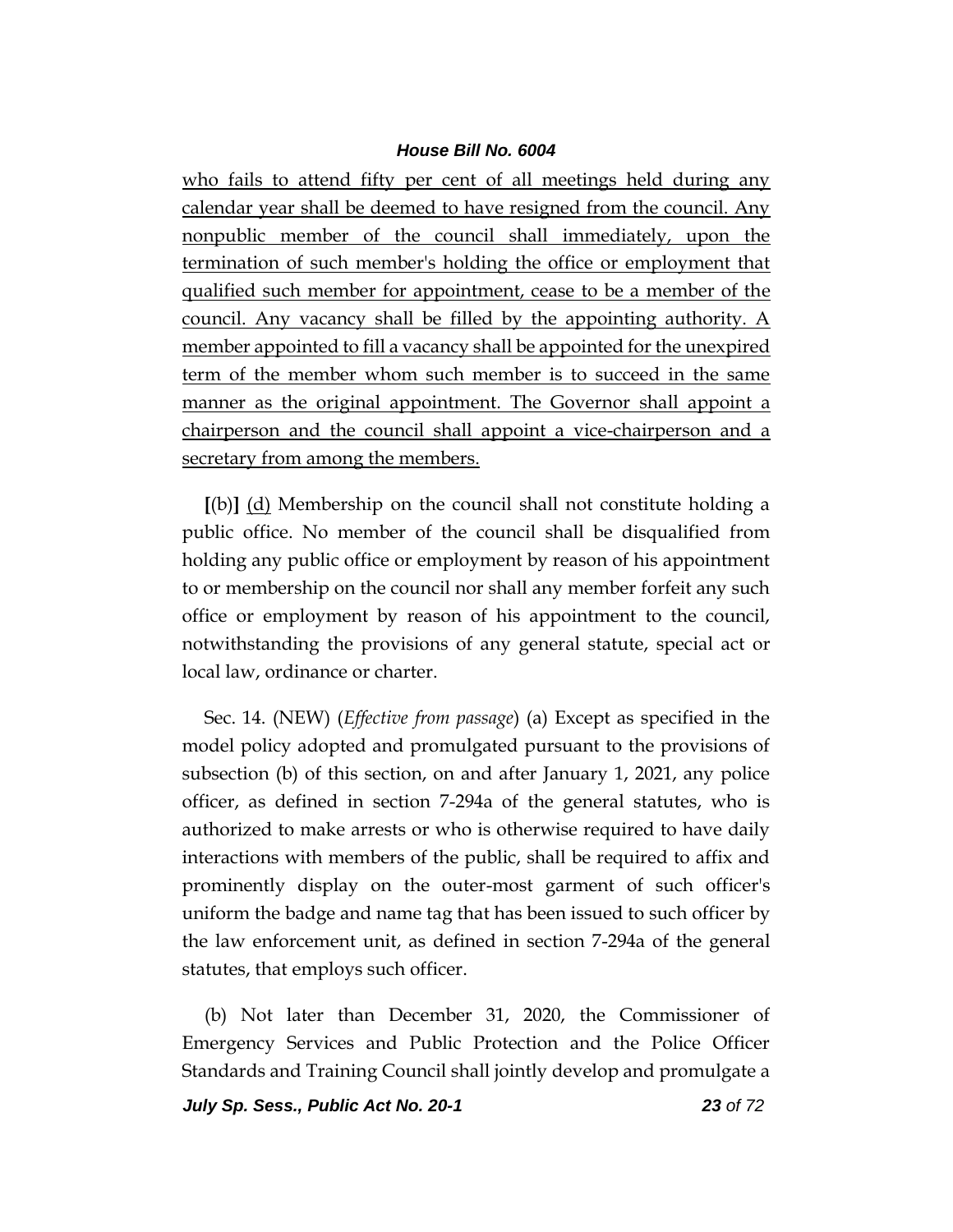who fails to attend fifty per cent of all meetings held during any calendar year shall be deemed to have resigned from the council. Any nonpublic member of the council shall immediately, upon the termination of such member's holding the office or employment that qualified such member for appointment, cease to be a member of the council. Any vacancy shall be filled by the appointing authority. A member appointed to fill a vacancy shall be appointed for the unexpired term of the member whom such member is to succeed in the same manner as the original appointment. The Governor shall appoint a chairperson and the council shall appoint a vice-chairperson and a secretary from among the members.

[(b)] (d) Membership on the council shall not constitute holding a public office. No member of the council shall be disqualified from holding any public office or employment by reason of his appointment to or membership on the council nor shall any member forfeit any such office or employment by reason of his appointment to the council, notwithstanding the provisions of any general statute, special act or local law, ordinance or charter.

Sec. 14. (NEW) (*Effective from passage*) (a) Except as specified in the model policy adopted and promulgated pursuant to the provisions of subsection (b) of this section, on and after January 1, 2021, any police officer, as defined in section 7-294a of the general statutes, who is authorized to make arrests or who is otherwise required to have daily interactions with members of the public, shall be required to affix and prominently display on the outer-most garment of such officer's uniform the badge and name tag that has been issued to such officer by the law enforcement unit, as defined in section 7-294a of the general statutes, that employs such officer.

(b) Not later than December 31, 2020, the Commissioner of Emergency Services and Public Protection and the Police Officer Standards and Training Council shall jointly develop and promulgate a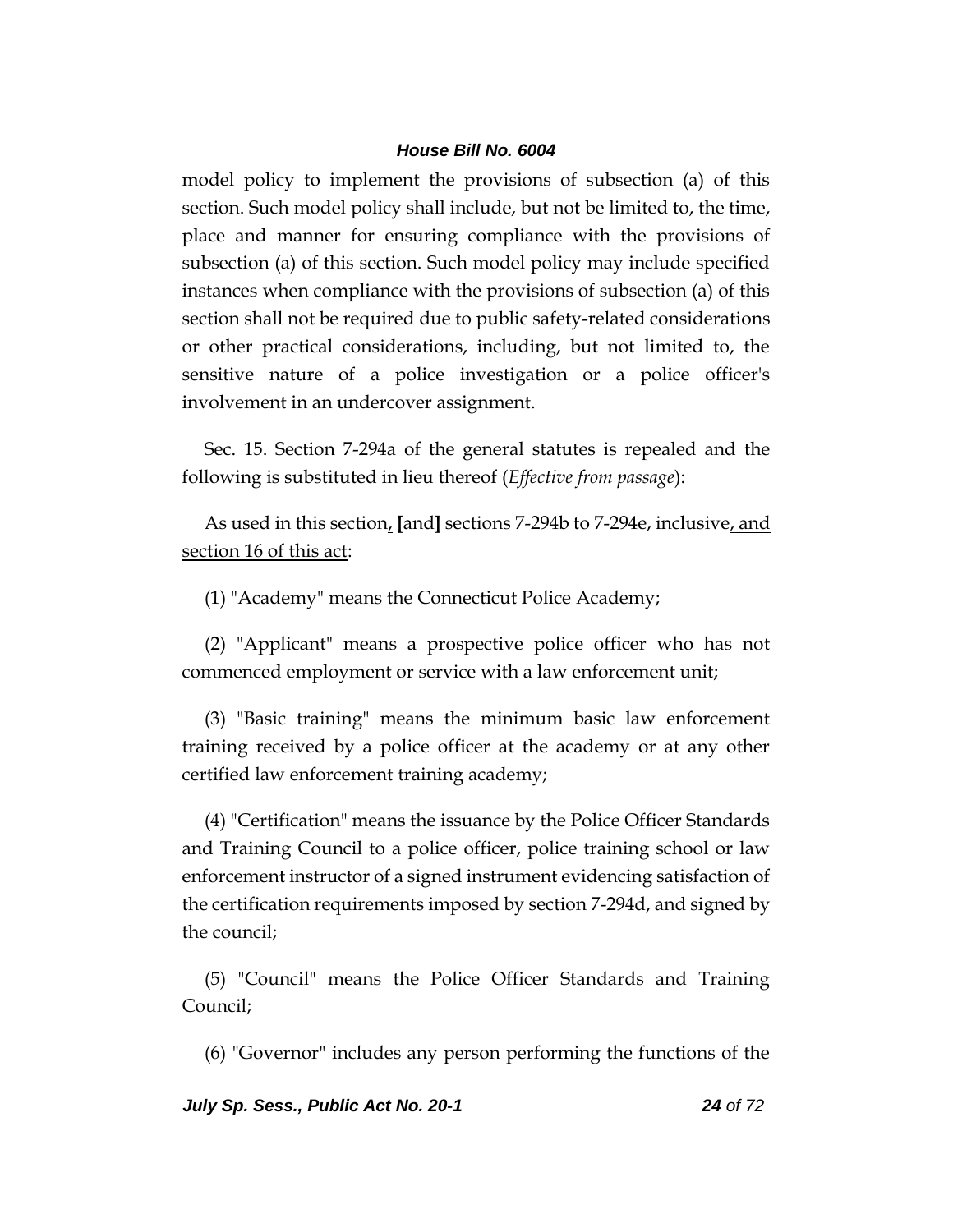model policy to implement the provisions of subsection (a) of this section. Such model policy shall include, but not be limited to, the time, place and manner for ensuring compliance with the provisions of subsection (a) of this section. Such model policy may include specified instances when compliance with the provisions of subsection (a) of this section shall not be required due to public safety-related considerations or other practical considerations, including, but not limited to, the sensitive nature of a police investigation or a police officer's involvement in an undercover assignment.

Sec. 15. Section 7-294a of the general statutes is repealed and the following is substituted in lieu thereof (*Effective from passage*):

As used in this section, [and] sections 7-294b to 7-294e, inclusive, and section 16 of this act:

(1) "Academy" means the Connecticut Police Academy;

(2) "Applicant" means a prospective police officer who has not commenced employment or service with a law enforcement unit;

(3) "Basic training" means the minimum basic law enforcement training received by a police officer at the academy or at any other certified law enforcement training academy;

(4) "Certification" means the issuance by the Police Officer Standards and Training Council to a police officer, police training school or law enforcement instructor of a signed instrument evidencing satisfaction of the certification requirements imposed by section 7-294d, and signed by the council;

(5) "Council" means the Police Officer Standards and Training Council;

(6) "Governor" includes any person performing the functions of the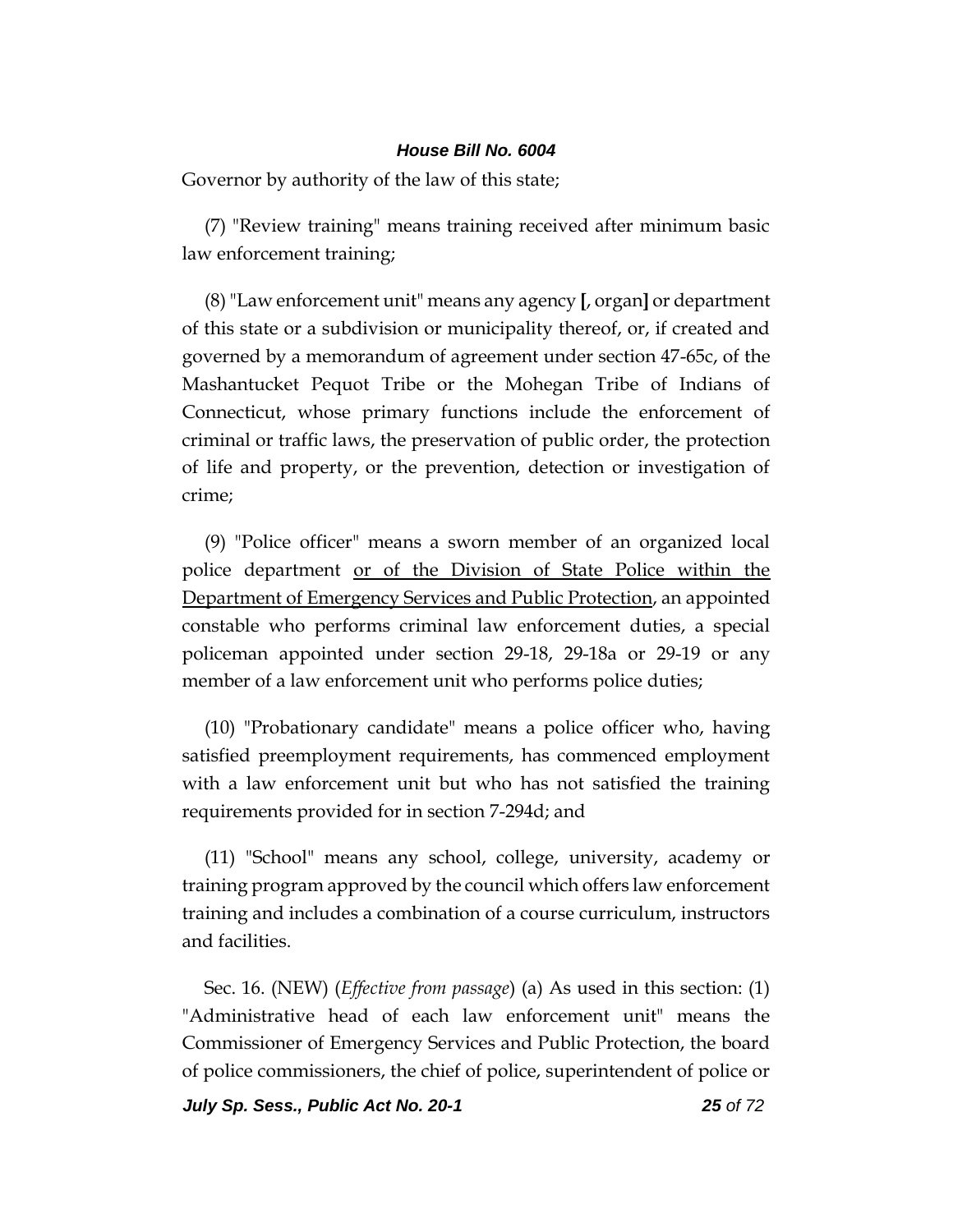Governor by authority of the law of this state;

(7) "Review training" means training received after minimum basic law enforcement training;

(8) "Law enforcement unit" means any agency **[**, organ**]** or department of this state or a subdivision or municipality thereof, or, if created and governed by a memorandum of agreement under section 47-65c, of the Mashantucket Pequot Tribe or the Mohegan Tribe of Indians of Connecticut, whose primary functions include the enforcement of criminal or traffic laws, the preservation of public order, the protection of life and property, or the prevention, detection or investigation of crime;

(9) "Police officer" means a sworn member of an organized local police department <u>or of the Division of State Police within the Department of Emergency Services and Public Protection</u>, an appointed constable who performs criminal law enforcement duties, a special policeman appointed under section 29-18, 29-18a or 29-19 or any member of a law enforcement unit who performs police duties;

(10) "Probationary candidate" means a police officer who, having satisfied preemployment requirements, has commenced employment with a law enforcement unit but who has not satisfied the training requirements provided for in section 7-294d; and

(11) "School" means any school, college, university, academy or training program approved by the council which offers law enforcement training and includes a combination of a course curriculum, instructors and facilities.

Sec. 16. (NEW) (*Effective from passage*) (a) As used in this section: (1) "Administrative head of each law enforcement unit" means the Commissioner of Emergency Services and Public Protection, the board of police commissioners, the chief of police, superintendent of police or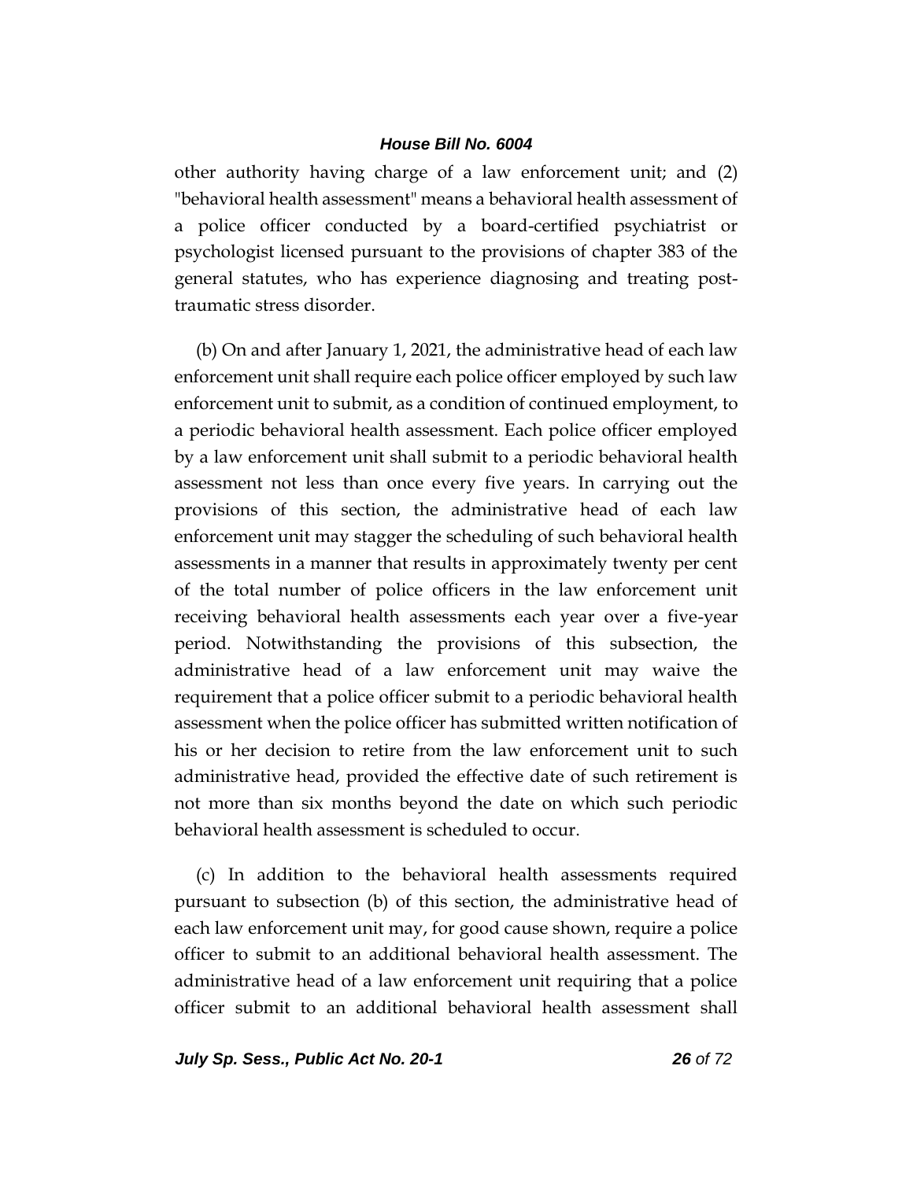other authority having charge of a law enforcement unit; and (2) "behavioral health assessment" means a behavioral health assessment of a police officer conducted by a board-certified psychiatrist or psychologist licensed pursuant to the provisions of chapter 383 of the general statutes, who has experience diagnosing and treating post-traumatic stress disorder.

(b) On and after January 1, 2021, the administrative head of each law enforcement unit shall require each police officer employed by such law enforcement unit to submit, as a condition of continued employment, to a periodic behavioral health assessment. Each police officer employed by a law enforcement unit shall submit to a periodic behavioral health assessment not less than once every five years. In carrying out the provisions of this section, the administrative head of each law enforcement unit may stagger the scheduling of such behavioral health assessments in a manner that results in approximately twenty per cent of the total number of police officers in the law enforcement unit receiving behavioral health assessments each year over a five-year period. Notwithstanding the provisions of this subsection, the administrative head of a law enforcement unit may waive the requirement that a police officer submit to a periodic behavioral health assessment when the police officer has submitted written notification of his or her decision to retire from the law enforcement unit to such administrative head, provided the effective date of such retirement is not more than six months beyond the date on which such periodic behavioral health assessment is scheduled to occur.

(c) In addition to the behavioral health assessments required pursuant to subsection (b) of this section, the administrative head of each law enforcement unit may, for good cause shown, require a police officer to submit to an additional behavioral health assessment. The administrative head of a law enforcement unit requiring that a police officer submit to an additional behavioral health assessment shall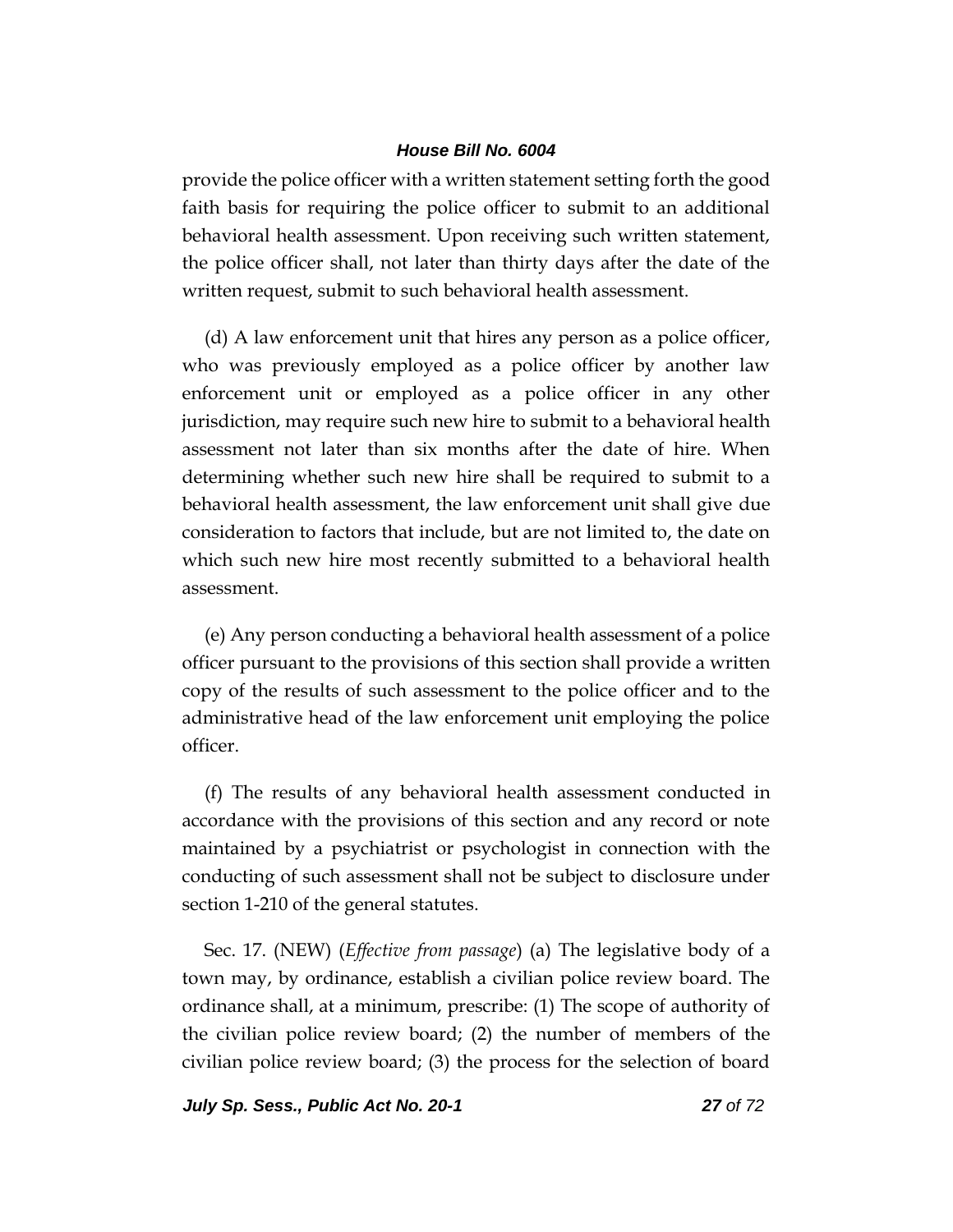provide the police officer with a written statement setting forth the good faith basis for requiring the police officer to submit to an additional behavioral health assessment. Upon receiving such written statement, the police officer shall, not later than thirty days after the date of the written request, submit to such behavioral health assessment.

(d) A law enforcement unit that hires any person as a police officer, who was previously employed as a police officer by another law enforcement unit or employed as a police officer in any other jurisdiction, may require such new hire to submit to a behavioral health assessment not later than six months after the date of hire. When determining whether such new hire shall be required to submit to a behavioral health assessment, the law enforcement unit shall give due consideration to factors that include, but are not limited to, the date on which such new hire most recently submitted to a behavioral health assessment.

(e) Any person conducting a behavioral health assessment of a police officer pursuant to the provisions of this section shall provide a written copy of the results of such assessment to the police officer and to the administrative head of the law enforcement unit employing the police officer.

(f) The results of any behavioral health assessment conducted in accordance with the provisions of this section and any record or note maintained by a psychiatrist or psychologist in connection with the conducting of such assessment shall not be subject to disclosure under section 1-210 of the general statutes.

Sec. 17. (NEW) (*Effective from passage*) (a) The legislative body of a town may, by ordinance, establish a civilian police review board. The ordinance shall, at a minimum, prescribe: (1) The scope of authority of the civilian police review board; (2) the number of members of the civilian police review board; (3) the process for the selection of board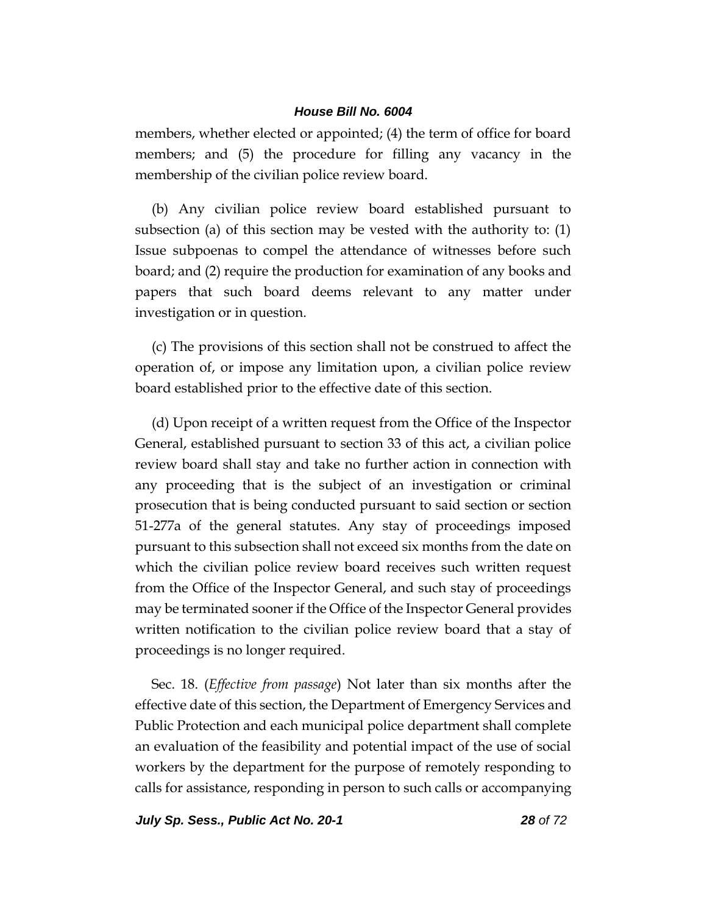members, whether elected or appointed; (4) the term of office for board members; and (5) the procedure for filling any vacancy in the membership of the civilian police review board.

(b) Any civilian police review board established pursuant to subsection (a) of this section may be vested with the authority to: (1) Issue subpoenas to compel the attendance of witnesses before such board; and (2) require the production for examination of any books and papers that such board deems relevant to any matter under investigation or in question.

(c) The provisions of this section shall not be construed to affect the operation of, or impose any limitation upon, a civilian police review board established prior to the effective date of this section.

(d) Upon receipt of a written request from the Office of the Inspector General, established pursuant to section 33 of this act, a civilian police review board shall stay and take no further action in connection with any proceeding that is the subject of an investigation or criminal prosecution that is being conducted pursuant to said section or section 51-277a of the general statutes. Any stay of proceedings imposed pursuant to this subsection shall not exceed six months from the date on which the civilian police review board receives such written request from the Office of the Inspector General, and such stay of proceedings may be terminated sooner if the Office of the Inspector General provides written notification to the civilian police review board that a stay of proceedings is no longer required.

Sec. 18. (*Effective from passage*) Not later than six months after the effective date of this section, the Department of Emergency Services and Public Protection and each municipal police department shall complete an evaluation of the feasibility and potential impact of the use of social workers by the department for the purpose of remotely responding to calls for assistance, responding in person to such calls or accompanying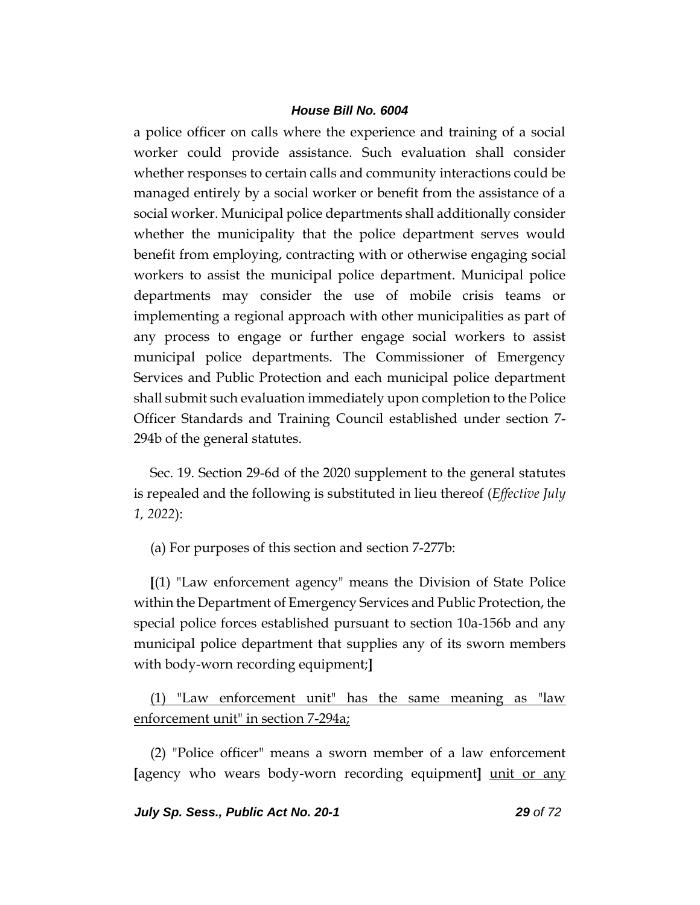a police officer on calls where the experience and training of a social worker could provide assistance. Such evaluation shall consider whether responses to certain calls and community interactions could be managed entirely by a social worker or benefit from the assistance of a social worker. Municipal police departments shall additionally consider whether the municipality that the police department serves would benefit from employing, contracting with or otherwise engaging social workers to assist the municipal police department. Municipal police departments may consider the use of mobile crisis teams or implementing a regional approach with other municipalities as part of any process to engage or further engage social workers to assist municipal police departments. The Commissioner of Emergency Services and Public Protection and each municipal police department shall submit such evaluation immediately upon completion to the Police Officer Standards and Training Council established under section 7-294b of the general statutes.

Sec. 19. Section 29-6d of the 2020 supplement to the general statutes is repealed and the following is substituted in lieu thereof (*Effective July 1, 2022*):

(a) For purposes of this section and section 7-277b:

**[**(1) "Law enforcement agency" means the Division of State Police within the Department of Emergency Services and Public Protection, the special police forces established pursuant to section 10a-156b and any municipal police department that supplies any of its sworn members with body-worn recording equipment;**]**

<u>(1) "Law enforcement unit" has the same meaning as "law enforcement unit" in section 7-294a;</u>

(2) "Police officer" means a sworn member of a law enforcement **[**agency who wears body-worn recording equipment**]** <u>unit or any</u>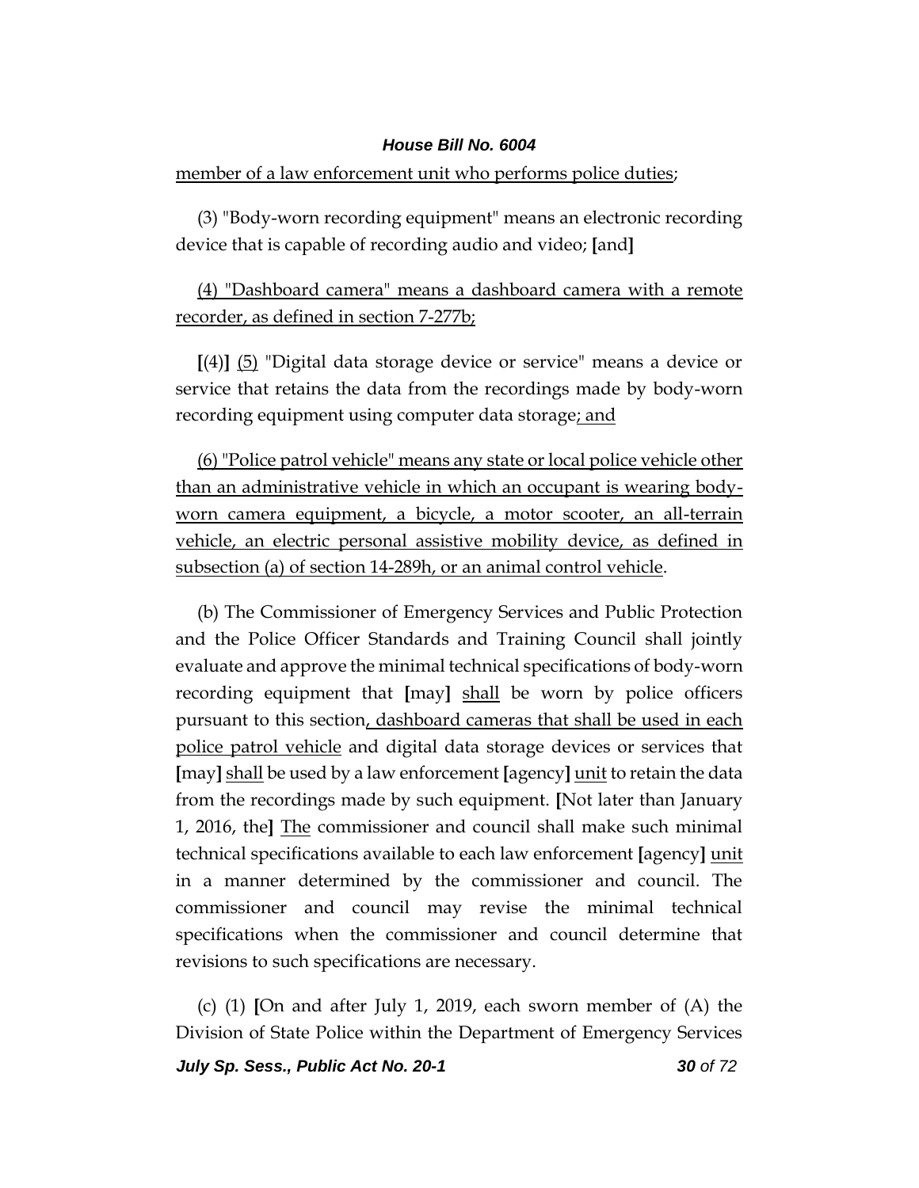<u>member of a law enforcement unit who performs police duties</u>;

(3) "Body-worn recording equipment" means an electronic recording device that is capable of recording audio and video; **[**and**]**

<u>(4) "Dashboard camera" means a dashboard camera with a remote recorder, as defined in section 7-277b;</u>

**[**(4)**]** <u>(5)</u> "Digital data storage device or service" means a device or service that retains the data from the recordings made by body-worn recording equipment using computer data storage<u>; and</u>

<u>(6) "Police patrol vehicle" means any state or local police vehicle other than an administrative vehicle in which an occupant is wearing body-worn camera equipment, a bicycle, a motor scooter, an all-terrain vehicle, an electric personal assistive mobility device, as defined in subsection (a) of section 14-289h, or an animal control vehicle</u>.

(b) The Commissioner of Emergency Services and Public Protection and the Police Officer Standards and Training Council shall jointly evaluate and approve the minimal technical specifications of body-worn recording equipment that **[**may**]** <u>shall</u> be worn by police officers pursuant to this section<u>, dashboard cameras that shall be used in each police patrol vehicle</u> and digital data storage devices or services that **[**may**]** <u>shall</u> be used by a law enforcement **[**agency**]** <u>unit</u> to retain the data from the recordings made by such equipment. **[**Not later than January 1, 2016, the**]** <u>The</u> commissioner and council shall make such minimal technical specifications available to each law enforcement **[**agency**]** <u>unit</u> in a manner determined by the commissioner and council. The commissioner and council may revise the minimal technical specifications when the commissioner and council determine that revisions to such specifications are necessary.

(c) (1) **[**On and after July 1, 2019, each sworn member of (A) the Division of State Police within the Department of Emergency Services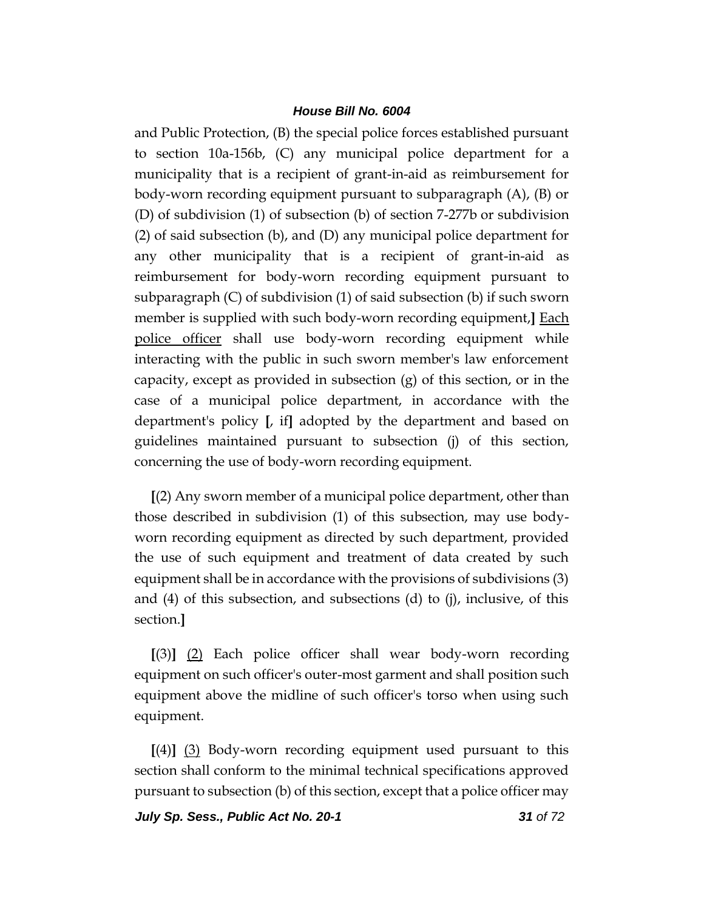and Public Protection, (B) the special police forces established pursuant to section 10a-156b, (C) any municipal police department for a municipality that is a recipient of grant-in-aid as reimbursement for body-worn recording equipment pursuant to subparagraph (A), (B) or (D) of subdivision (1) of subsection (b) of section 7-277b or subdivision (2) of said subsection (b), and (D) any municipal police department for any other municipality that is a recipient of grant-in-aid as reimbursement for body-worn recording equipment pursuant to subparagraph (C) of subdivision (1) of said subsection (b) if such sworn member is supplied with such body-worn recording equipment,**]** <u>Each police officer</u> shall use body-worn recording equipment while interacting with the public in such sworn member's law enforcement capacity, except as provided in subsection (g) of this section, or in the case of a municipal police department, in accordance with the department's policy **[**, if**]** adopted by the department and based on guidelines maintained pursuant to subsection (j) of this section, concerning the use of body-worn recording equipment.

**[**(2) Any sworn member of a municipal police department, other than those described in subdivision (1) of this subsection, may use body-worn recording equipment as directed by such department, provided the use of such equipment and treatment of data created by such equipment shall be in accordance with the provisions of subdivisions (3) and (4) of this subsection, and subsections (d) to (j), inclusive, of this section.**]**

**[**(3)**]** <u>(2)</u> Each police officer shall wear body-worn recording equipment on such officer's outer-most garment and shall position such equipment above the midline of such officer's torso when using such equipment.

**[**(4)**]** <u>(3)</u> Body-worn recording equipment used pursuant to this section shall conform to the minimal technical specifications approved pursuant to subsection (b) of this section, except that a police officer may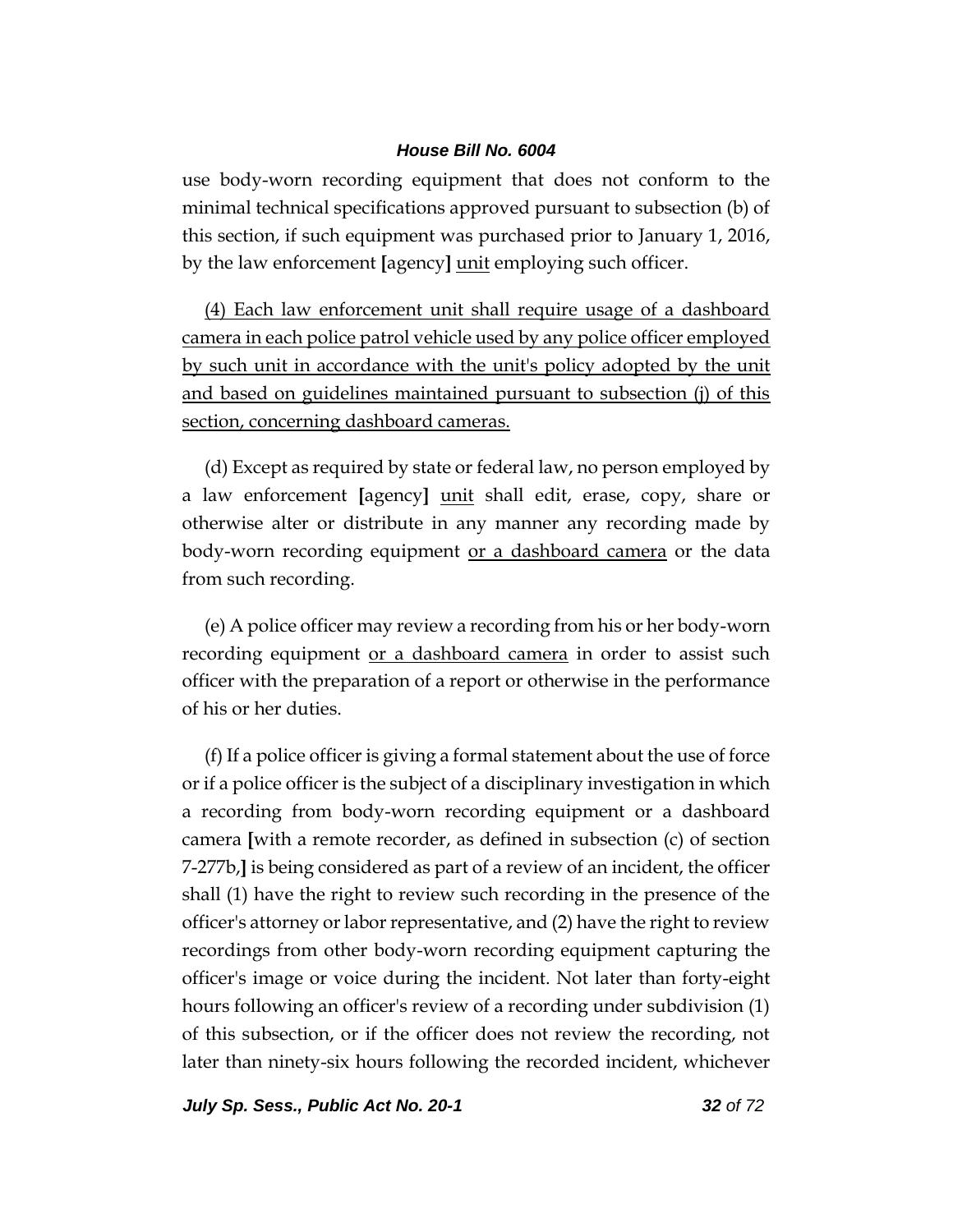use body-worn recording equipment that does not conform to the minimal technical specifications approved pursuant to subsection (b) of this section, if such equipment was purchased prior to January 1, 2016, by the law enforcement [agency] <u>unit</u> employing such officer.

<u>(4) Each law enforcement unit shall require usage of a dashboard camera in each police patrol vehicle used by any police officer employed by such unit in accordance with the unit's policy adopted by the unit and based on guidelines maintained pursuant to subsection (j) of this section, concerning dashboard cameras.</u>

(d) Except as required by state or federal law, no person employed by a law enforcement [agency] <u>unit</u> shall edit, erase, copy, share or otherwise alter or distribute in any manner any recording made by body-worn recording equipment <u>or a dashboard camera</u> or the data from such recording.

(e) A police officer may review a recording from his or her body-worn recording equipment <u>or a dashboard camera</u> in order to assist such officer with the preparation of a report or otherwise in the performance of his or her duties.

(f) If a police officer is giving a formal statement about the use of force or if a police officer is the subject of a disciplinary investigation in which a recording from body-worn recording equipment or a dashboard camera [with a remote recorder, as defined in subsection (c) of section 7-277b,] is being considered as part of a review of an incident, the officer shall (1) have the right to review such recording in the presence of the officer's attorney or labor representative, and (2) have the right to review recordings from other body-worn recording equipment capturing the officer's image or voice during the incident. Not later than forty-eight hours following an officer's review of a recording under subdivision (1) of this subsection, or if the officer does not review the recording, not later than ninety-six hours following the recorded incident, whichever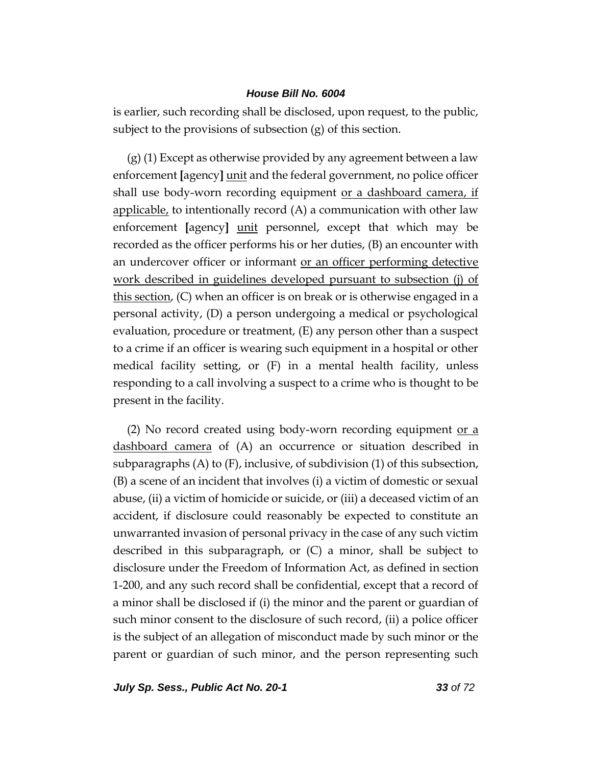is earlier, such recording shall be disclosed, upon request, to the public, subject to the provisions of subsection (g) of this section.

(g) (1) Except as otherwise provided by any agreement between a law enforcement **[**agency**]** <u>unit</u> and the federal government, no police officer shall use body-worn recording equipment <u>or a dashboard camera, if applicable,</u> to intentionally record (A) a communication with other law enforcement **[**agency**]** <u>unit</u> personnel, except that which may be recorded as the officer performs his or her duties, (B) an encounter with an undercover officer or informant <u>or an officer performing detective work described in guidelines developed pursuant to subsection (j) of this section</u>, (C) when an officer is on break or is otherwise engaged in a personal activity, (D) a person undergoing a medical or psychological evaluation, procedure or treatment, (E) any person other than a suspect to a crime if an officer is wearing such equipment in a hospital or other medical facility setting, or (F) in a mental health facility, unless responding to a call involving a suspect to a crime who is thought to be present in the facility.

(2) No record created using body-worn recording equipment <u>or a dashboard camera</u> of (A) an occurrence or situation described in subparagraphs (A) to (F), inclusive, of subdivision (1) of this subsection, (B) a scene of an incident that involves (i) a victim of domestic or sexual abuse, (ii) a victim of homicide or suicide, or (iii) a deceased victim of an accident, if disclosure could reasonably be expected to constitute an unwarranted invasion of personal privacy in the case of any such victim described in this subparagraph, or (C) a minor, shall be subject to disclosure under the Freedom of Information Act, as defined in section 1-200, and any such record shall be confidential, except that a record of a minor shall be disclosed if (i) the minor and the parent or guardian of such minor consent to the disclosure of such record, (ii) a police officer is the subject of an allegation of misconduct made by such minor or the parent or guardian of such minor, and the person representing such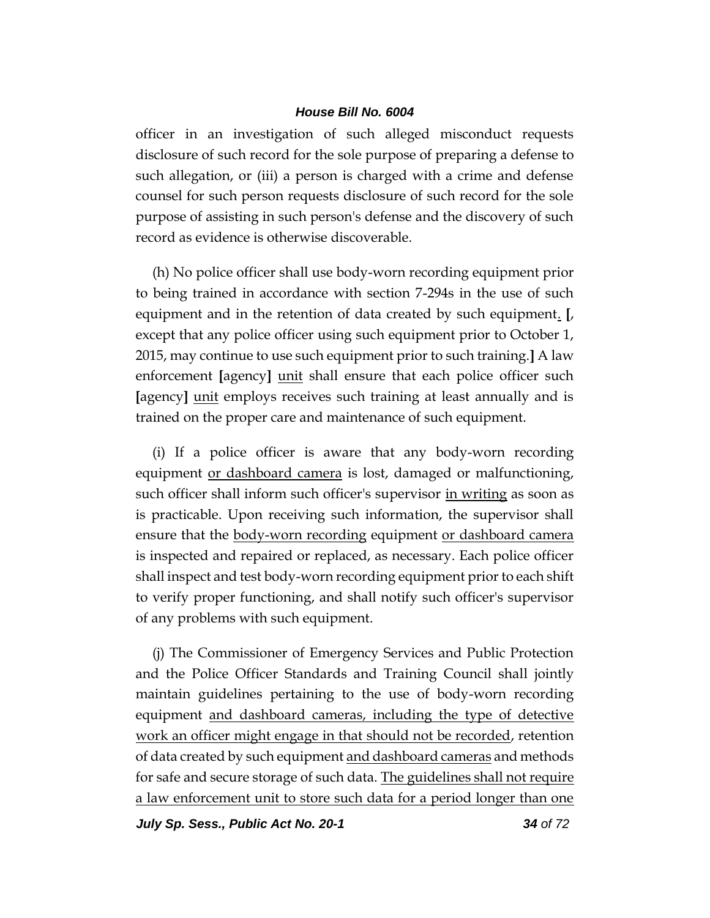officer in an investigation of such alleged misconduct requests disclosure of such record for the sole purpose of preparing a defense to such allegation, or (iii) a person is charged with a crime and defense counsel for such person requests disclosure of such record for the sole purpose of assisting in such person's defense and the discovery of such record as evidence is otherwise discoverable.

(h) No police officer shall use body-worn recording equipment prior to being trained in accordance with section 7-294s in the use of such equipment and in the retention of data created by such equipment<u>.</u> **[**, except that any police officer using such equipment prior to October 1, 2015, may continue to use such equipment prior to such training.**]** A law enforcement **[**agency**]** <u>unit</u> shall ensure that each police officer such **[**agency**]** <u>unit</u> employs receives such training at least annually and is trained on the proper care and maintenance of such equipment.

(i) If a police officer is aware that any body-worn recording equipment <u>or dashboard camera</u> is lost, damaged or malfunctioning, such officer shall inform such officer's supervisor <u>in writing</u> as soon as is practicable. Upon receiving such information, the supervisor shall ensure that the <u>body-worn recording</u> equipment <u>or dashboard camera</u> is inspected and repaired or replaced, as necessary. Each police officer shall inspect and test body-worn recording equipment prior to each shift to verify proper functioning, and shall notify such officer's supervisor of any problems with such equipment.

(j) The Commissioner of Emergency Services and Public Protection and the Police Officer Standards and Training Council shall jointly maintain guidelines pertaining to the use of body-worn recording equipment <u>and dashboard cameras, including the type of detective work an officer might engage in that should not be recorded</u>, retention of data created by such equipment <u>and dashboard cameras</u> and methods for safe and secure storage of such data. <u>The guidelines shall not require a law enforcement unit to store such data for a period longer than one</u>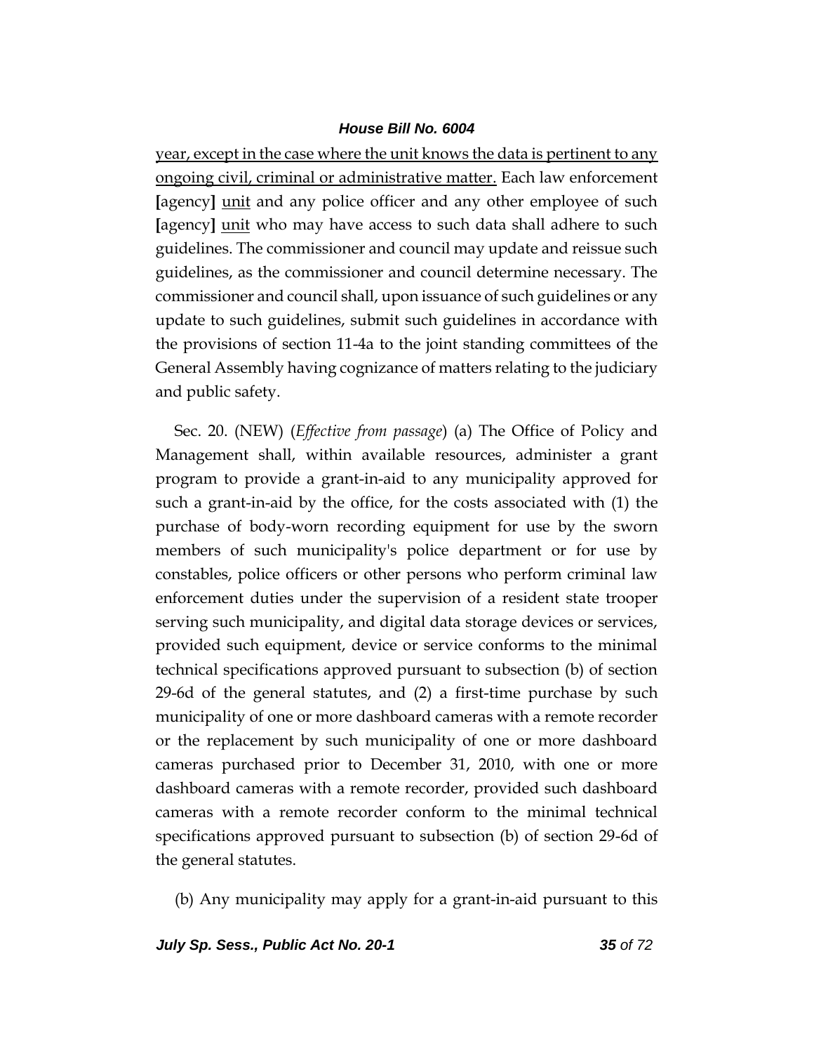<u>year, except in the case where the unit knows the data is pertinent to any ongoing civil, criminal or administrative matter.</u> Each law enforcement [agency] <u>unit</u> and any police officer and any other employee of such [agency] <u>unit</u> who may have access to such data shall adhere to such guidelines. The commissioner and council may update and reissue such guidelines, as the commissioner and council determine necessary. The commissioner and council shall, upon issuance of such guidelines or any update to such guidelines, submit such guidelines in accordance with the provisions of section 11-4a to the joint standing committees of the General Assembly having cognizance of matters relating to the judiciary and public safety.

Sec. 20. (NEW) (*Effective from passage*) (a) The Office of Policy and Management shall, within available resources, administer a grant program to provide a grant-in-aid to any municipality approved for such a grant-in-aid by the office, for the costs associated with (1) the purchase of body-worn recording equipment for use by the sworn members of such municipality's police department or for use by constables, police officers or other persons who perform criminal law enforcement duties under the supervision of a resident state trooper serving such municipality, and digital data storage devices or services, provided such equipment, device or service conforms to the minimal technical specifications approved pursuant to subsection (b) of section 29-6d of the general statutes, and (2) a first-time purchase by such municipality of one or more dashboard cameras with a remote recorder or the replacement by such municipality of one or more dashboard cameras purchased prior to December 31, 2010, with one or more dashboard cameras with a remote recorder, provided such dashboard cameras with a remote recorder conform to the minimal technical specifications approved pursuant to subsection (b) of section 29-6d of the general statutes.

(b) Any municipality may apply for a grant-in-aid pursuant to this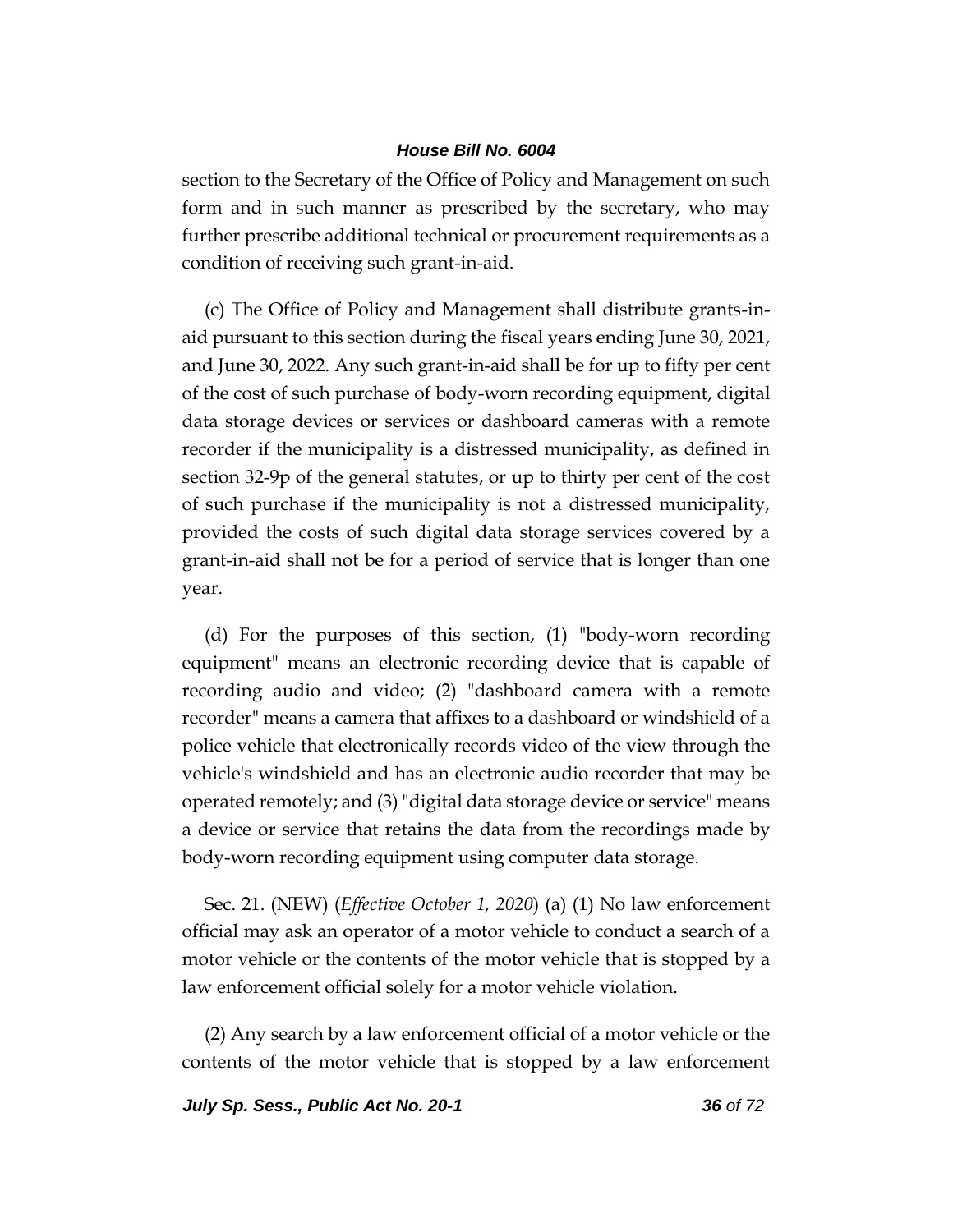section to the Secretary of the Office of Policy and Management on such form and in such manner as prescribed by the secretary, who may further prescribe additional technical or procurement requirements as a condition of receiving such grant-in-aid.

(c) The Office of Policy and Management shall distribute grants-in-aid pursuant to this section during the fiscal years ending June 30, 2021, and June 30, 2022. Any such grant-in-aid shall be for up to fifty per cent of the cost of such purchase of body-worn recording equipment, digital data storage devices or services or dashboard cameras with a remote recorder if the municipality is a distressed municipality, as defined in section 32-9p of the general statutes, or up to thirty per cent of the cost of such purchase if the municipality is not a distressed municipality, provided the costs of such digital data storage services covered by a grant-in-aid shall not be for a period of service that is longer than one year.

(d) For the purposes of this section, (1) "body-worn recording equipment" means an electronic recording device that is capable of recording audio and video; (2) "dashboard camera with a remote recorder" means a camera that affixes to a dashboard or windshield of a police vehicle that electronically records video of the view through the vehicle's windshield and has an electronic audio recorder that may be operated remotely; and (3) "digital data storage device or service" means a device or service that retains the data from the recordings made by body-worn recording equipment using computer data storage.

Sec. 21. (NEW) (*Effective October 1, 2020*) (a) (1) No law enforcement official may ask an operator of a motor vehicle to conduct a search of a motor vehicle or the contents of the motor vehicle that is stopped by a law enforcement official solely for a motor vehicle violation.

(2) Any search by a law enforcement official of a motor vehicle or the contents of the motor vehicle that is stopped by a law enforcement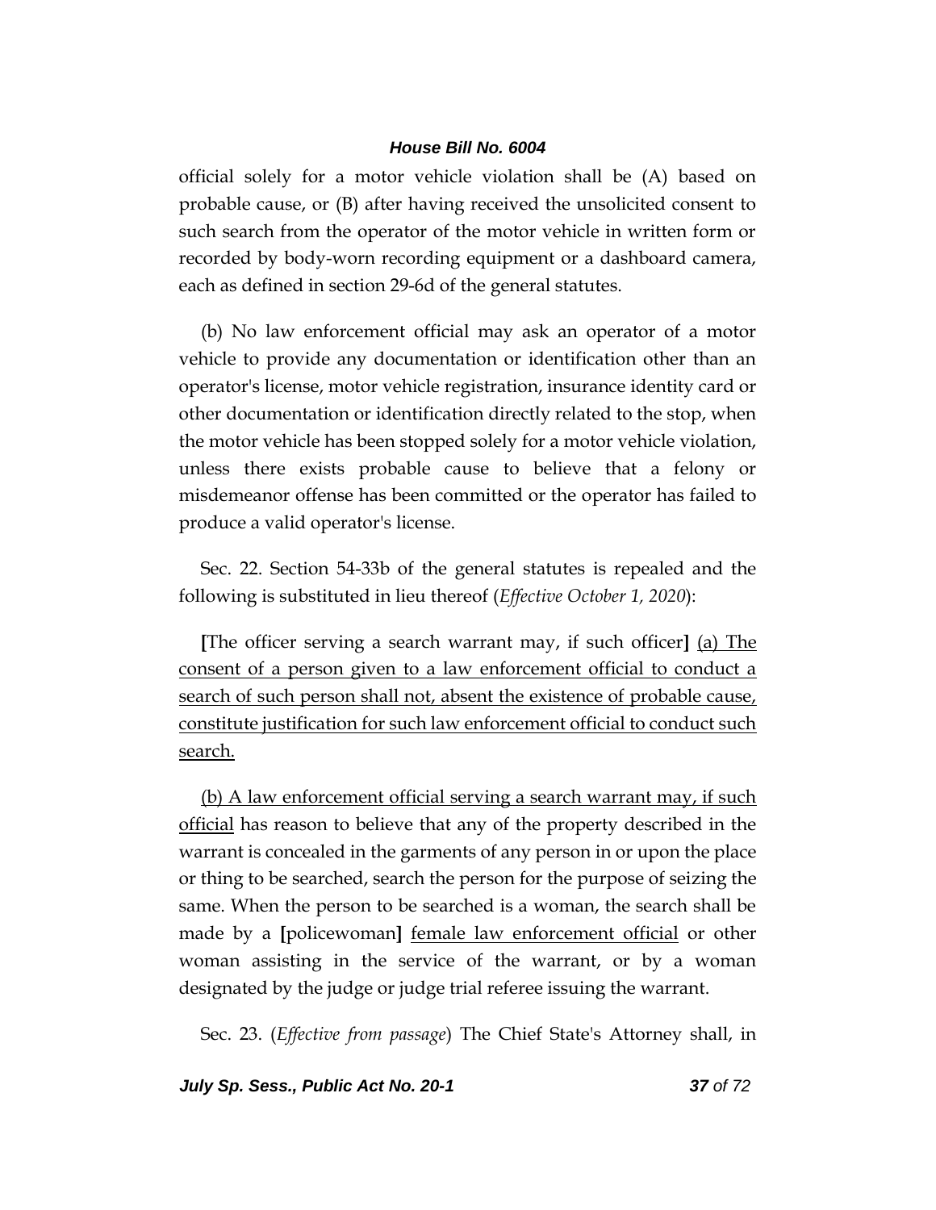official solely for a motor vehicle violation shall be (A) based on probable cause, or (B) after having received the unsolicited consent to such search from the operator of the motor vehicle in written form or recorded by body-worn recording equipment or a dashboard camera, each as defined in section 29-6d of the general statutes.

(b) No law enforcement official may ask an operator of a motor vehicle to provide any documentation or identification other than an operator's license, motor vehicle registration, insurance identity card or other documentation or identification directly related to the stop, when the motor vehicle has been stopped solely for a motor vehicle violation, unless there exists probable cause to believe that a felony or misdemeanor offense has been committed or the operator has failed to produce a valid operator's license.

Sec. 22. Section 54-33b of the general statutes is repealed and the following is substituted in lieu thereof (*Effective October 1, 2020*):

**[**The officer serving a search warrant may, if such officer**]** <u>(a) The consent of a person given to a law enforcement official to conduct a search of such person shall not, absent the existence of probable cause, constitute justification for such law enforcement official to conduct such search.</u>

<u>(b) A law enforcement official serving a search warrant may, if such official</u> has reason to believe that any of the property described in the warrant is concealed in the garments of any person in or upon the place or thing to be searched, search the person for the purpose of seizing the same. When the person to be searched is a woman, the search shall be made by a **[**policewoman**]** <u>female law enforcement official</u> or other woman assisting in the service of the warrant, or by a woman designated by the judge or judge trial referee issuing the warrant.

Sec. 23. (*Effective from passage*) The Chief State's Attorney shall, in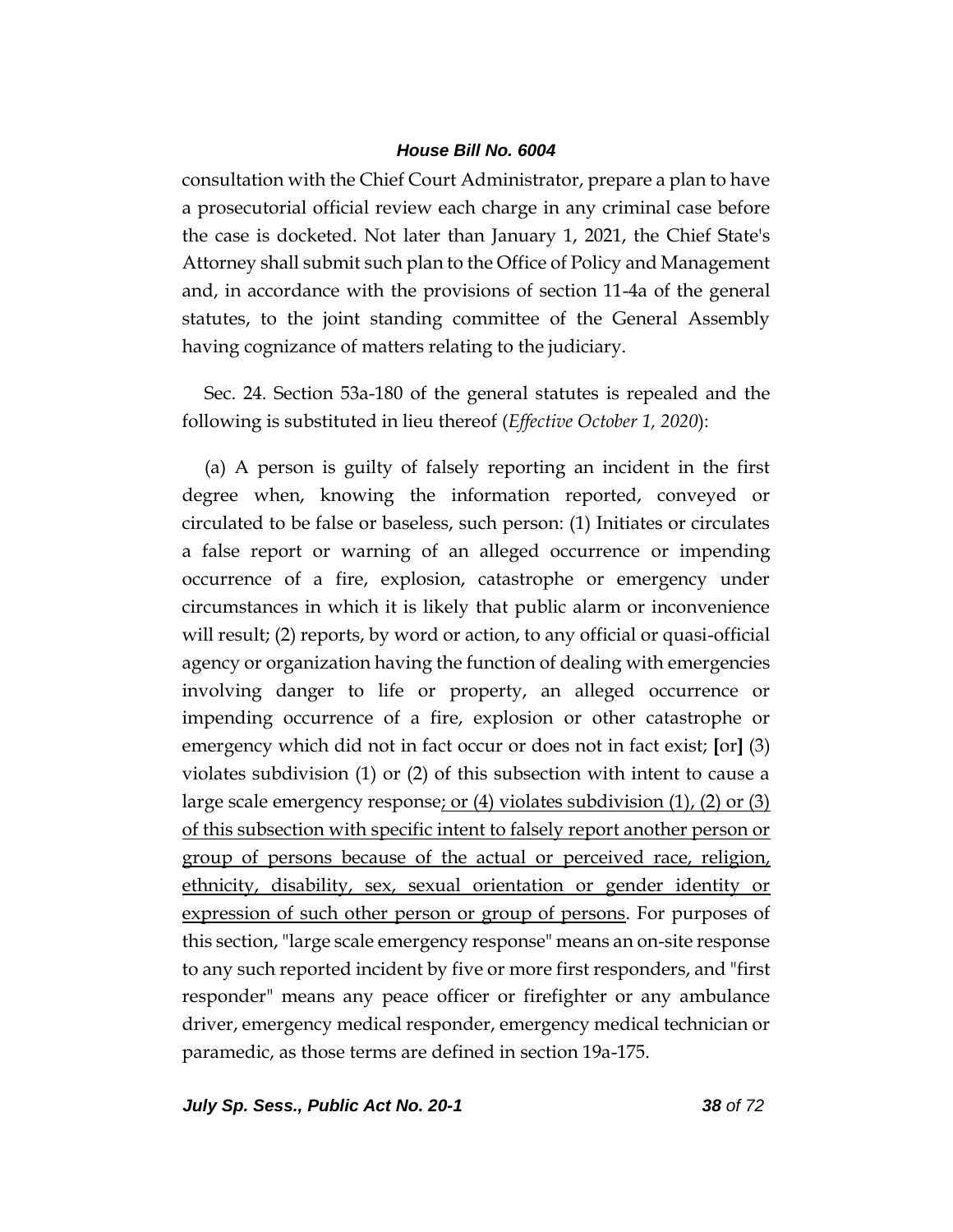consultation with the Chief Court Administrator, prepare a plan to have a prosecutorial official review each charge in any criminal case before the case is docketed. Not later than January 1, 2021, the Chief State's Attorney shall submit such plan to the Office of Policy and Management and, in accordance with the provisions of section 11-4a of the general statutes, to the joint standing committee of the General Assembly having cognizance of matters relating to the judiciary.

Sec. 24. Section 53a-180 of the general statutes is repealed and the following is substituted in lieu thereof (*Effective October 1, 2020*):

(a) A person is guilty of falsely reporting an incident in the first degree when, knowing the information reported, conveyed or circulated to be false or baseless, such person: (1) Initiates or circulates a false report or warning of an alleged occurrence or impending occurrence of a fire, explosion, catastrophe or emergency under circumstances in which it is likely that public alarm or inconvenience will result; (2) reports, by word or action, to any official or quasi-official agency or organization having the function of dealing with emergencies involving danger to life or property, an alleged occurrence or impending occurrence of a fire, explosion or other catastrophe or emergency which did not in fact occur or does not in fact exist; **[**or**]** (3) violates subdivision (1) or (2) of this subsection with intent to cause a large scale emergency response<u>; or (4) violates subdivision (1), (2) or (3) of this subsection with specific intent to falsely report another person or group of persons because of the actual or perceived race, religion, ethnicity, disability, sex, sexual orientation or gender identity or expression of such other person or group of persons</u>. For purposes of this section, "large scale emergency response" means an on-site response to any such reported incident by five or more first responders, and "first responder" means any peace officer or firefighter or any ambulance driver, emergency medical responder, emergency medical technician or paramedic, as those terms are defined in section 19a-175.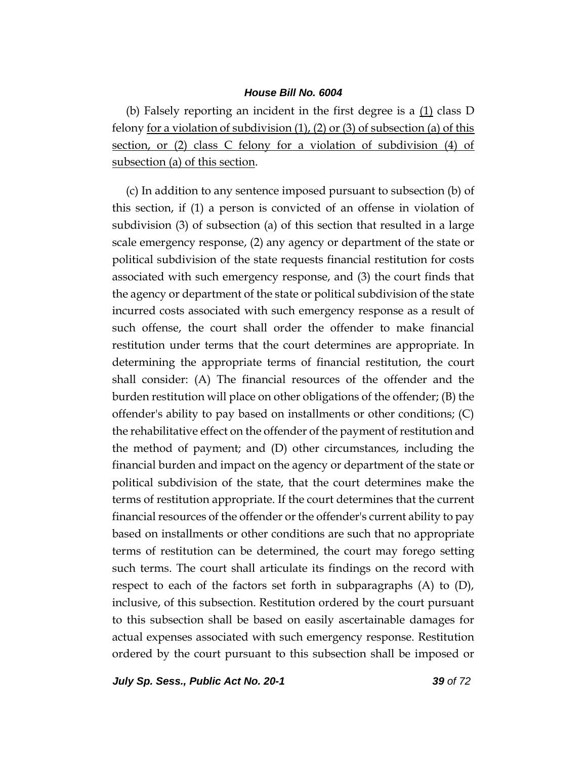(b) Falsely reporting an incident in the first degree is a <u>(1)</u> class D felony <u>for a violation of subdivision (1), (2) or (3) of subsection (a) of this section, or (2) class C felony for a violation of subdivision (4) of subsection (a) of this section</u>.

(c) In addition to any sentence imposed pursuant to subsection (b) of this section, if (1) a person is convicted of an offense in violation of subdivision (3) of subsection (a) of this section that resulted in a large scale emergency response, (2) any agency or department of the state or political subdivision of the state requests financial restitution for costs associated with such emergency response, and (3) the court finds that the agency or department of the state or political subdivision of the state incurred costs associated with such emergency response as a result of such offense, the court shall order the offender to make financial restitution under terms that the court determines are appropriate. In determining the appropriate terms of financial restitution, the court shall consider: (A) The financial resources of the offender and the burden restitution will place on other obligations of the offender; (B) the offender's ability to pay based on installments or other conditions; (C) the rehabilitative effect on the offender of the payment of restitution and the method of payment; and (D) other circumstances, including the financial burden and impact on the agency or department of the state or political subdivision of the state, that the court determines make the terms of restitution appropriate. If the court determines that the current financial resources of the offender or the offender's current ability to pay based on installments or other conditions are such that no appropriate terms of restitution can be determined, the court may forego setting such terms. The court shall articulate its findings on the record with respect to each of the factors set forth in subparagraphs (A) to (D), inclusive, of this subsection. Restitution ordered by the court pursuant to this subsection shall be based on easily ascertainable damages for actual expenses associated with such emergency response. Restitution ordered by the court pursuant to this subsection shall be imposed or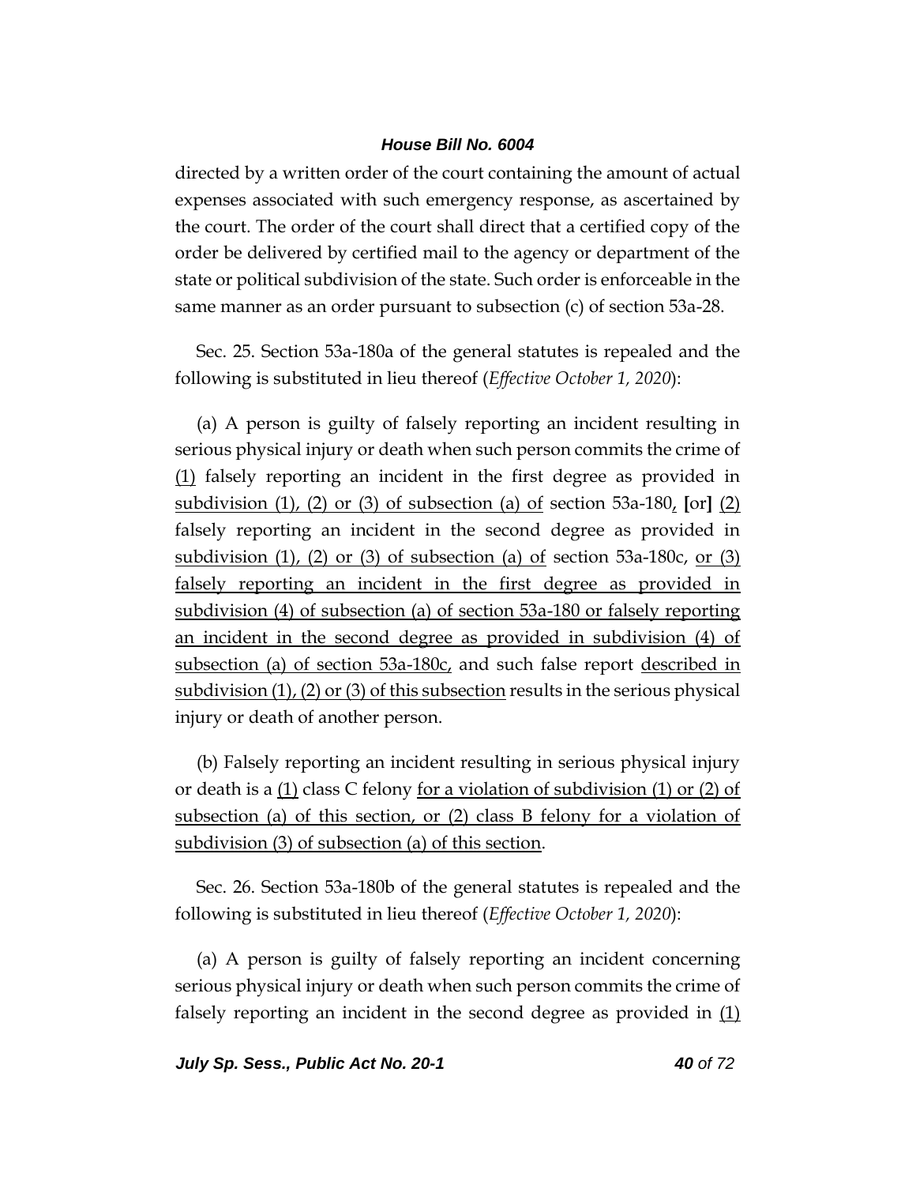directed by a written order of the court containing the amount of actual expenses associated with such emergency response, as ascertained by the court. The order of the court shall direct that a certified copy of the order be delivered by certified mail to the agency or department of the state or political subdivision of the state. Such order is enforceable in the same manner as an order pursuant to subsection (c) of section 53a-28.

Sec. 25. Section 53a-180a of the general statutes is repealed and the following is substituted in lieu thereof (*Effective October 1, 2020*):

(a) A person is guilty of falsely reporting an incident resulting in serious physical injury or death when such person commits the crime of <u>(1)</u> falsely reporting an incident in the first degree as provided in <u>subdivision (1), (2) or (3) of subsection (a) of</u> section 53a-180<u>,</u> **[**or**]** <u>(2)</u> falsely reporting an incident in the second degree as provided in <u>subdivision (1), (2) or (3) of subsection (a) of</u> section 53a-180c, <u>or (3) falsely reporting an incident in the first degree as provided in subdivision (4) of subsection (a) of section 53a-180 or falsely reporting an incident in the second degree as provided in subdivision (4) of subsection (a) of section 53a-180c,</u> and such false report <u>described in subdivision (1), (2) or (3) of this subsection</u> results in the serious physical injury or death of another person.

(b) Falsely reporting an incident resulting in serious physical injury or death is a <u>(1)</u> class C felony <u>for a violation of subdivision (1) or (2) of subsection (a) of this section, or (2) class B felony for a violation of subdivision (3) of subsection (a) of this section</u>.

Sec. 26. Section 53a-180b of the general statutes is repealed and the following is substituted in lieu thereof (*Effective October 1, 2020*):

(a) A person is guilty of falsely reporting an incident concerning serious physical injury or death when such person commits the crime of falsely reporting an incident in the second degree as provided in <u>(1)</u>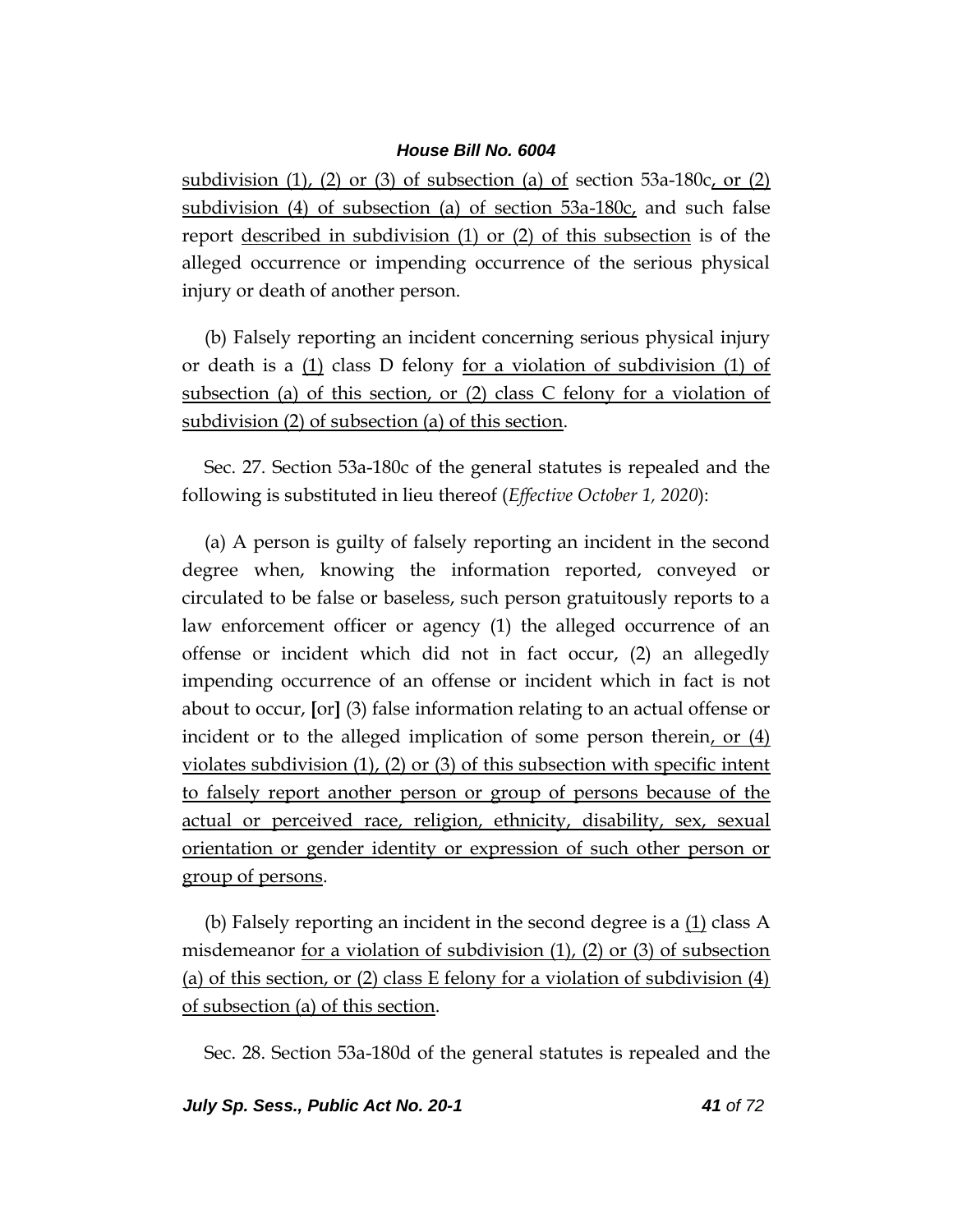subdivision (1), (2) or (3) of subsection (a) of section 53a-180c, or (2) subdivision (4) of subsection (a) of section 53a-180c, and such false report described in subdivision (1) or (2) of this subsection is of the alleged occurrence or impending occurrence of the serious physical injury or death of another person.

(b) Falsely reporting an incident concerning serious physical injury or death is a (1) class D felony for a violation of subdivision (1) of subsection (a) of this section, or (2) class C felony for a violation of subdivision (2) of subsection (a) of this section.

Sec. 27. Section 53a-180c of the general statutes is repealed and the following is substituted in lieu thereof (*Effective October 1, 2020*):

(a) A person is guilty of falsely reporting an incident in the second degree when, knowing the information reported, conveyed or circulated to be false or baseless, such person gratuitously reports to a law enforcement officer or agency (1) the alleged occurrence of an offense or incident which did not in fact occur, (2) an allegedly impending occurrence of an offense or incident which in fact is not about to occur, **[**or**]** (3) false information relating to an actual offense or incident or to the alleged implication of some person therein, or (4) violates subdivision (1), (2) or (3) of this subsection with specific intent to falsely report another person or group of persons because of the actual or perceived race, religion, ethnicity, disability, sex, sexual orientation or gender identity or expression of such other person or group of persons.

(b) Falsely reporting an incident in the second degree is a (1) class A misdemeanor for a violation of subdivision (1), (2) or (3) of subsection (a) of this section, or (2) class E felony for a violation of subdivision (4) of subsection (a) of this section.

Sec. 28. Section 53a-180d of the general statutes is repealed and the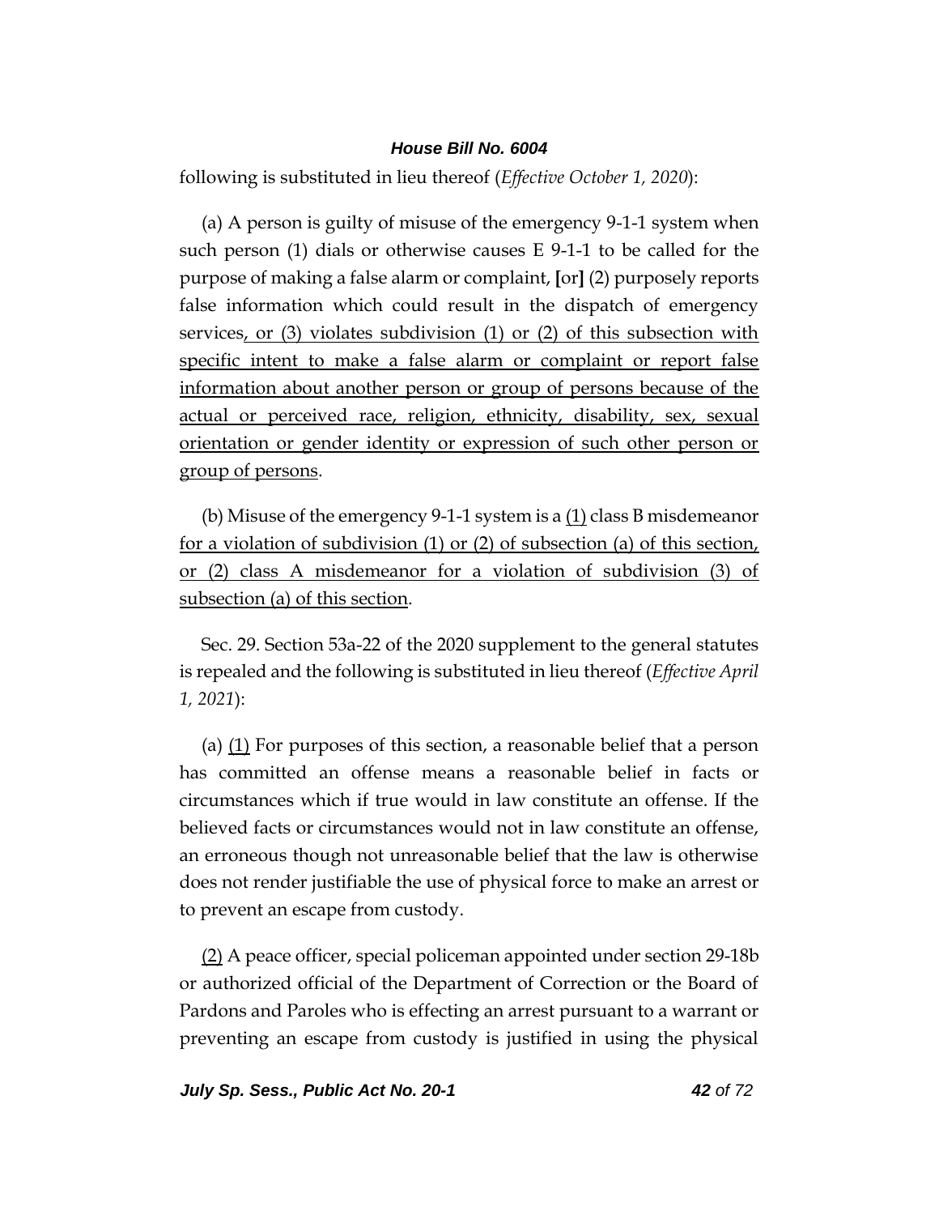following is substituted in lieu thereof (*Effective October 1, 2020*):

(a) A person is guilty of misuse of the emergency 9-1-1 system when such person (1) dials or otherwise causes E 9-1-1 to be called for the purpose of making a false alarm or complaint, [or] (2) purposely reports false information which could result in the dispatch of emergency services, or (3) violates subdivision (1) or (2) of this subsection with specific intent to make a false alarm or complaint or report false information about another person or group of persons because of the actual or perceived race, religion, ethnicity, disability, sex, sexual orientation or gender identity or expression of such other person or group of persons.

(b) Misuse of the emergency 9-1-1 system is a (1) class B misdemeanor for a violation of subdivision (1) or (2) of subsection (a) of this section, or (2) class A misdemeanor for a violation of subdivision (3) of subsection (a) of this section.

Sec. 29. Section 53a-22 of the 2020 supplement to the general statutes is repealed and the following is substituted in lieu thereof (*Effective April 1, 2021*):

(a) (1) For purposes of this section, a reasonable belief that a person has committed an offense means a reasonable belief in facts or circumstances which if true would in law constitute an offense. If the believed facts or circumstances would not in law constitute an offense, an erroneous though not unreasonable belief that the law is otherwise does not render justifiable the use of physical force to make an arrest or to prevent an escape from custody.

(2) A peace officer, special policeman appointed under section 29-18b or authorized official of the Department of Correction or the Board of Pardons and Paroles who is effecting an arrest pursuant to a warrant or preventing an escape from custody is justified in using the physical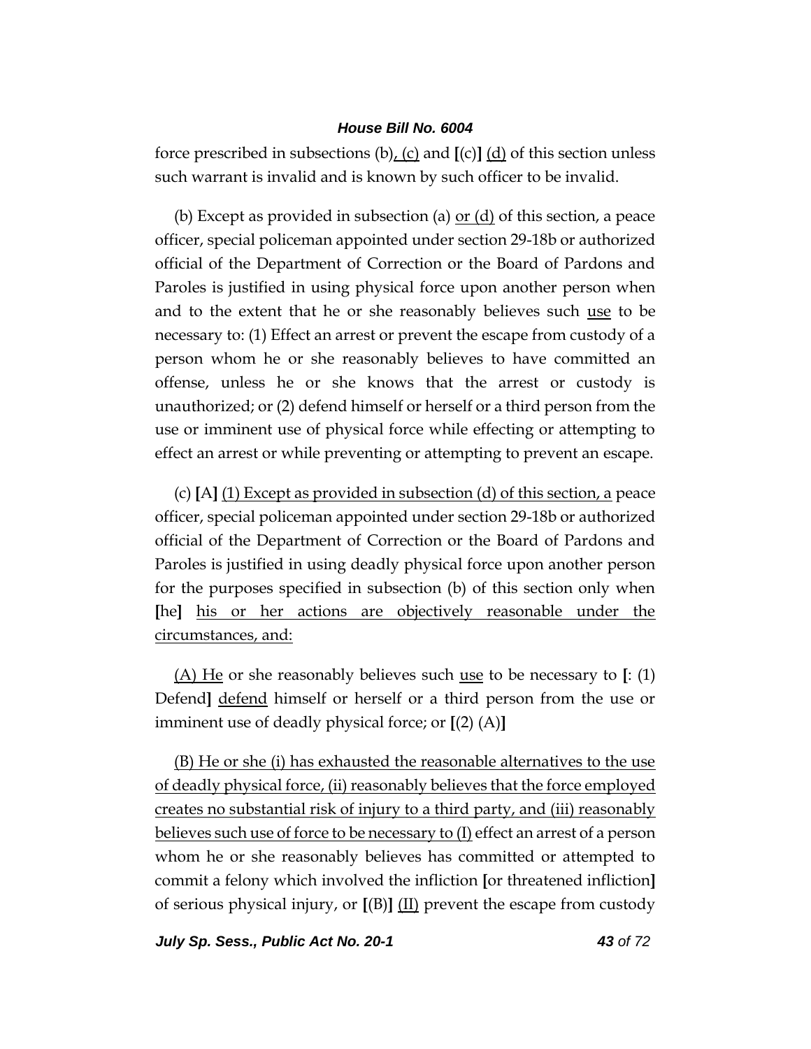force prescribed in subsections (b), (c) and [(c)] (d) of this section unless such warrant is invalid and is known by such officer to be invalid.

(b) Except as provided in subsection (a) or (d) of this section, a peace officer, special policeman appointed under section 29-18b or authorized official of the Department of Correction or the Board of Pardons and Paroles is justified in using physical force upon another person when and to the extent that he or she reasonably believes such use to be necessary to: (1) Effect an arrest or prevent the escape from custody of a person whom he or she reasonably believes to have committed an offense, unless he or she knows that the arrest or custody is unauthorized; or (2) defend himself or herself or a third person from the use or imminent use of physical force while effecting or attempting to effect an arrest or while preventing or attempting to prevent an escape.

(c) [A] (1) Except as provided in subsection (d) of this section, a peace officer, special policeman appointed under section 29-18b or authorized official of the Department of Correction or the Board of Pardons and Paroles is justified in using deadly physical force upon another person for the purposes specified in subsection (b) of this section only when [he] his or her actions are objectively reasonable under the circumstances, and:

(A) He or she reasonably believes such use to be necessary to [: (1) Defend] defend himself or herself or a third person from the use or imminent use of deadly physical force; or [(2) (A)]

(B) He or she (i) has exhausted the reasonable alternatives to the use of deadly physical force, (ii) reasonably believes that the force employed creates no substantial risk of injury to a third party, and (iii) reasonably believes such use of force to be necessary to (I) effect an arrest of a person whom he or she reasonably believes has committed or attempted to commit a felony which involved the infliction [or threatened infliction] of serious physical injury, or [(B)] (II) prevent the escape from custody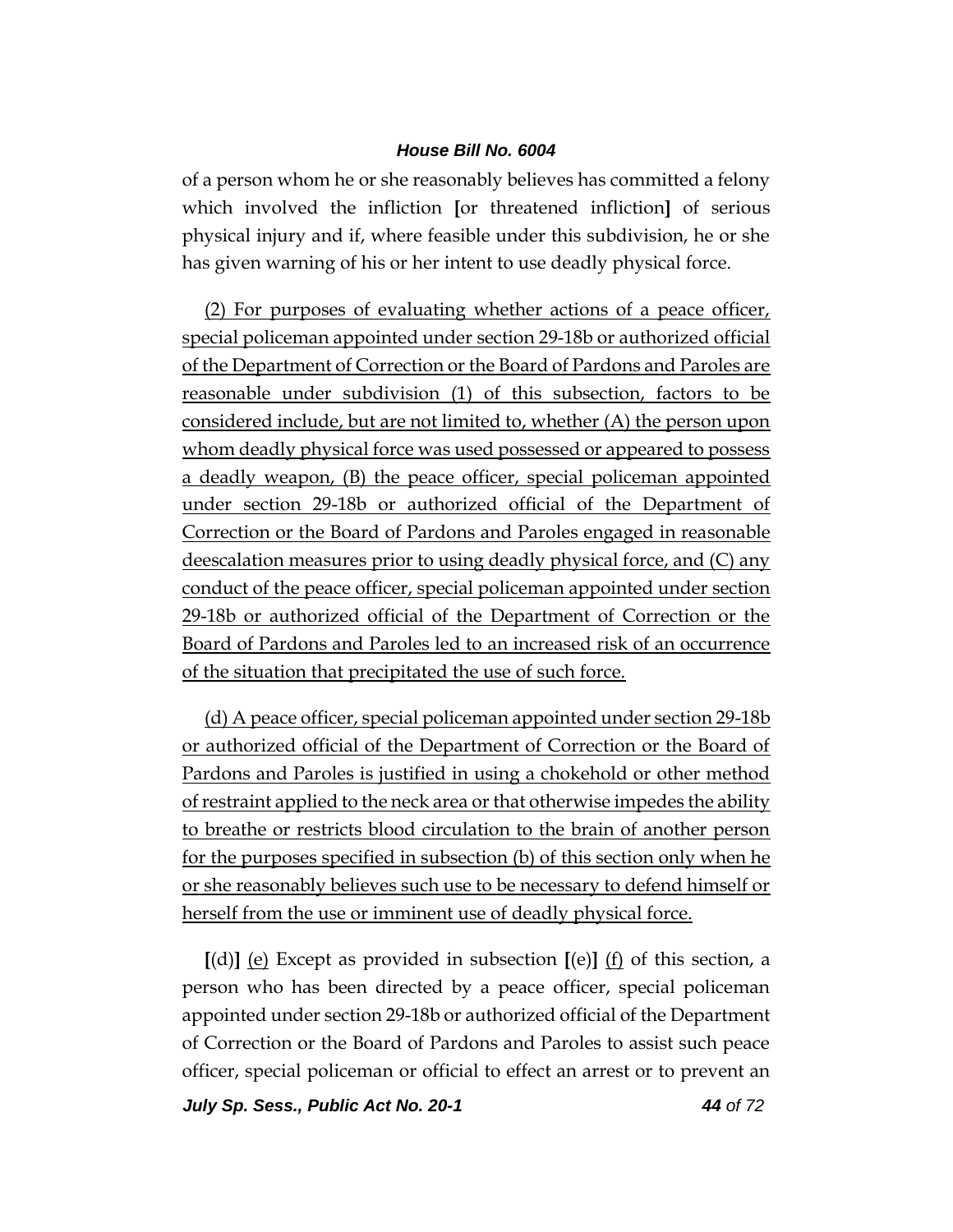of a person whom he or she reasonably believes has committed a felony which involved the infliction [or threatened infliction] of serious physical injury and if, where feasible under this subdivision, he or she has given warning of his or her intent to use deadly physical force.

<u>(2) For purposes of evaluating whether actions of a peace officer, special policeman appointed under section 29-18b or authorized official of the Department of Correction or the Board of Pardons and Paroles are reasonable under subdivision (1) of this subsection, factors to be considered include, but are not limited to, whether (A) the person upon whom deadly physical force was used possessed or appeared to possess a deadly weapon, (B) the peace officer, special policeman appointed under section 29-18b or authorized official of the Department of Correction or the Board of Pardons and Paroles engaged in reasonable deescalation measures prior to using deadly physical force, and (C) any conduct of the peace officer, special policeman appointed under section 29-18b or authorized official of the Department of Correction or the Board of Pardons and Paroles led to an increased risk of an occurrence of the situation that precipitated the use of such force.</u>

<u>(d) A peace officer, special policeman appointed under section 29-18b or authorized official of the Department of Correction or the Board of Pardons and Paroles is justified in using a chokehold or other method of restraint applied to the neck area or that otherwise impedes the ability to breathe or restricts blood circulation to the brain of another person for the purposes specified in subsection (b) of this section only when he or she reasonably believes such use to be necessary to defend himself or herself from the use or imminent use of deadly physical force.</u>

[(d)] <u>(e)</u> Except as provided in subsection [(e)] <u>(f)</u> of this section, a person who has been directed by a peace officer, special policeman appointed under section 29-18b or authorized official of the Department of Correction or the Board of Pardons and Paroles to assist such peace officer, special policeman or official to effect an arrest or to prevent an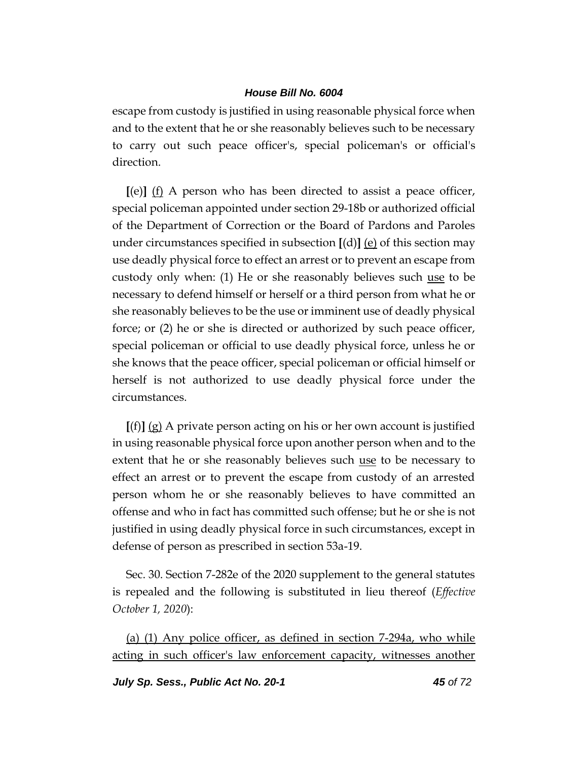escape from custody is justified in using reasonable physical force when and to the extent that he or she reasonably believes such to be necessary to carry out such peace officer's, special policeman's or official's direction.

**[**(e)**]** <u>(f)</u> A person who has been directed to assist a peace officer, special policeman appointed under section 29-18b or authorized official of the Department of Correction or the Board of Pardons and Paroles under circumstances specified in subsection **[**(d)**]** <u>(e)</u> of this section may use deadly physical force to effect an arrest or to prevent an escape from custody only when: (1) He or she reasonably believes such <u>use</u> to be necessary to defend himself or herself or a third person from what he or she reasonably believes to be the use or imminent use of deadly physical force; or (2) he or she is directed or authorized by such peace officer, special policeman or official to use deadly physical force, unless he or she knows that the peace officer, special policeman or official himself or herself is not authorized to use deadly physical force under the circumstances.

**[**(f)**]** <u>(g)</u> A private person acting on his or her own account is justified in using reasonable physical force upon another person when and to the extent that he or she reasonably believes such <u>use</u> to be necessary to effect an arrest or to prevent the escape from custody of an arrested person whom he or she reasonably believes to have committed an offense and who in fact has committed such offense; but he or she is not justified in using deadly physical force in such circumstances, except in defense of person as prescribed in section 53a-19.

Sec. 30. Section 7-282e of the 2020 supplement to the general statutes is repealed and the following is substituted in lieu thereof (*Effective October 1, 2020*):

<u>(a) (1) Any police officer, as defined in section 7-294a, who while acting in such officer's law enforcement capacity, witnesses another</u>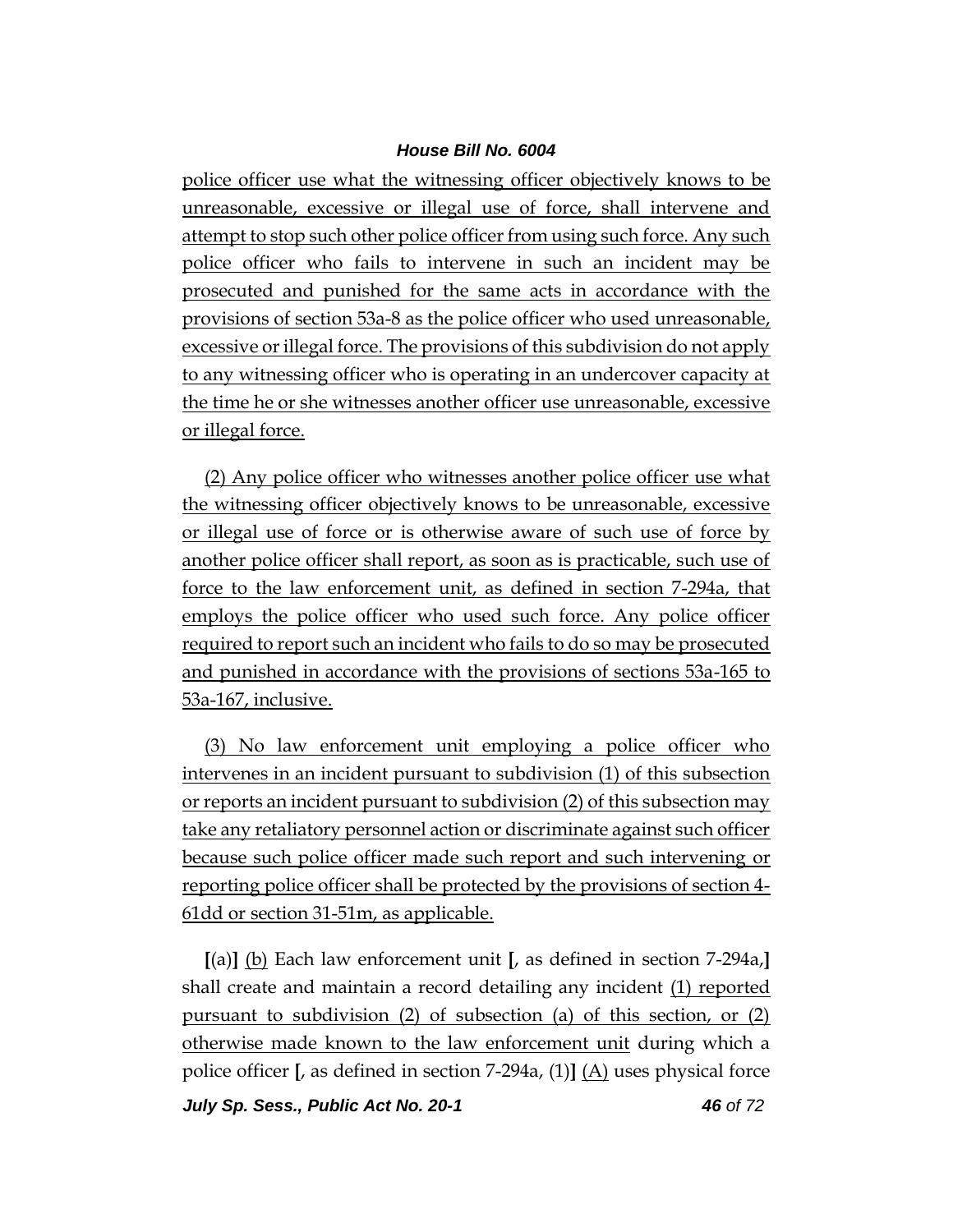police officer use what the witnessing officer objectively knows to be unreasonable, excessive or illegal use of force, shall intervene and attempt to stop such other police officer from using such force. Any such police officer who fails to intervene in such an incident may be prosecuted and punished for the same acts in accordance with the provisions of section 53a-8 as the police officer who used unreasonable, excessive or illegal force. The provisions of this subdivision do not apply to any witnessing officer who is operating in an undercover capacity at the time he or she witnesses another officer use unreasonable, excessive or illegal force.

(2) Any police officer who witnesses another police officer use what the witnessing officer objectively knows to be unreasonable, excessive or illegal use of force or is otherwise aware of such use of force by another police officer shall report, as soon as is practicable, such use of force to the law enforcement unit, as defined in section 7-294a, that employs the police officer who used such force. Any police officer required to report such an incident who fails to do so may be prosecuted and punished in accordance with the provisions of sections 53a-165 to 53a-167, inclusive.

(3) No law enforcement unit employing a police officer who intervenes in an incident pursuant to subdivision (1) of this subsection or reports an incident pursuant to subdivision (2) of this subsection may take any retaliatory personnel action or discriminate against such officer because such police officer made such report and such intervening or reporting police officer shall be protected by the provisions of section 4-61dd or section 31-51m, as applicable.

**[**(a)**]** (b) Each law enforcement unit **[**, as defined in section 7-294a,**]** shall create and maintain a record detailing any incident (1) reported pursuant to subdivision (2) of subsection (a) of this section, or (2) otherwise made known to the law enforcement unit during which a police officer **[**, as defined in section 7-294a, (1)**]** (A) uses physical force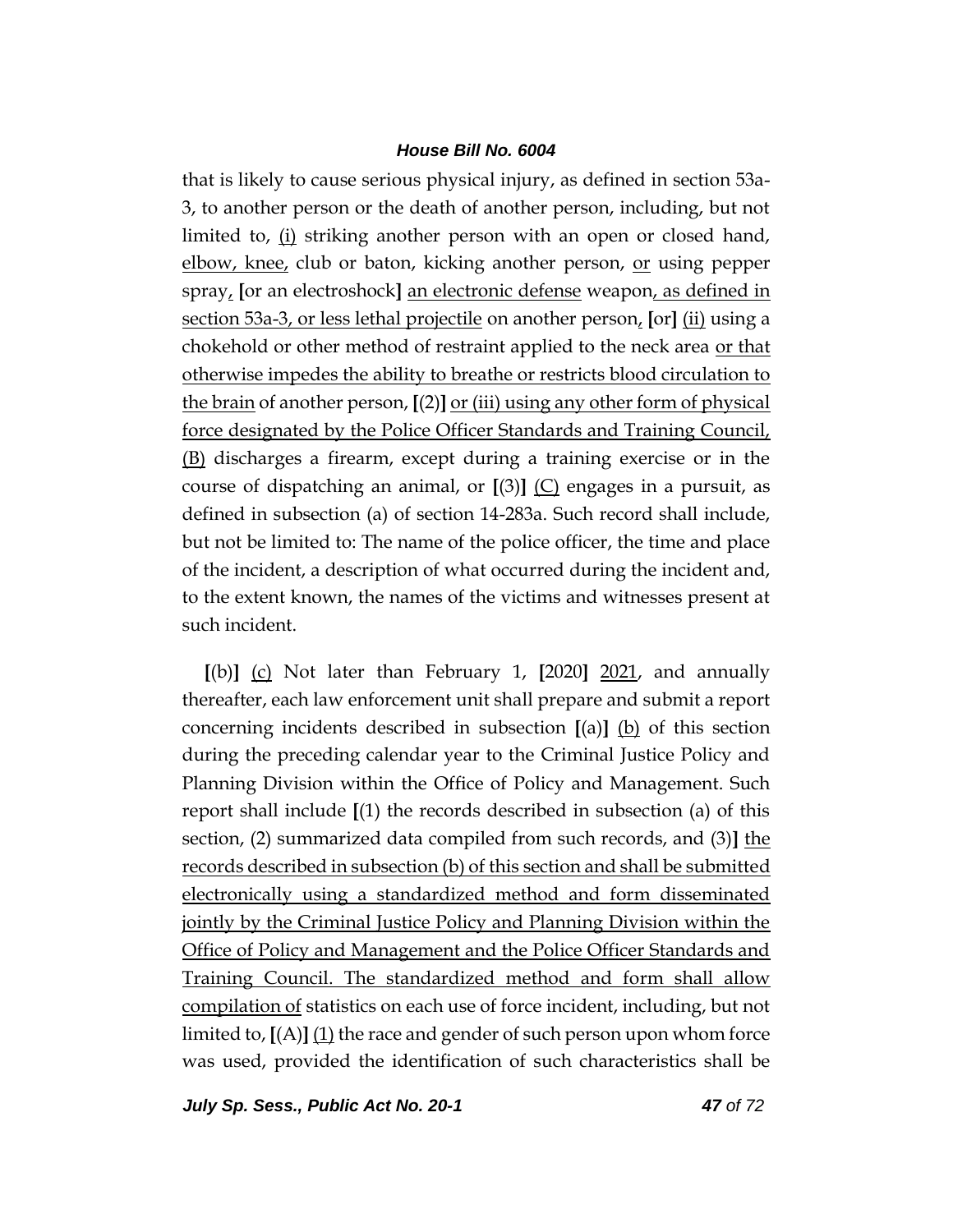that is likely to cause serious physical injury, as defined in section 53a-3, to another person or the death of another person, including, but not limited to, (i) striking another person with an open or closed hand, elbow, knee, club or baton, kicking another person, or using pepper spray, [or an electroshock] an electronic defense weapon, as defined in section 53a-3, or less lethal projectile on another person, [or] (ii) using a chokehold or other method of restraint applied to the neck area or that otherwise impedes the ability to breathe or restricts blood circulation to the brain of another person, [(2)] or (iii) using any other form of physical force designated by the Police Officer Standards and Training Council, (B) discharges a firearm, except during a training exercise or in the course of dispatching an animal, or [(3)] (C) engages in a pursuit, as defined in subsection (a) of section 14-283a. Such record shall include, but not be limited to: The name of the police officer, the time and place of the incident, a description of what occurred during the incident and, to the extent known, the names of the victims and witnesses present at such incident.

[(b)] (c) Not later than February 1, [2020] 2021, and annually thereafter, each law enforcement unit shall prepare and submit a report concerning incidents described in subsection [(a)] (b) of this section during the preceding calendar year to the Criminal Justice Policy and Planning Division within the Office of Policy and Management. Such report shall include [(1) the records described in subsection (a) of this section, (2) summarized data compiled from such records, and (3)] the records described in subsection (b) of this section and shall be submitted electronically using a standardized method and form disseminated jointly by the Criminal Justice Policy and Planning Division within the Office of Policy and Management and the Police Officer Standards and Training Council. The standardized method and form shall allow compilation of statistics on each use of force incident, including, but not limited to, [(A)] (1) the race and gender of such person upon whom force was used, provided the identification of such characteristics shall be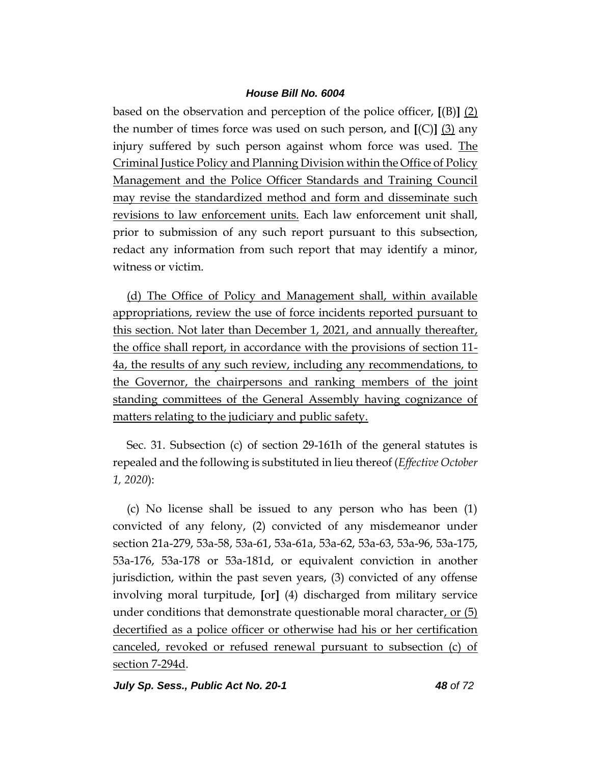based on the observation and perception of the police officer, [(B)] (2) the number of times force was used on such person, and [(C)] (3) any injury suffered by such person against whom force was used. The Criminal Justice Policy and Planning Division within the Office of Policy Management and the Police Officer Standards and Training Council may revise the standardized method and form and disseminate such revisions to law enforcement units. Each law enforcement unit shall, prior to submission of any such report pursuant to this subsection, redact any information from such report that may identify a minor, witness or victim.

(d) The Office of Policy and Management shall, within available appropriations, review the use of force incidents reported pursuant to this section. Not later than December 1, 2021, and annually thereafter, the office shall report, in accordance with the provisions of section 11-4a, the results of any such review, including any recommendations, to the Governor, the chairpersons and ranking members of the joint standing committees of the General Assembly having cognizance of matters relating to the judiciary and public safety.

Sec. 31. Subsection (c) of section 29-161h of the general statutes is repealed and the following is substituted in lieu thereof (*Effective October 1, 2020*):

(c) No license shall be issued to any person who has been (1) convicted of any felony, (2) convicted of any misdemeanor under section 21a-279, 53a-58, 53a-61, 53a-61a, 53a-62, 53a-63, 53a-96, 53a-175, 53a-176, 53a-178 or 53a-181d, or equivalent conviction in another jurisdiction, within the past seven years, (3) convicted of any offense involving moral turpitude, [or] (4) discharged from military service under conditions that demonstrate questionable moral character, or (5) decertified as a police officer or otherwise had his or her certification canceled, revoked or refused renewal pursuant to subsection (c) of section 7-294d.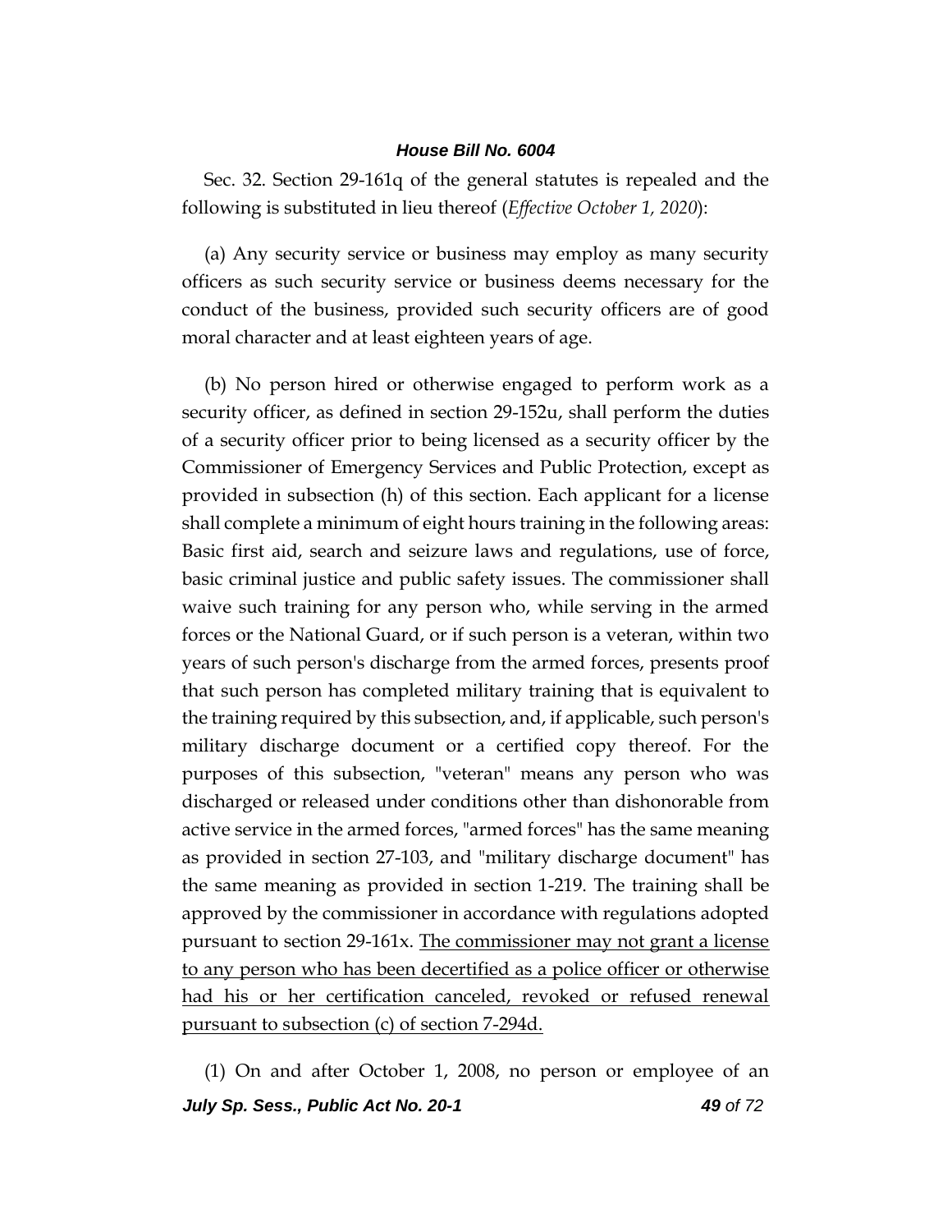Sec. 32. Section 29-161q of the general statutes is repealed and the following is substituted in lieu thereof (*Effective October 1, 2020*):

(a) Any security service or business may employ as many security officers as such security service or business deems necessary for the conduct of the business, provided such security officers are of good moral character and at least eighteen years of age.

(b) No person hired or otherwise engaged to perform work as a security officer, as defined in section 29-152u, shall perform the duties of a security officer prior to being licensed as a security officer by the Commissioner of Emergency Services and Public Protection, except as provided in subsection (h) of this section. Each applicant for a license shall complete a minimum of eight hours training in the following areas: Basic first aid, search and seizure laws and regulations, use of force, basic criminal justice and public safety issues. The commissioner shall waive such training for any person who, while serving in the armed forces or the National Guard, or if such person is a veteran, within two years of such person's discharge from the armed forces, presents proof that such person has completed military training that is equivalent to the training required by this subsection, and, if applicable, such person's military discharge document or a certified copy thereof. For the purposes of this subsection, "veteran" means any person who was discharged or released under conditions other than dishonorable from active service in the armed forces, "armed forces" has the same meaning as provided in section 27-103, and "military discharge document" has the same meaning as provided in section 1-219. The training shall be approved by the commissioner in accordance with regulations adopted pursuant to section 29-161x. <u>The commissioner may not grant a license to any person who has been decertified as a police officer or otherwise had his or her certification canceled, revoked or refused renewal pursuant to subsection (c) of section 7-294d.</u>

(1) On and after October 1, 2008, no person or employee of an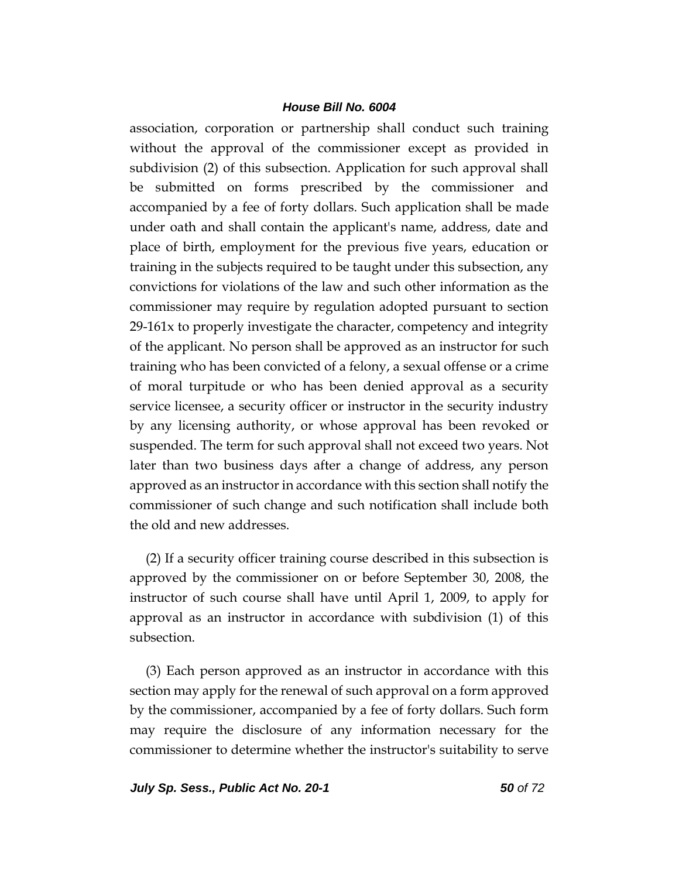association, corporation or partnership shall conduct such training without the approval of the commissioner except as provided in subdivision (2) of this subsection. Application for such approval shall be submitted on forms prescribed by the commissioner and accompanied by a fee of forty dollars. Such application shall be made under oath and shall contain the applicant's name, address, date and place of birth, employment for the previous five years, education or training in the subjects required to be taught under this subsection, any convictions for violations of the law and such other information as the commissioner may require by regulation adopted pursuant to section 29-161x to properly investigate the character, competency and integrity of the applicant. No person shall be approved as an instructor for such training who has been convicted of a felony, a sexual offense or a crime of moral turpitude or who has been denied approval as a security service licensee, a security officer or instructor in the security industry by any licensing authority, or whose approval has been revoked or suspended. The term for such approval shall not exceed two years. Not later than two business days after a change of address, any person approved as an instructor in accordance with this section shall notify the commissioner of such change and such notification shall include both the old and new addresses.

(2) If a security officer training course described in this subsection is approved by the commissioner on or before September 30, 2008, the instructor of such course shall have until April 1, 2009, to apply for approval as an instructor in accordance with subdivision (1) of this subsection.

(3) Each person approved as an instructor in accordance with this section may apply for the renewal of such approval on a form approved by the commissioner, accompanied by a fee of forty dollars. Such form may require the disclosure of any information necessary for the commissioner to determine whether the instructor's suitability to serve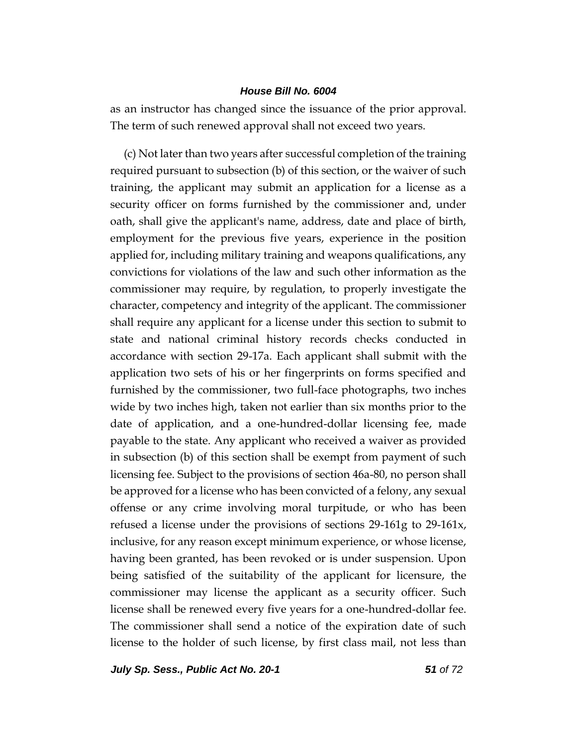as an instructor has changed since the issuance of the prior approval. The term of such renewed approval shall not exceed two years.

(c) Not later than two years after successful completion of the training required pursuant to subsection (b) of this section, or the waiver of such training, the applicant may submit an application for a license as a security officer on forms furnished by the commissioner and, under oath, shall give the applicant's name, address, date and place of birth, employment for the previous five years, experience in the position applied for, including military training and weapons qualifications, any convictions for violations of the law and such other information as the commissioner may require, by regulation, to properly investigate the character, competency and integrity of the applicant. The commissioner shall require any applicant for a license under this section to submit to state and national criminal history records checks conducted in accordance with section 29-17a. Each applicant shall submit with the application two sets of his or her fingerprints on forms specified and furnished by the commissioner, two full-face photographs, two inches wide by two inches high, taken not earlier than six months prior to the date of application, and a one-hundred-dollar licensing fee, made payable to the state. Any applicant who received a waiver as provided in subsection (b) of this section shall be exempt from payment of such licensing fee. Subject to the provisions of section 46a-80, no person shall be approved for a license who has been convicted of a felony, any sexual offense or any crime involving moral turpitude, or who has been refused a license under the provisions of sections 29-161g to 29-161x, inclusive, for any reason except minimum experience, or whose license, having been granted, has been revoked or is under suspension. Upon being satisfied of the suitability of the applicant for licensure, the commissioner may license the applicant as a security officer. Such license shall be renewed every five years for a one-hundred-dollar fee. The commissioner shall send a notice of the expiration date of such license to the holder of such license, by first class mail, not less than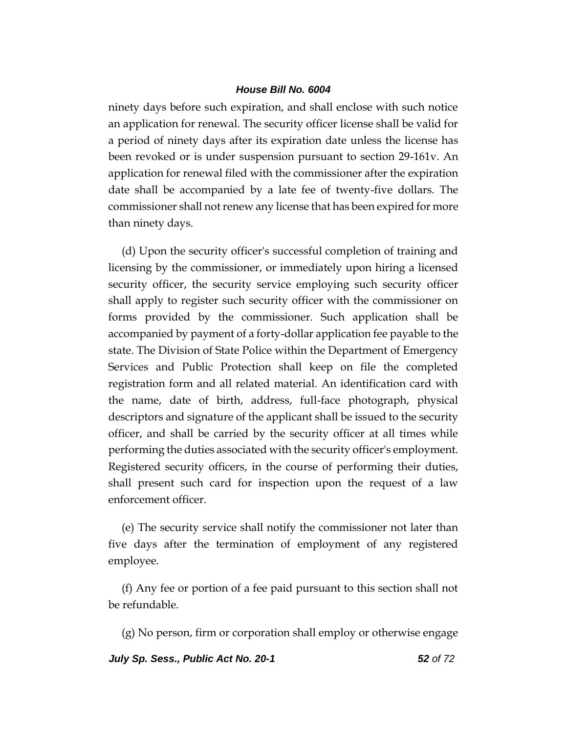ninety days before such expiration, and shall enclose with such notice an application for renewal. The security officer license shall be valid for a period of ninety days after its expiration date unless the license has been revoked or is under suspension pursuant to section 29-161v. An application for renewal filed with the commissioner after the expiration date shall be accompanied by a late fee of twenty-five dollars. The commissioner shall not renew any license that has been expired for more than ninety days.

(d) Upon the security officer's successful completion of training and licensing by the commissioner, or immediately upon hiring a licensed security officer, the security service employing such security officer shall apply to register such security officer with the commissioner on forms provided by the commissioner. Such application shall be accompanied by payment of a forty-dollar application fee payable to the state. The Division of State Police within the Department of Emergency Services and Public Protection shall keep on file the completed registration form and all related material. An identification card with the name, date of birth, address, full-face photograph, physical descriptors and signature of the applicant shall be issued to the security officer, and shall be carried by the security officer at all times while performing the duties associated with the security officer's employment. Registered security officers, in the course of performing their duties, shall present such card for inspection upon the request of a law enforcement officer.

(e) The security service shall notify the commissioner not later than five days after the termination of employment of any registered employee.

(f) Any fee or portion of a fee paid pursuant to this section shall not be refundable.

(g) No person, firm or corporation shall employ or otherwise engage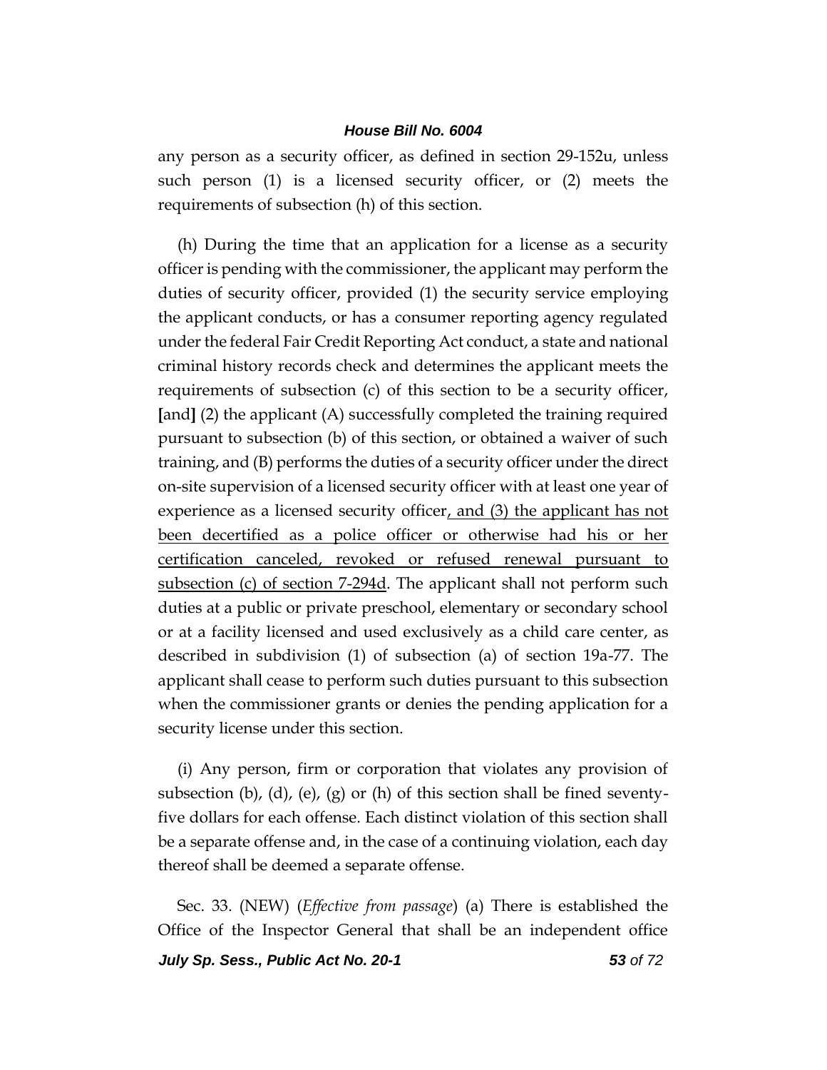any person as a security officer, as defined in section 29-152u, unless such person (1) is a licensed security officer, or (2) meets the requirements of subsection (h) of this section.

(h) During the time that an application for a license as a security officer is pending with the commissioner, the applicant may perform the duties of security officer, provided (1) the security service employing the applicant conducts, or has a consumer reporting agency regulated under the federal Fair Credit Reporting Act conduct, a state and national criminal history records check and determines the applicant meets the requirements of subsection (c) of this section to be a security officer, [and] (2) the applicant (A) successfully completed the training required pursuant to subsection (b) of this section, or obtained a waiver of such training, and (B) performs the duties of a security officer under the direct on-site supervision of a licensed security officer with at least one year of experience as a licensed security officer<u>, and (3) the applicant has not been decertified as a police officer or otherwise had his or her certification canceled, revoked or refused renewal pursuant to subsection (c) of section 7-294d</u>. The applicant shall not perform such duties at a public or private preschool, elementary or secondary school or at a facility licensed and used exclusively as a child care center, as described in subdivision (1) of subsection (a) of section 19a-77. The applicant shall cease to perform such duties pursuant to this subsection when the commissioner grants or denies the pending application for a security license under this section.

(i) Any person, firm or corporation that violates any provision of subsection (b), (d), (e), (g) or (h) of this section shall be fined seventy-five dollars for each offense. Each distinct violation of this section shall be a separate offense and, in the case of a continuing violation, each day thereof shall be deemed a separate offense.

Sec. 33. (NEW) (*Effective from passage*) (a) There is established the Office of the Inspector General that shall be an independent office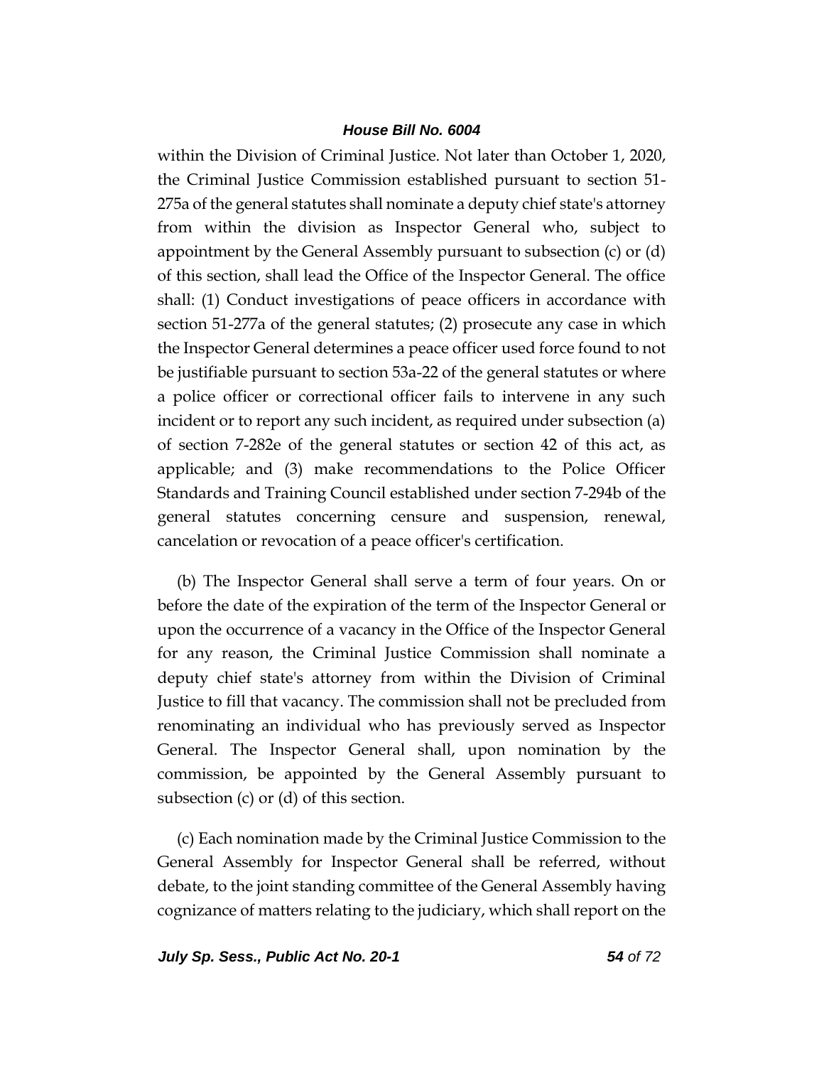within the Division of Criminal Justice. Not later than October 1, 2020, the Criminal Justice Commission established pursuant to section 51-275a of the general statutes shall nominate a deputy chief state's attorney from within the division as Inspector General who, subject to appointment by the General Assembly pursuant to subsection (c) or (d) of this section, shall lead the Office of the Inspector General. The office shall: (1) Conduct investigations of peace officers in accordance with section 51-277a of the general statutes; (2) prosecute any case in which the Inspector General determines a peace officer used force found to not be justifiable pursuant to section 53a-22 of the general statutes or where a police officer or correctional officer fails to intervene in any such incident or to report any such incident, as required under subsection (a) of section 7-282e of the general statutes or section 42 of this act, as applicable; and (3) make recommendations to the Police Officer Standards and Training Council established under section 7-294b of the general statutes concerning censure and suspension, renewal, cancelation or revocation of a peace officer's certification.

(b) The Inspector General shall serve a term of four years. On or before the date of the expiration of the term of the Inspector General or upon the occurrence of a vacancy in the Office of the Inspector General for any reason, the Criminal Justice Commission shall nominate a deputy chief state's attorney from within the Division of Criminal Justice to fill that vacancy. The commission shall not be precluded from renominating an individual who has previously served as Inspector General. The Inspector General shall, upon nomination by the commission, be appointed by the General Assembly pursuant to subsection (c) or (d) of this section.

(c) Each nomination made by the Criminal Justice Commission to the General Assembly for Inspector General shall be referred, without debate, to the joint standing committee of the General Assembly having cognizance of matters relating to the judiciary, which shall report on the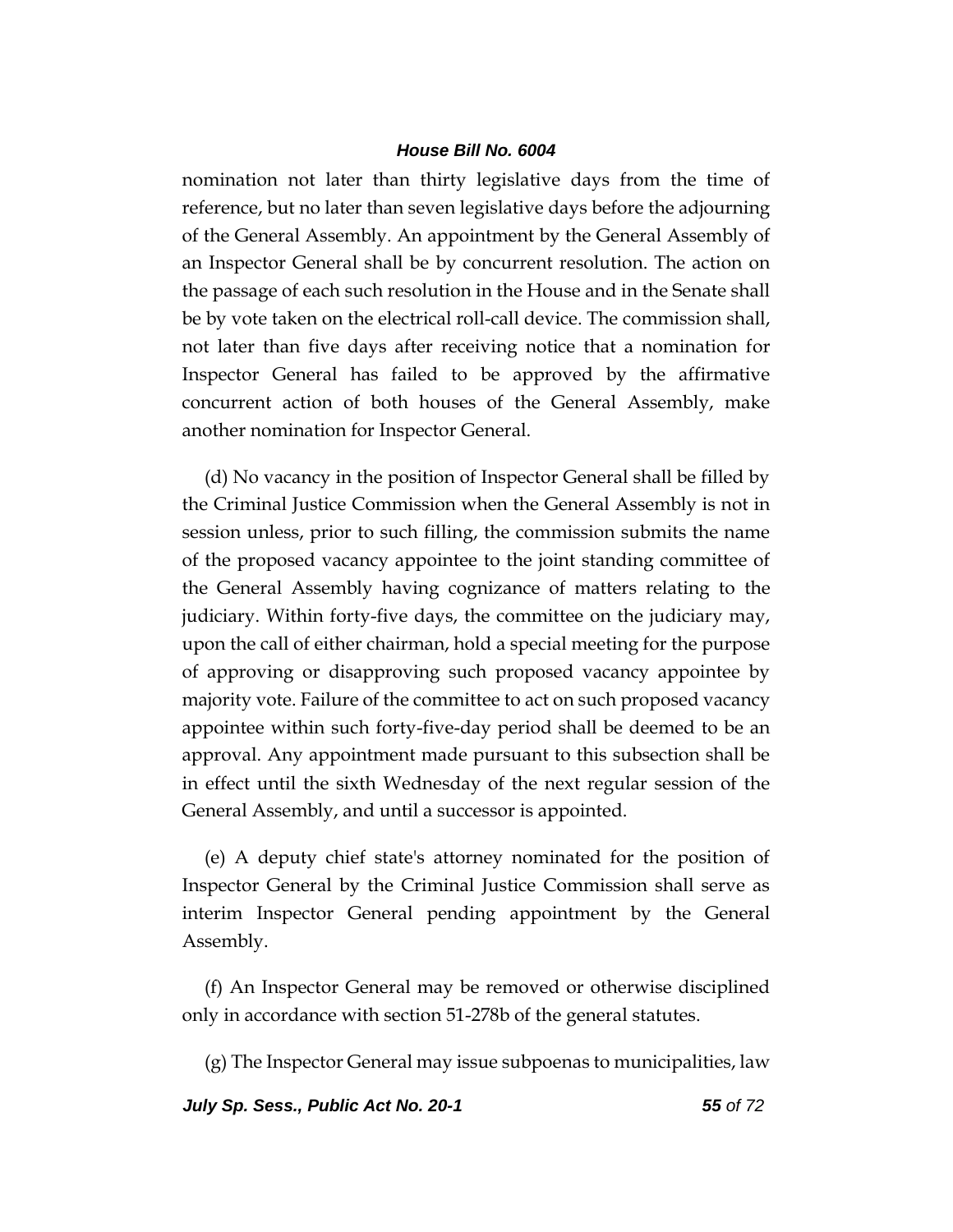nomination not later than thirty legislative days from the time of reference, but no later than seven legislative days before the adjourning of the General Assembly. An appointment by the General Assembly of an Inspector General shall be by concurrent resolution. The action on the passage of each such resolution in the House and in the Senate shall be by vote taken on the electrical roll-call device. The commission shall, not later than five days after receiving notice that a nomination for Inspector General has failed to be approved by the affirmative concurrent action of both houses of the General Assembly, make another nomination for Inspector General.

(d) No vacancy in the position of Inspector General shall be filled by the Criminal Justice Commission when the General Assembly is not in session unless, prior to such filling, the commission submits the name of the proposed vacancy appointee to the joint standing committee of the General Assembly having cognizance of matters relating to the judiciary. Within forty-five days, the committee on the judiciary may, upon the call of either chairman, hold a special meeting for the purpose of approving or disapproving such proposed vacancy appointee by majority vote. Failure of the committee to act on such proposed vacancy appointee within such forty-five-day period shall be deemed to be an approval. Any appointment made pursuant to this subsection shall be in effect until the sixth Wednesday of the next regular session of the General Assembly, and until a successor is appointed.

(e) A deputy chief state's attorney nominated for the position of Inspector General by the Criminal Justice Commission shall serve as interim Inspector General pending appointment by the General Assembly.

(f) An Inspector General may be removed or otherwise disciplined only in accordance with section 51-278b of the general statutes.

(g) The Inspector General may issue subpoenas to municipalities, law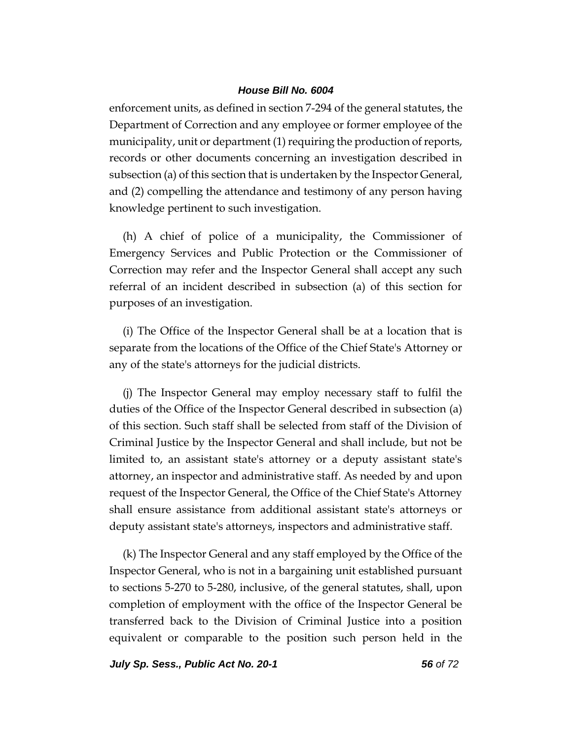enforcement units, as defined in section 7-294 of the general statutes, the Department of Correction and any employee or former employee of the municipality, unit or department (1) requiring the production of reports, records or other documents concerning an investigation described in subsection (a) of this section that is undertaken by the Inspector General, and (2) compelling the attendance and testimony of any person having knowledge pertinent to such investigation.

(h) A chief of police of a municipality, the Commissioner of Emergency Services and Public Protection or the Commissioner of Correction may refer and the Inspector General shall accept any such referral of an incident described in subsection (a) of this section for purposes of an investigation.

(i) The Office of the Inspector General shall be at a location that is separate from the locations of the Office of the Chief State's Attorney or any of the state's attorneys for the judicial districts.

(j) The Inspector General may employ necessary staff to fulfil the duties of the Office of the Inspector General described in subsection (a) of this section. Such staff shall be selected from staff of the Division of Criminal Justice by the Inspector General and shall include, but not be limited to, an assistant state's attorney or a deputy assistant state's attorney, an inspector and administrative staff. As needed by and upon request of the Inspector General, the Office of the Chief State's Attorney shall ensure assistance from additional assistant state's attorneys or deputy assistant state's attorneys, inspectors and administrative staff.

(k) The Inspector General and any staff employed by the Office of the Inspector General, who is not in a bargaining unit established pursuant to sections 5-270 to 5-280, inclusive, of the general statutes, shall, upon completion of employment with the office of the Inspector General be transferred back to the Division of Criminal Justice into a position equivalent or comparable to the position such person held in the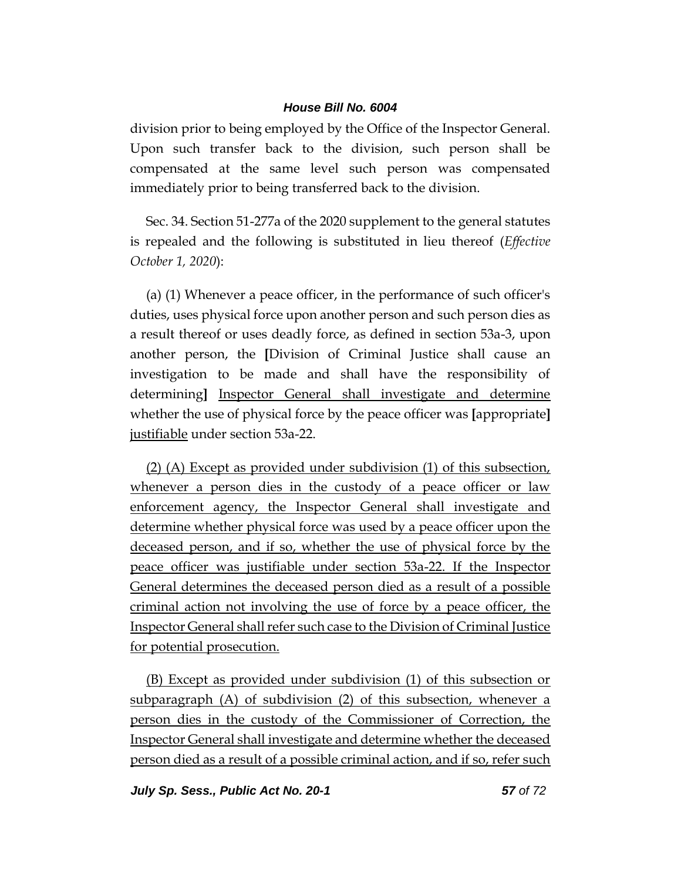division prior to being employed by the Office of the Inspector General. Upon such transfer back to the division, such person shall be compensated at the same level such person was compensated immediately prior to being transferred back to the division.

Sec. 34. Section 51-277a of the 2020 supplement to the general statutes is repealed and the following is substituted in lieu thereof (*Effective October 1, 2020*):

(a) (1) Whenever a peace officer, in the performance of such officer's duties, uses physical force upon another person and such person dies as a result thereof or uses deadly force, as defined in section 53a-3, upon another person, the **[**Division of Criminal Justice shall cause an investigation to be made and shall have the responsibility of determining**]** Inspector General shall investigate and determine whether the use of physical force by the peace officer was **[**appropriate**]** justifiable under section 53a-22.

(2) (A) Except as provided under subdivision (1) of this subsection, whenever a person dies in the custody of a peace officer or law enforcement agency, the Inspector General shall investigate and determine whether physical force was used by a peace officer upon the deceased person, and if so, whether the use of physical force by the peace officer was justifiable under section 53a-22. If the Inspector General determines the deceased person died as a result of a possible criminal action not involving the use of force by a peace officer, the Inspector General shall refer such case to the Division of Criminal Justice for potential prosecution.

(B) Except as provided under subdivision (1) of this subsection or subparagraph (A) of subdivision (2) of this subsection, whenever a person dies in the custody of the Commissioner of Correction, the Inspector General shall investigate and determine whether the deceased person died as a result of a possible criminal action, and if so, refer such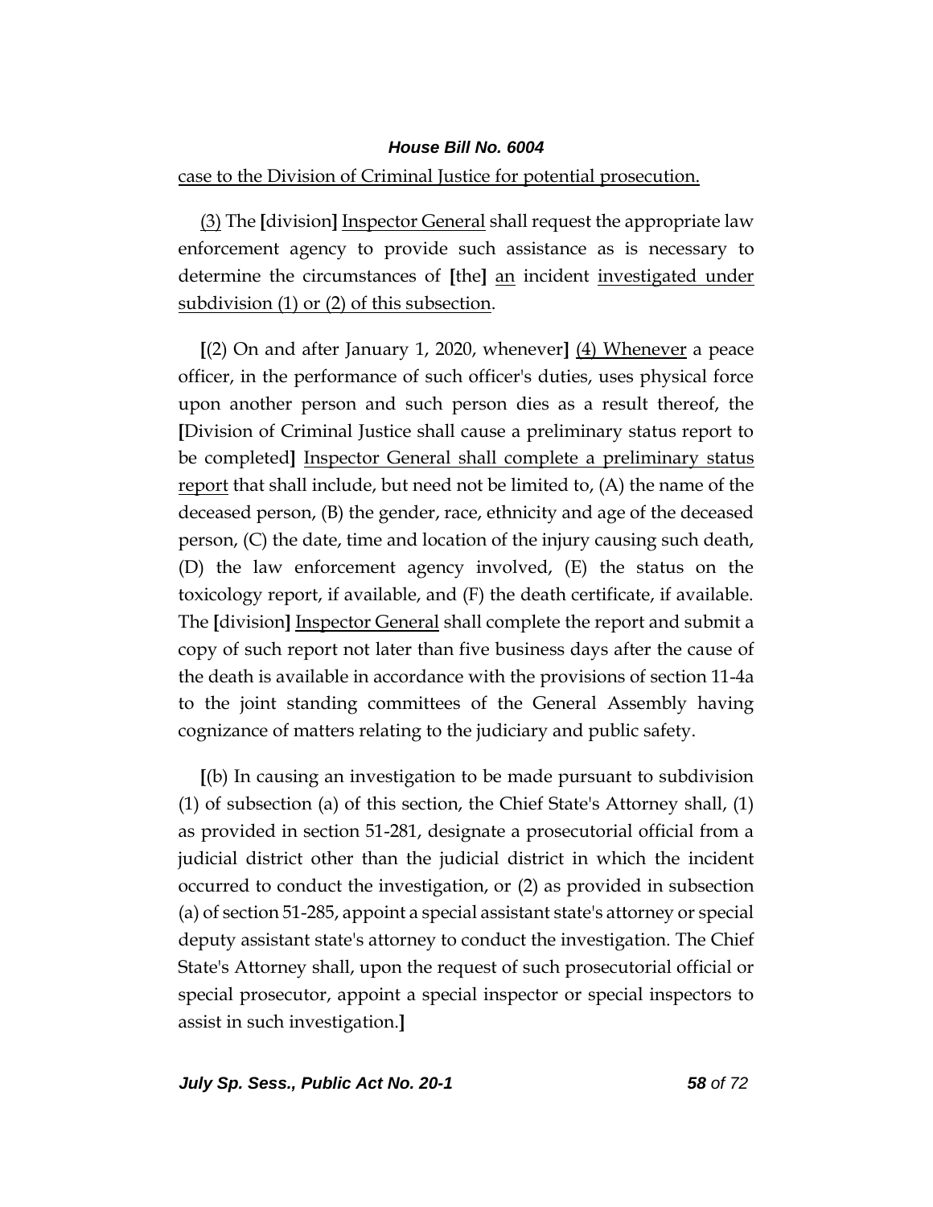case to the Division of Criminal Justice for potential prosecution.

(3) The [division] Inspector General shall request the appropriate law enforcement agency to provide such assistance as is necessary to determine the circumstances of [the] an incident investigated under subdivision (1) or (2) of this subsection.

[(2) On and after January 1, 2020, whenever] (4) Whenever a peace officer, in the performance of such officer's duties, uses physical force upon another person and such person dies as a result thereof, the [Division of Criminal Justice shall cause a preliminary status report to be completed] Inspector General shall complete a preliminary status report that shall include, but need not be limited to, (A) the name of the deceased person, (B) the gender, race, ethnicity and age of the deceased person, (C) the date, time and location of the injury causing such death, (D) the law enforcement agency involved, (E) the status on the toxicology report, if available, and (F) the death certificate, if available. The [division] Inspector General shall complete the report and submit a copy of such report not later than five business days after the cause of the death is available in accordance with the provisions of section 11-4a to the joint standing committees of the General Assembly having cognizance of matters relating to the judiciary and public safety.

[(b) In causing an investigation to be made pursuant to subdivision (1) of subsection (a) of this section, the Chief State's Attorney shall, (1) as provided in section 51-281, designate a prosecutorial official from a judicial district other than the judicial district in which the incident occurred to conduct the investigation, or (2) as provided in subsection (a) of section 51-285, appoint a special assistant state's attorney or special deputy assistant state's attorney to conduct the investigation. The Chief State's Attorney shall, upon the request of such prosecutorial official or special prosecutor, appoint a special inspector or special inspectors to assist in such investigation.]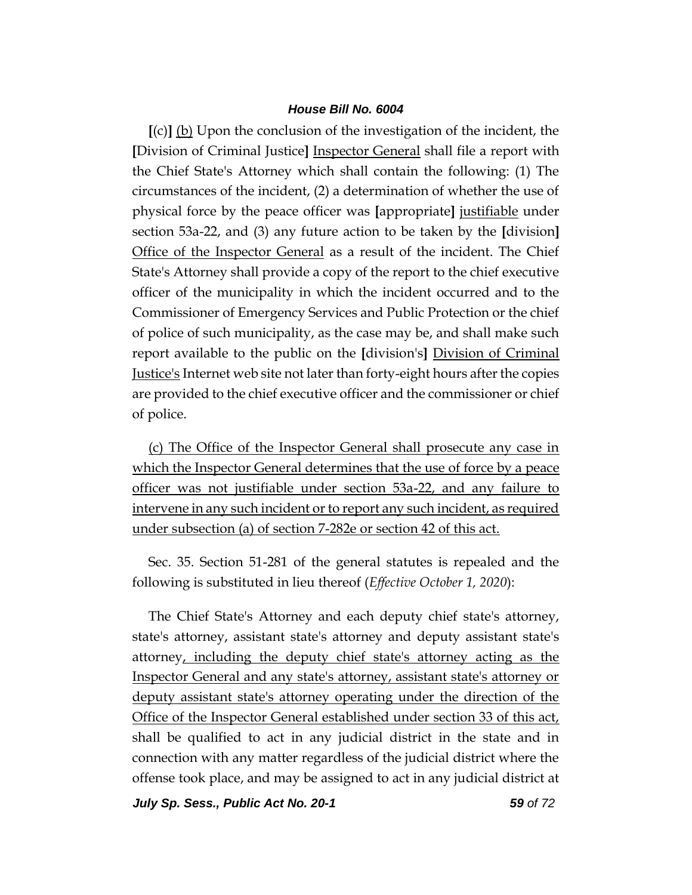[(c)] (b) Upon the conclusion of the investigation of the incident, the [Division of Criminal Justice] Inspector General shall file a report with the Chief State's Attorney which shall contain the following: (1) The circumstances of the incident, (2) a determination of whether the use of physical force by the peace officer was [appropriate] justifiable under section 53a-22, and (3) any future action to be taken by the [division] Office of the Inspector General as a result of the incident. The Chief State's Attorney shall provide a copy of the report to the chief executive officer of the municipality in which the incident occurred and to the Commissioner of Emergency Services and Public Protection or the chief of police of such municipality, as the case may be, and shall make such report available to the public on the [division's] Division of Criminal Justice's Internet web site not later than forty-eight hours after the copies are provided to the chief executive officer and the commissioner or chief of police.

(c) The Office of the Inspector General shall prosecute any case in which the Inspector General determines that the use of force by a peace officer was not justifiable under section 53a-22, and any failure to intervene in any such incident or to report any such incident, as required under subsection (a) of section 7-282e or section 42 of this act.

Sec. 35. Section 51-281 of the general statutes is repealed and the following is substituted in lieu thereof (*Effective October 1, 2020*):

The Chief State's Attorney and each deputy chief state's attorney, state's attorney, assistant state's attorney and deputy assistant state's attorney, including the deputy chief state's attorney acting as the Inspector General and any state's attorney, assistant state's attorney or deputy assistant state's attorney operating under the direction of the Office of the Inspector General established under section 33 of this act, shall be qualified to act in any judicial district in the state and in connection with any matter regardless of the judicial district where the offense took place, and may be assigned to act in any judicial district at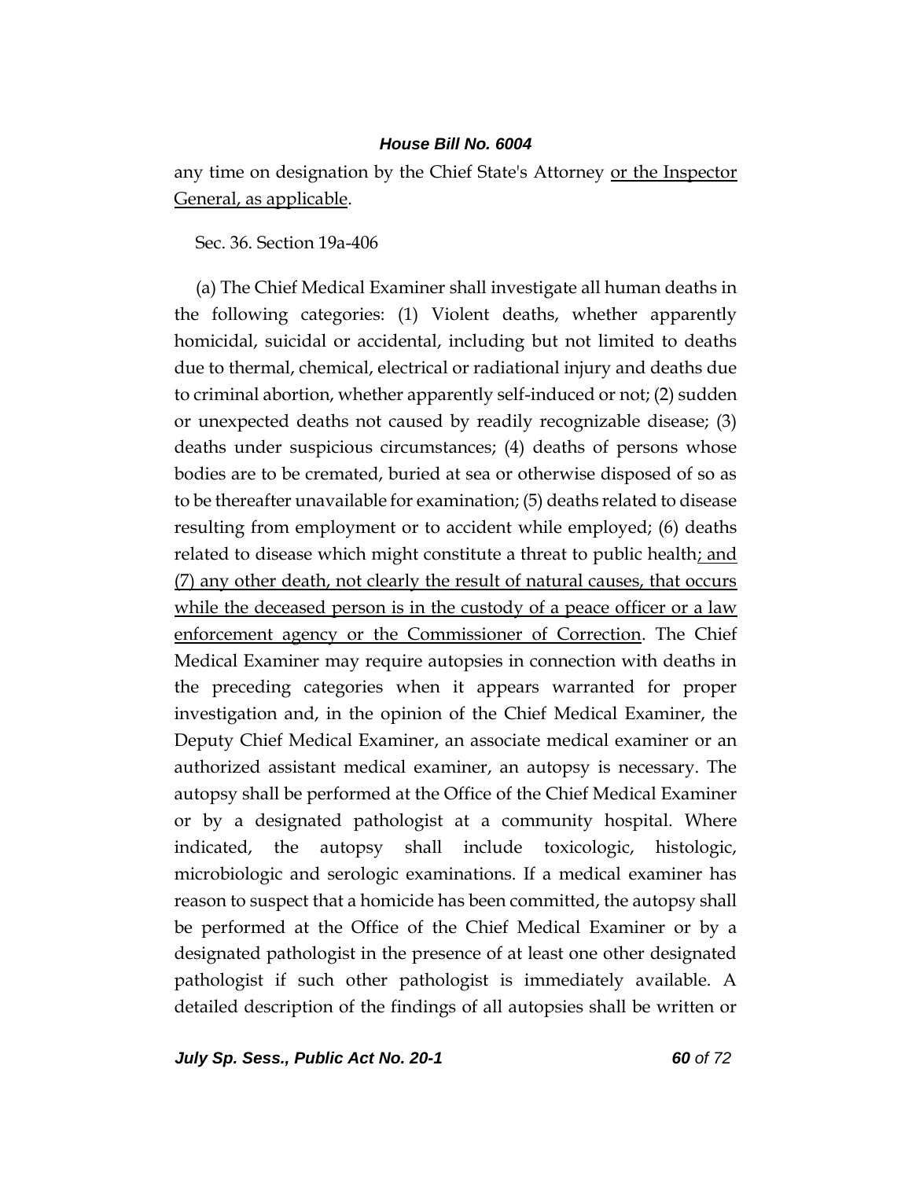any time on designation by the Chief State's Attorney <u>or the Inspector General, as applicable</u>.

Sec. 36. Section 19a-406

(a) The Chief Medical Examiner shall investigate all human deaths in the following categories: (1) Violent deaths, whether apparently homicidal, suicidal or accidental, including but not limited to deaths due to thermal, chemical, electrical or radiational injury and deaths due to criminal abortion, whether apparently self-induced or not; (2) sudden or unexpected deaths not caused by readily recognizable disease; (3) deaths under suspicious circumstances; (4) deaths of persons whose bodies are to be cremated, buried at sea or otherwise disposed of so as to be thereafter unavailable for examination; (5) deaths related to disease resulting from employment or to accident while employed; (6) deaths related to disease which might constitute a threat to public health<u>; and (7) any other death, not clearly the result of natural causes, that occurs while the deceased person is in the custody of a peace officer or a law enforcement agency or the Commissioner of Correction</u>. The Chief Medical Examiner may require autopsies in connection with deaths in the preceding categories when it appears warranted for proper investigation and, in the opinion of the Chief Medical Examiner, the Deputy Chief Medical Examiner, an associate medical examiner or an authorized assistant medical examiner, an autopsy is necessary. The autopsy shall be performed at the Office of the Chief Medical Examiner or by a designated pathologist at a community hospital. Where indicated, the autopsy shall include toxicologic, histologic, microbiologic and serologic examinations. If a medical examiner has reason to suspect that a homicide has been committed, the autopsy shall be performed at the Office of the Chief Medical Examiner or by a designated pathologist in the presence of at least one other designated pathologist if such other pathologist is immediately available. A detailed description of the findings of all autopsies shall be written or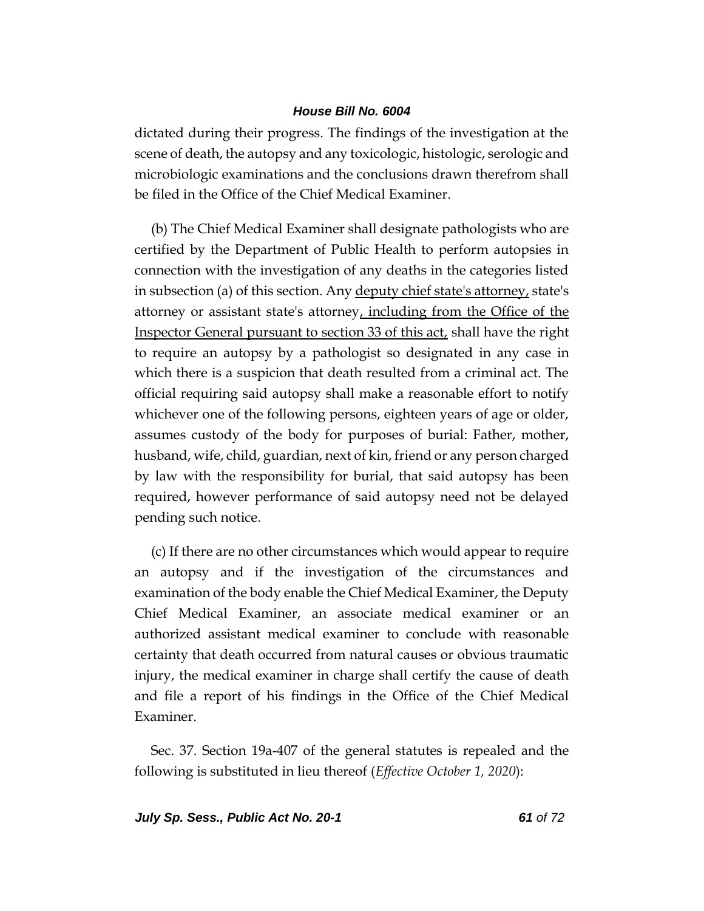dictated during their progress. The findings of the investigation at the scene of death, the autopsy and any toxicologic, histologic, serologic and microbiologic examinations and the conclusions drawn therefrom shall be filed in the Office of the Chief Medical Examiner.

(b) The Chief Medical Examiner shall designate pathologists who are certified by the Department of Public Health to perform autopsies in connection with the investigation of any deaths in the categories listed in subsection (a) of this section. Any <u>deputy chief state's attorney,</u> state's attorney or assistant state's attorney<u>, including from the Office of the Inspector General pursuant to section 33 of this act,</u> shall have the right to require an autopsy by a pathologist so designated in any case in which there is a suspicion that death resulted from a criminal act. The official requiring said autopsy shall make a reasonable effort to notify whichever one of the following persons, eighteen years of age or older, assumes custody of the body for purposes of burial: Father, mother, husband, wife, child, guardian, next of kin, friend or any person charged by law with the responsibility for burial, that said autopsy has been required, however performance of said autopsy need not be delayed pending such notice.

(c) If there are no other circumstances which would appear to require an autopsy and if the investigation of the circumstances and examination of the body enable the Chief Medical Examiner, the Deputy Chief Medical Examiner, an associate medical examiner or an authorized assistant medical examiner to conclude with reasonable certainty that death occurred from natural causes or obvious traumatic injury, the medical examiner in charge shall certify the cause of death and file a report of his findings in the Office of the Chief Medical Examiner.

Sec. 37. Section 19a-407 of the general statutes is repealed and the following is substituted in lieu thereof (*Effective October 1, 2020*):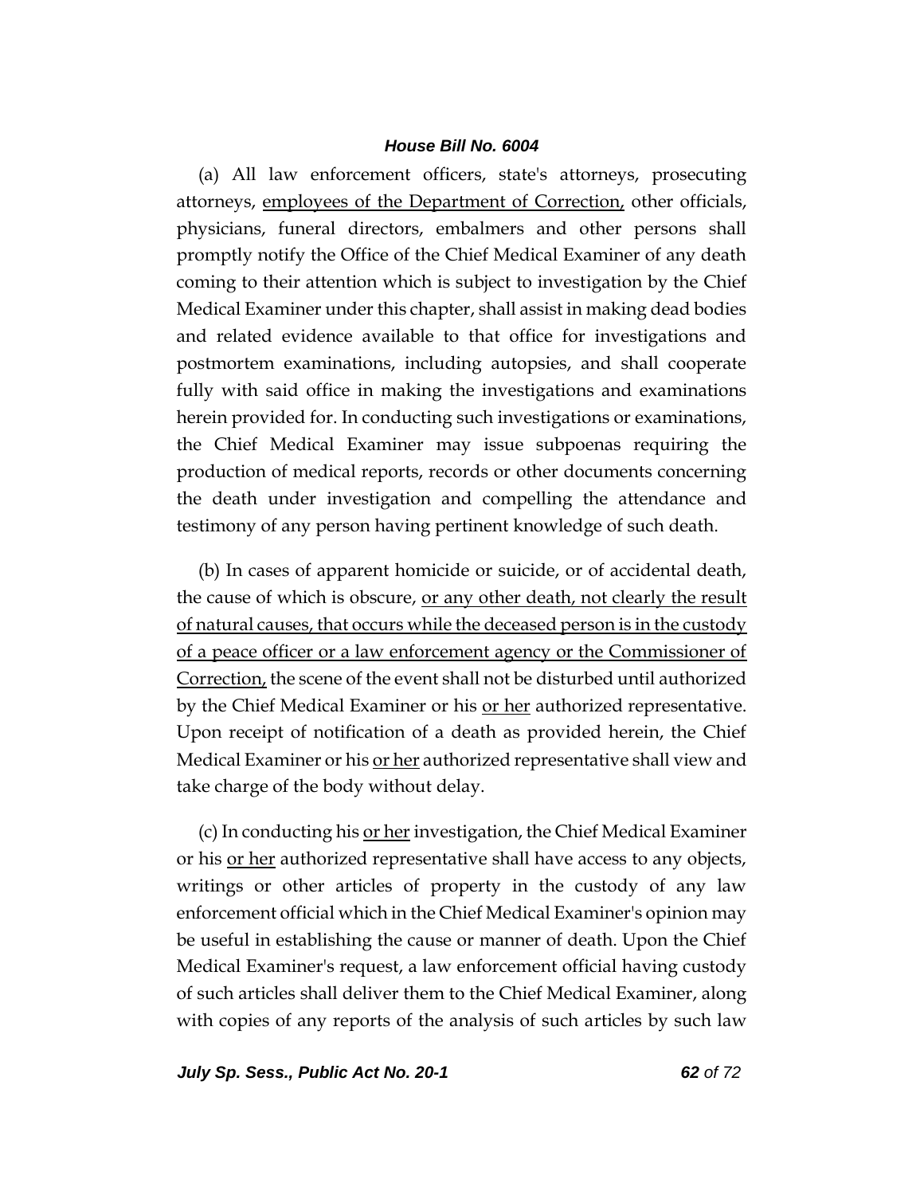(a) All law enforcement officers, state's attorneys, prosecuting attorneys, <u>employees of the Department of Correction,</u> other officials, physicians, funeral directors, embalmers and other persons shall promptly notify the Office of the Chief Medical Examiner of any death coming to their attention which is subject to investigation by the Chief Medical Examiner under this chapter, shall assist in making dead bodies and related evidence available to that office for investigations and postmortem examinations, including autopsies, and shall cooperate fully with said office in making the investigations and examinations herein provided for. In conducting such investigations or examinations, the Chief Medical Examiner may issue subpoenas requiring the production of medical reports, records or other documents concerning the death under investigation and compelling the attendance and testimony of any person having pertinent knowledge of such death.

(b) In cases of apparent homicide or suicide, or of accidental death, the cause of which is obscure, <u>or any other death, not clearly the result of natural causes, that occurs while the deceased person is in the custody of a peace officer or a law enforcement agency or the Commissioner of Correction,</u> the scene of the event shall not be disturbed until authorized by the Chief Medical Examiner or his <u>or her</u> authorized representative. Upon receipt of notification of a death as provided herein, the Chief Medical Examiner or his <u>or her</u> authorized representative shall view and take charge of the body without delay.

(c) In conducting his <u>or her</u> investigation, the Chief Medical Examiner or his <u>or her</u> authorized representative shall have access to any objects, writings or other articles of property in the custody of any law enforcement official which in the Chief Medical Examiner's opinion may be useful in establishing the cause or manner of death. Upon the Chief Medical Examiner's request, a law enforcement official having custody of such articles shall deliver them to the Chief Medical Examiner, along with copies of any reports of the analysis of such articles by such law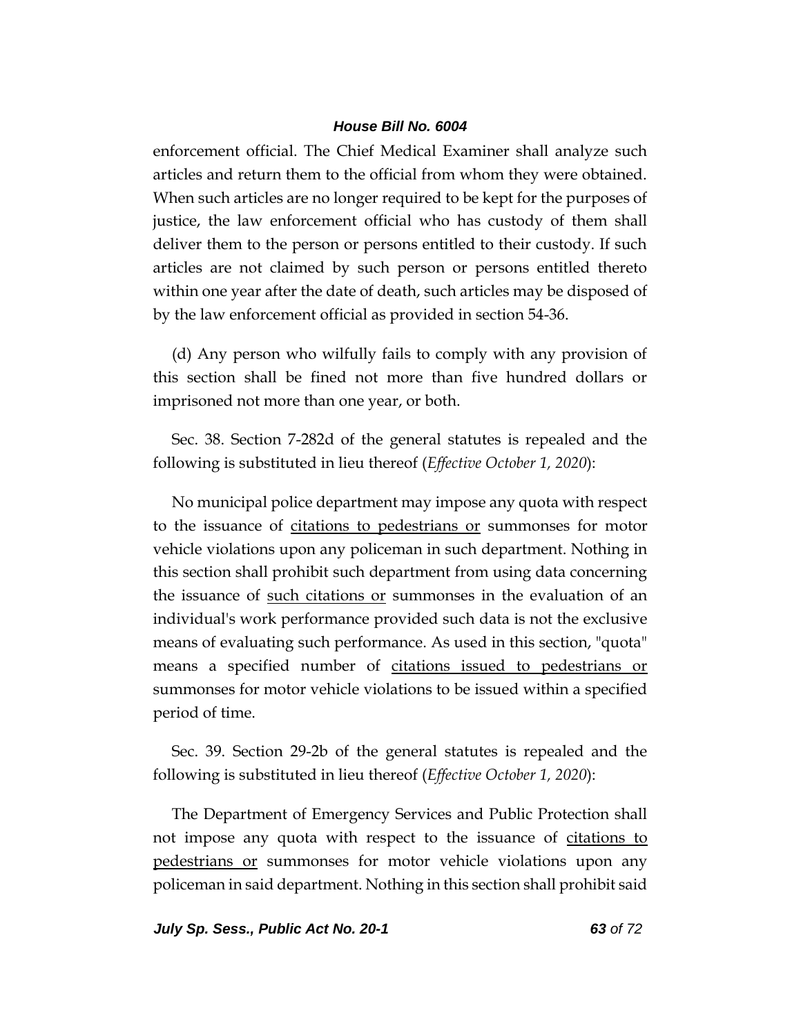enforcement official. The Chief Medical Examiner shall analyze such articles and return them to the official from whom they were obtained. When such articles are no longer required to be kept for the purposes of justice, the law enforcement official who has custody of them shall deliver them to the person or persons entitled to their custody. If such articles are not claimed by such person or persons entitled thereto within one year after the date of death, such articles may be disposed of by the law enforcement official as provided in section 54-36.

(d) Any person who wilfully fails to comply with any provision of this section shall be fined not more than five hundred dollars or imprisoned not more than one year, or both.

Sec. 38. Section 7-282d of the general statutes is repealed and the following is substituted in lieu thereof (*Effective October 1, 2020*):

No municipal police department may impose any quota with respect to the issuance of <u>citations to pedestrians or</u> summonses for motor vehicle violations upon any policeman in such department. Nothing in this section shall prohibit such department from using data concerning the issuance of <u>such citations or</u> summonses in the evaluation of an individual's work performance provided such data is not the exclusive means of evaluating such performance. As used in this section, "quota" means a specified number of <u>citations issued to pedestrians or</u> summonses for motor vehicle violations to be issued within a specified period of time.

Sec. 39. Section 29-2b of the general statutes is repealed and the following is substituted in lieu thereof (*Effective October 1, 2020*):

The Department of Emergency Services and Public Protection shall not impose any quota with respect to the issuance of <u>citations to pedestrians or</u> summonses for motor vehicle violations upon any policeman in said department. Nothing in this section shall prohibit said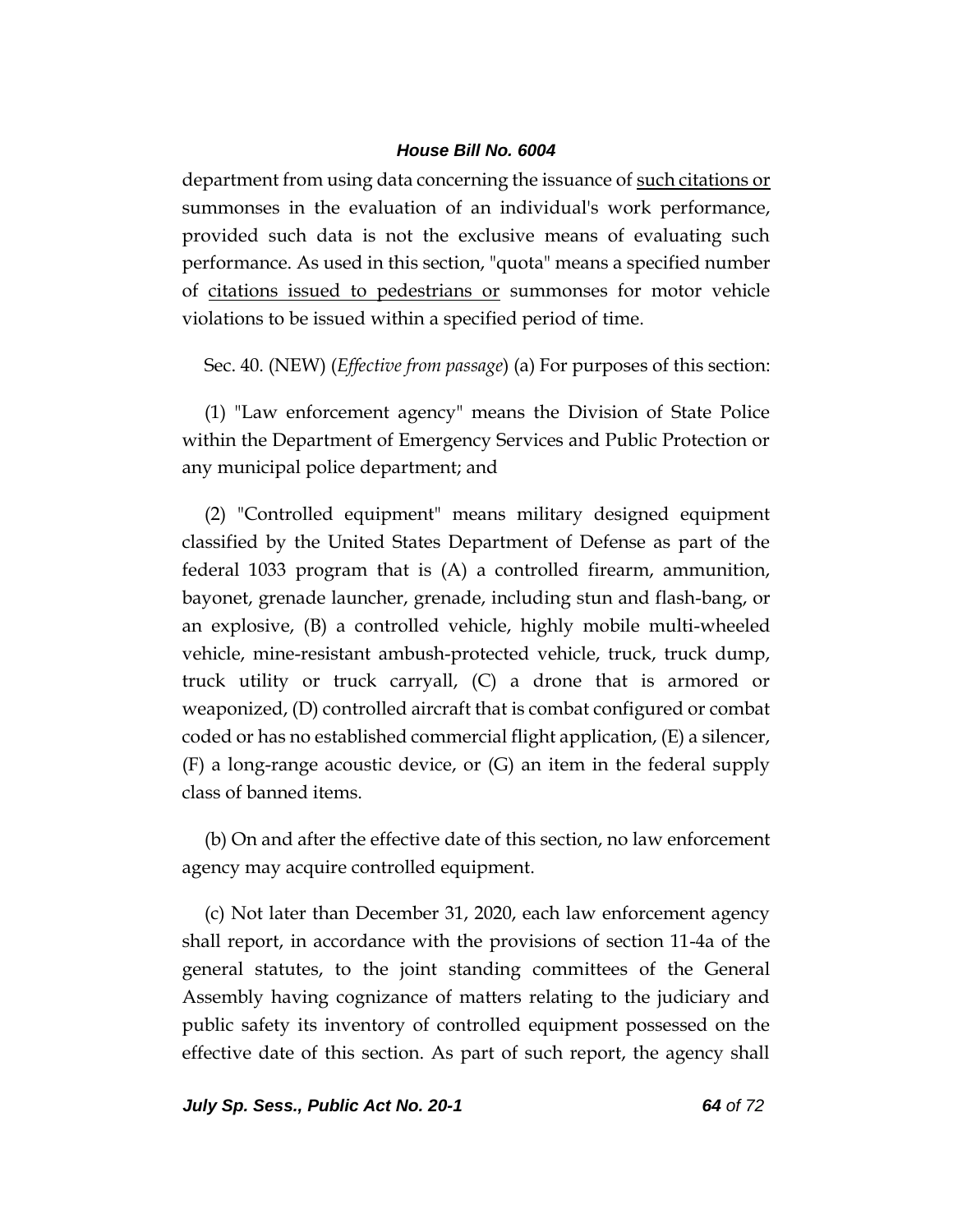department from using data concerning the issuance of <u>such citations or</u> summonses in the evaluation of an individual's work performance, provided such data is not the exclusive means of evaluating such performance. As used in this section, "quota" means a specified number of <u>citations issued to pedestrians or</u> summonses for motor vehicle violations to be issued within a specified period of time.

Sec. 40. (NEW) (*Effective from passage*) (a) For purposes of this section:

(1) "Law enforcement agency" means the Division of State Police within the Department of Emergency Services and Public Protection or any municipal police department; and

(2) "Controlled equipment" means military designed equipment classified by the United States Department of Defense as part of the federal 1033 program that is (A) a controlled firearm, ammunition, bayonet, grenade launcher, grenade, including stun and flash-bang, or an explosive, (B) a controlled vehicle, highly mobile multi-wheeled vehicle, mine-resistant ambush-protected vehicle, truck, truck dump, truck utility or truck carryall, (C) a drone that is armored or weaponized, (D) controlled aircraft that is combat configured or combat coded or has no established commercial flight application, (E) a silencer, (F) a long-range acoustic device, or (G) an item in the federal supply class of banned items.

(b) On and after the effective date of this section, no law enforcement agency may acquire controlled equipment.

(c) Not later than December 31, 2020, each law enforcement agency shall report, in accordance with the provisions of section 11-4a of the general statutes, to the joint standing committees of the General Assembly having cognizance of matters relating to the judiciary and public safety its inventory of controlled equipment possessed on the effective date of this section. As part of such report, the agency shall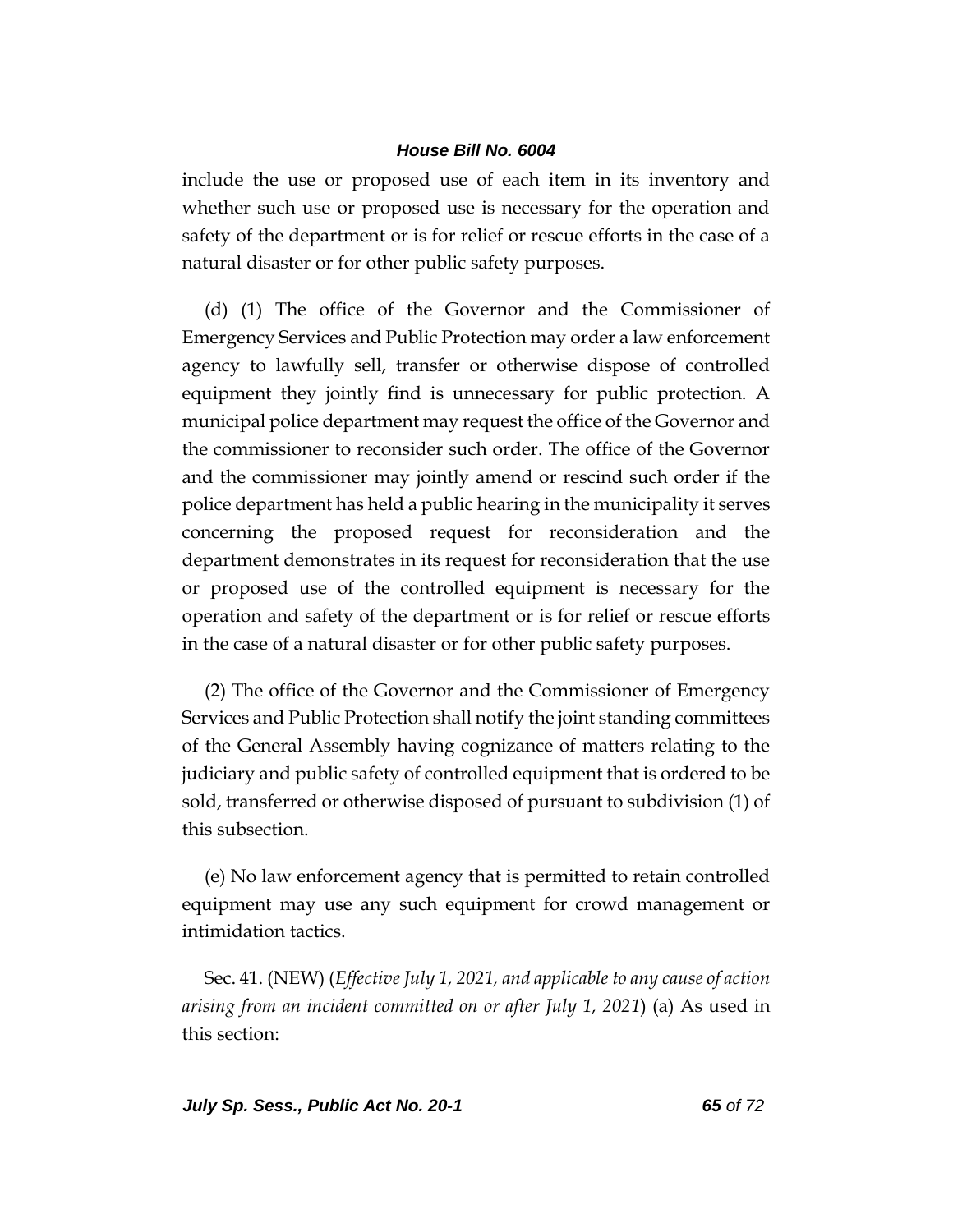include the use or proposed use of each item in its inventory and whether such use or proposed use is necessary for the operation and safety of the department or is for relief or rescue efforts in the case of a natural disaster or for other public safety purposes.

(d) (1) The office of the Governor and the Commissioner of Emergency Services and Public Protection may order a law enforcement agency to lawfully sell, transfer or otherwise dispose of controlled equipment they jointly find is unnecessary for public protection. A municipal police department may request the office of the Governor and the commissioner to reconsider such order. The office of the Governor and the commissioner may jointly amend or rescind such order if the police department has held a public hearing in the municipality it serves concerning the proposed request for reconsideration and the department demonstrates in its request for reconsideration that the use or proposed use of the controlled equipment is necessary for the operation and safety of the department or is for relief or rescue efforts in the case of a natural disaster or for other public safety purposes.

(2) The office of the Governor and the Commissioner of Emergency Services and Public Protection shall notify the joint standing committees of the General Assembly having cognizance of matters relating to the judiciary and public safety of controlled equipment that is ordered to be sold, transferred or otherwise disposed of pursuant to subdivision (1) of this subsection.

(e) No law enforcement agency that is permitted to retain controlled equipment may use any such equipment for crowd management or intimidation tactics.

Sec. 41. (NEW) (*Effective July 1, 2021, and applicable to any cause of action arising from an incident committed on or after July 1, 2021*) (a) As used in this section: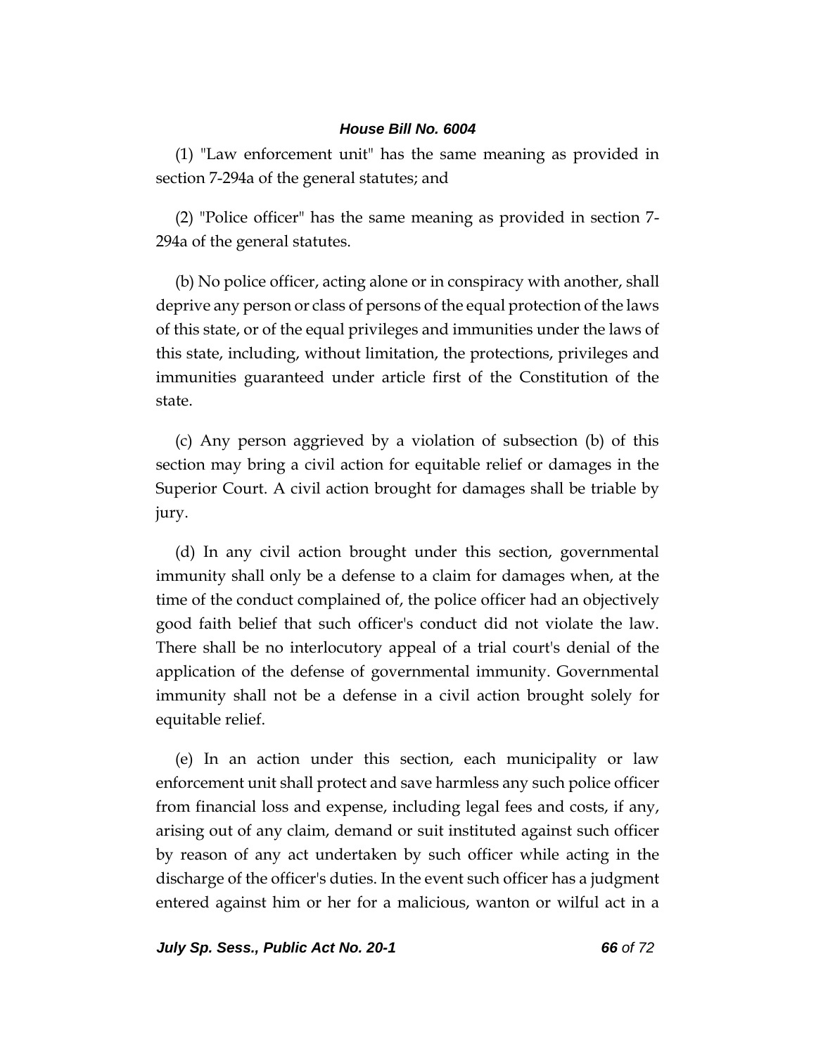(1) "Law enforcement unit" has the same meaning as provided in section 7-294a of the general statutes; and

(2) "Police officer" has the same meaning as provided in section 7-294a of the general statutes.

(b) No police officer, acting alone or in conspiracy with another, shall deprive any person or class of persons of the equal protection of the laws of this state, or of the equal privileges and immunities under the laws of this state, including, without limitation, the protections, privileges and immunities guaranteed under article first of the Constitution of the state.

(c) Any person aggrieved by a violation of subsection (b) of this section may bring a civil action for equitable relief or damages in the Superior Court. A civil action brought for damages shall be triable by jury.

(d) In any civil action brought under this section, governmental immunity shall only be a defense to a claim for damages when, at the time of the conduct complained of, the police officer had an objectively good faith belief that such officer's conduct did not violate the law. There shall be no interlocutory appeal of a trial court's denial of the application of the defense of governmental immunity. Governmental immunity shall not be a defense in a civil action brought solely for equitable relief.

(e) In an action under this section, each municipality or law enforcement unit shall protect and save harmless any such police officer from financial loss and expense, including legal fees and costs, if any, arising out of any claim, demand or suit instituted against such officer by reason of any act undertaken by such officer while acting in the discharge of the officer's duties. In the event such officer has a judgment entered against him or her for a malicious, wanton or wilful act in a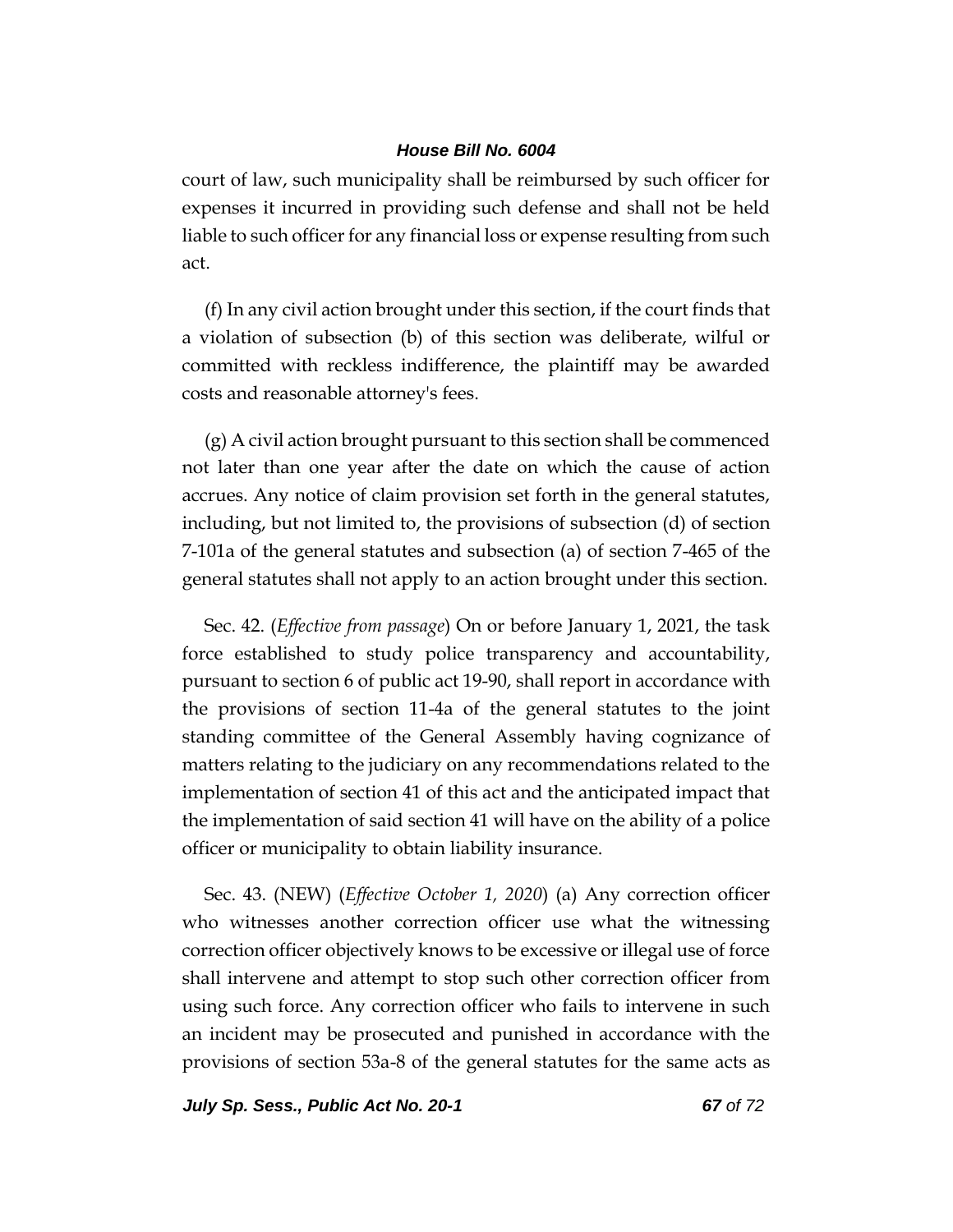court of law, such municipality shall be reimbursed by such officer for expenses it incurred in providing such defense and shall not be held liable to such officer for any financial loss or expense resulting from such act.

(f) In any civil action brought under this section, if the court finds that a violation of subsection (b) of this section was deliberate, wilful or committed with reckless indifference, the plaintiff may be awarded costs and reasonable attorney's fees.

(g) A civil action brought pursuant to this section shall be commenced not later than one year after the date on which the cause of action accrues. Any notice of claim provision set forth in the general statutes, including, but not limited to, the provisions of subsection (d) of section 7-101a of the general statutes and subsection (a) of section 7-465 of the general statutes shall not apply to an action brought under this section.

Sec. 42. (*Effective from passage*) On or before January 1, 2021, the task force established to study police transparency and accountability, pursuant to section 6 of public act 19-90, shall report in accordance with the provisions of section 11-4a of the general statutes to the joint standing committee of the General Assembly having cognizance of matters relating to the judiciary on any recommendations related to the implementation of section 41 of this act and the anticipated impact that the implementation of said section 41 will have on the ability of a police officer or municipality to obtain liability insurance.

Sec. 43. (NEW) (*Effective October 1, 2020*) (a) Any correction officer who witnesses another correction officer use what the witnessing correction officer objectively knows to be excessive or illegal use of force shall intervene and attempt to stop such other correction officer from using such force. Any correction officer who fails to intervene in such an incident may be prosecuted and punished in accordance with the provisions of section 53a-8 of the general statutes for the same acts as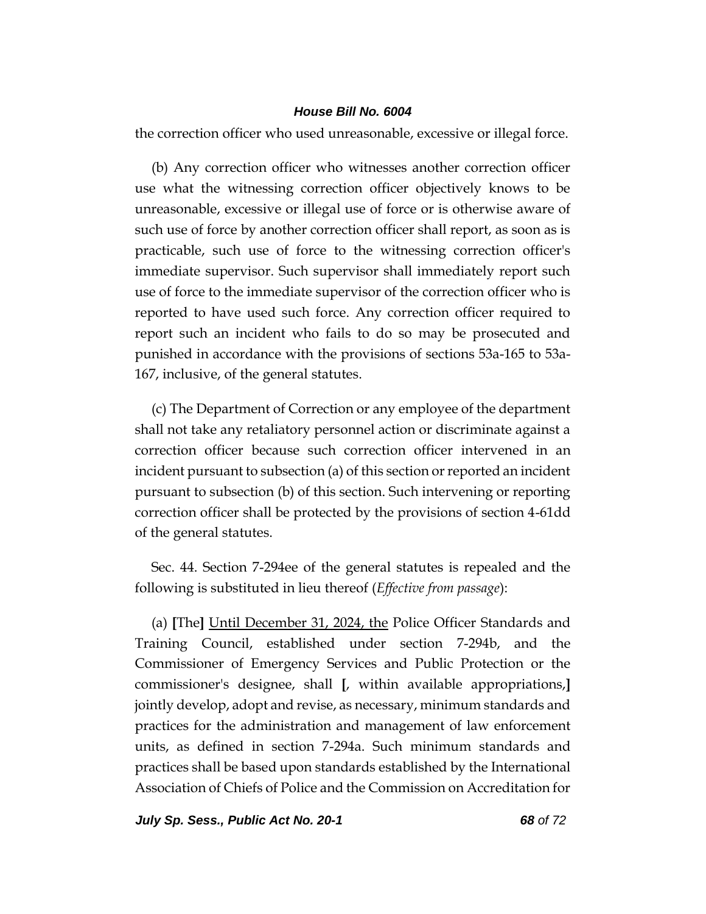the correction officer who used unreasonable, excessive or illegal force.

(b) Any correction officer who witnesses another correction officer use what the witnessing correction officer objectively knows to be unreasonable, excessive or illegal use of force or is otherwise aware of such use of force by another correction officer shall report, as soon as is practicable, such use of force to the witnessing correction officer's immediate supervisor. Such supervisor shall immediately report such use of force to the immediate supervisor of the correction officer who is reported to have used such force. Any correction officer required to report such an incident who fails to do so may be prosecuted and punished in accordance with the provisions of sections 53a-165 to 53a-167, inclusive, of the general statutes.

(c) The Department of Correction or any employee of the department shall not take any retaliatory personnel action or discriminate against a correction officer because such correction officer intervened in an incident pursuant to subsection (a) of this section or reported an incident pursuant to subsection (b) of this section. Such intervening or reporting correction officer shall be protected by the provisions of section 4-61dd of the general statutes.

Sec. 44. Section 7-294ee of the general statutes is repealed and the following is substituted in lieu thereof (*Effective from passage*):

(a) **[**The**]** <u>Until December 31, 2024, the</u> Police Officer Standards and Training Council, established under section 7-294b, and the Commissioner of Emergency Services and Public Protection or the commissioner's designee, shall **[**, within available appropriations,**]** jointly develop, adopt and revise, as necessary, minimum standards and practices for the administration and management of law enforcement units, as defined in section 7-294a. Such minimum standards and practices shall be based upon standards established by the International Association of Chiefs of Police and the Commission on Accreditation for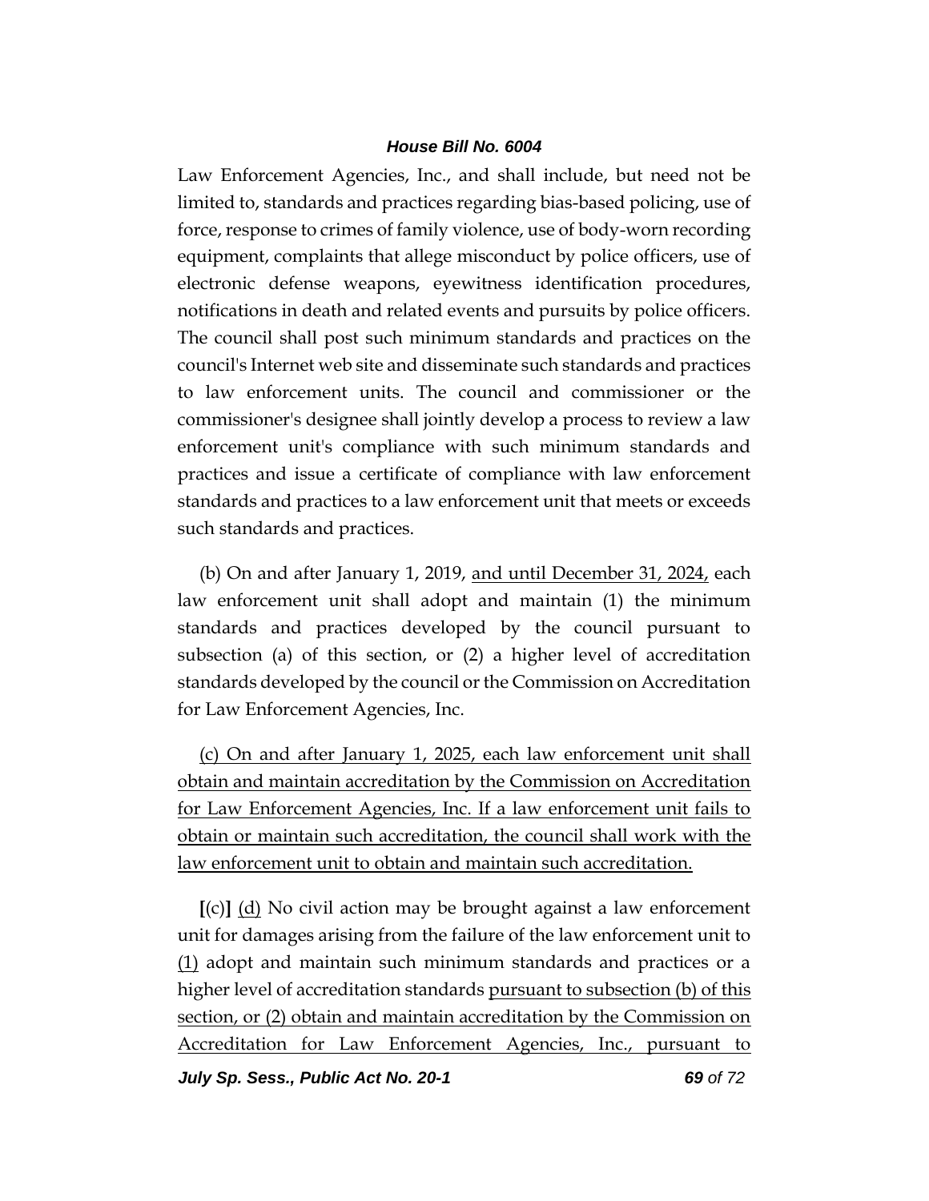Law Enforcement Agencies, Inc., and shall include, but need not be limited to, standards and practices regarding bias-based policing, use of force, response to crimes of family violence, use of body-worn recording equipment, complaints that allege misconduct by police officers, use of electronic defense weapons, eyewitness identification procedures, notifications in death and related events and pursuits by police officers. The council shall post such minimum standards and practices on the council's Internet web site and disseminate such standards and practices to law enforcement units. The council and commissioner or the commissioner's designee shall jointly develop a process to review a law enforcement unit's compliance with such minimum standards and practices and issue a certificate of compliance with law enforcement standards and practices to a law enforcement unit that meets or exceeds such standards and practices.

(b) On and after January 1, 2019, <u>and until December 31, 2024,</u> each law enforcement unit shall adopt and maintain (1) the minimum standards and practices developed by the council pursuant to subsection (a) of this section, or (2) a higher level of accreditation standards developed by the council or the Commission on Accreditation for Law Enforcement Agencies, Inc.

<u>(c) On and after January 1, 2025, each law enforcement unit shall obtain and maintain accreditation by the Commission on Accreditation for Law Enforcement Agencies, Inc. If a law enforcement unit fails to obtain or maintain such accreditation, the council shall work with the law enforcement unit to obtain and maintain such accreditation.</u>

**[**(c)**]** <u>(d)</u> No civil action may be brought against a law enforcement unit for damages arising from the failure of the law enforcement unit to <u>(1)</u> adopt and maintain such minimum standards and practices or a higher level of accreditation standards <u>pursuant to subsection (b) of this section, or (2) obtain and maintain accreditation by the Commission on Accreditation for Law Enforcement Agencies, Inc., pursuant to</u>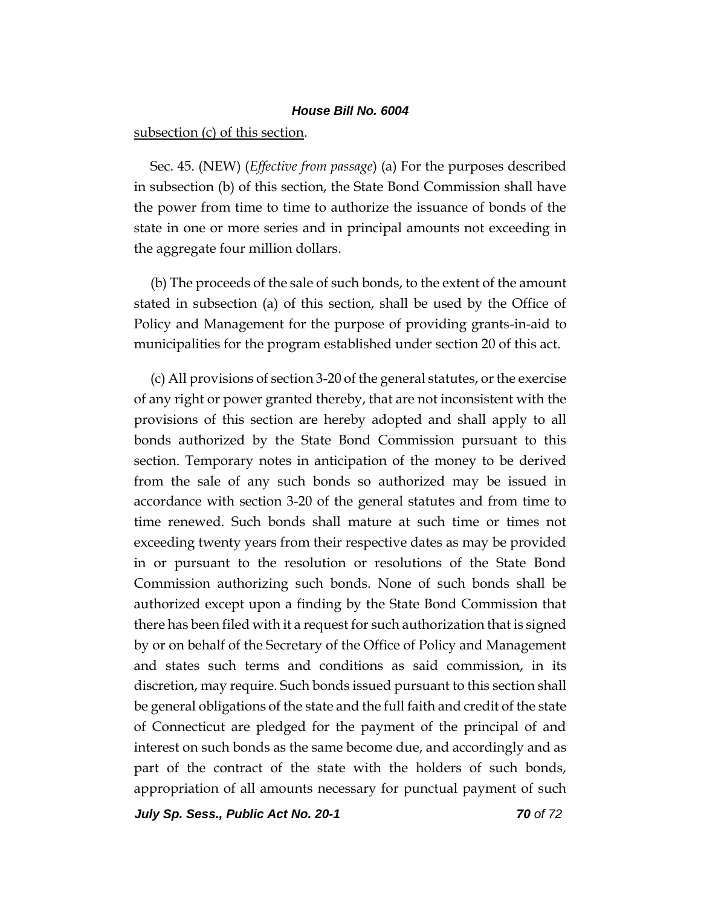subsection (c) of this section.

Sec. 45. (NEW) (*Effective from passage*) (a) For the purposes described in subsection (b) of this section, the State Bond Commission shall have the power from time to time to authorize the issuance of bonds of the state in one or more series and in principal amounts not exceeding in the aggregate four million dollars.

(b) The proceeds of the sale of such bonds, to the extent of the amount stated in subsection (a) of this section, shall be used by the Office of Policy and Management for the purpose of providing grants-in-aid to municipalities for the program established under section 20 of this act.

(c) All provisions of section 3-20 of the general statutes, or the exercise of any right or power granted thereby, that are not inconsistent with the provisions of this section are hereby adopted and shall apply to all bonds authorized by the State Bond Commission pursuant to this section. Temporary notes in anticipation of the money to be derived from the sale of any such bonds so authorized may be issued in accordance with section 3-20 of the general statutes and from time to time renewed. Such bonds shall mature at such time or times not exceeding twenty years from their respective dates as may be provided in or pursuant to the resolution or resolutions of the State Bond Commission authorizing such bonds. None of such bonds shall be authorized except upon a finding by the State Bond Commission that there has been filed with it a request for such authorization that is signed by or on behalf of the Secretary of the Office of Policy and Management and states such terms and conditions as said commission, in its discretion, may require. Such bonds issued pursuant to this section shall be general obligations of the state and the full faith and credit of the state of Connecticut are pledged for the payment of the principal of and interest on such bonds as the same become due, and accordingly and as part of the contract of the state with the holders of such bonds, appropriation of all amounts necessary for punctual payment of such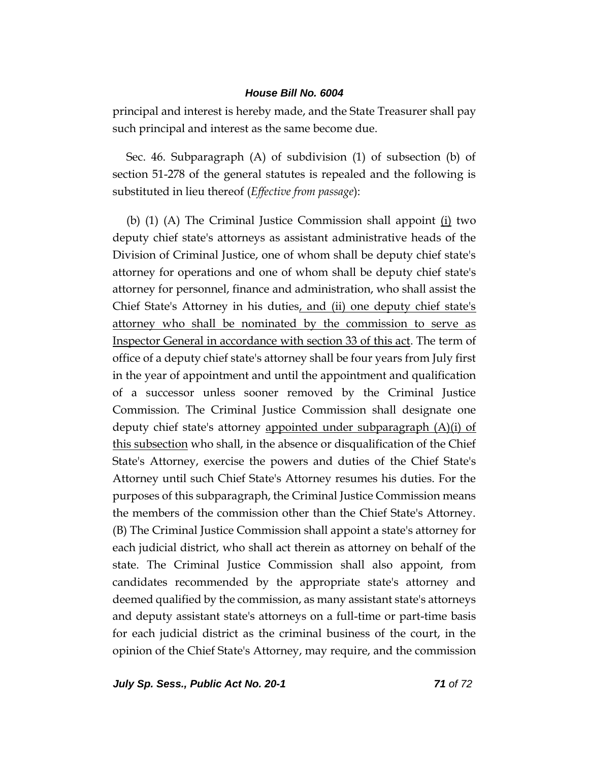principal and interest is hereby made, and the State Treasurer shall pay such principal and interest as the same become due.

Sec. 46. Subparagraph (A) of subdivision (1) of subsection (b) of section 51-278 of the general statutes is repealed and the following is substituted in lieu thereof (*Effective from passage*):

(b) (1) (A) The Criminal Justice Commission shall appoint <u>(i)</u> two deputy chief state's attorneys as assistant administrative heads of the Division of Criminal Justice, one of whom shall be deputy chief state's attorney for operations and one of whom shall be deputy chief state's attorney for personnel, finance and administration, who shall assist the Chief State's Attorney in his duties<u>, and (ii) one deputy chief state's attorney who shall be nominated by the commission to serve as Inspector General in accordance with section 33 of this act</u>. The term of office of a deputy chief state's attorney shall be four years from July first in the year of appointment and until the appointment and qualification of a successor unless sooner removed by the Criminal Justice Commission. The Criminal Justice Commission shall designate one deputy chief state's attorney <u>appointed under subparagraph (A)(i) of this subsection</u> who shall, in the absence or disqualification of the Chief State's Attorney, exercise the powers and duties of the Chief State's Attorney until such Chief State's Attorney resumes his duties. For the purposes of this subparagraph, the Criminal Justice Commission means the members of the commission other than the Chief State's Attorney. (B) The Criminal Justice Commission shall appoint a state's attorney for each judicial district, who shall act therein as attorney on behalf of the state. The Criminal Justice Commission shall also appoint, from candidates recommended by the appropriate state's attorney and deemed qualified by the commission, as many assistant state's attorneys and deputy assistant state's attorneys on a full-time or part-time basis for each judicial district as the criminal business of the court, in the opinion of the Chief State's Attorney, may require, and the commission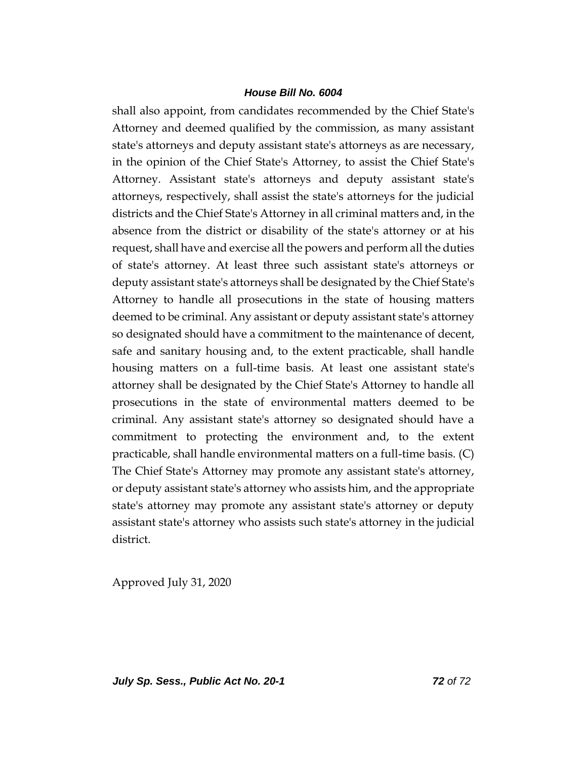shall also appoint, from candidates recommended by the Chief State's Attorney and deemed qualified by the commission, as many assistant state's attorneys and deputy assistant state's attorneys as are necessary, in the opinion of the Chief State's Attorney, to assist the Chief State's Attorney. Assistant state's attorneys and deputy assistant state's attorneys, respectively, shall assist the state's attorneys for the judicial districts and the Chief State's Attorney in all criminal matters and, in the absence from the district or disability of the state's attorney or at his request, shall have and exercise all the powers and perform all the duties of state's attorney. At least three such assistant state's attorneys or deputy assistant state's attorneys shall be designated by the Chief State's Attorney to handle all prosecutions in the state of housing matters deemed to be criminal. Any assistant or deputy assistant state's attorney so designated should have a commitment to the maintenance of decent, safe and sanitary housing and, to the extent practicable, shall handle housing matters on a full-time basis. At least one assistant state's attorney shall be designated by the Chief State's Attorney to handle all prosecutions in the state of environmental matters deemed to be criminal. Any assistant state's attorney so designated should have a commitment to protecting the environment and, to the extent practicable, shall handle environmental matters on a full-time basis. (C) The Chief State's Attorney may promote any assistant state's attorney, or deputy assistant state's attorney who assists him, and the appropriate state's attorney may promote any assistant state's attorney or deputy assistant state's attorney who assists such state's attorney in the judicial district.

Approved July 31, 2020